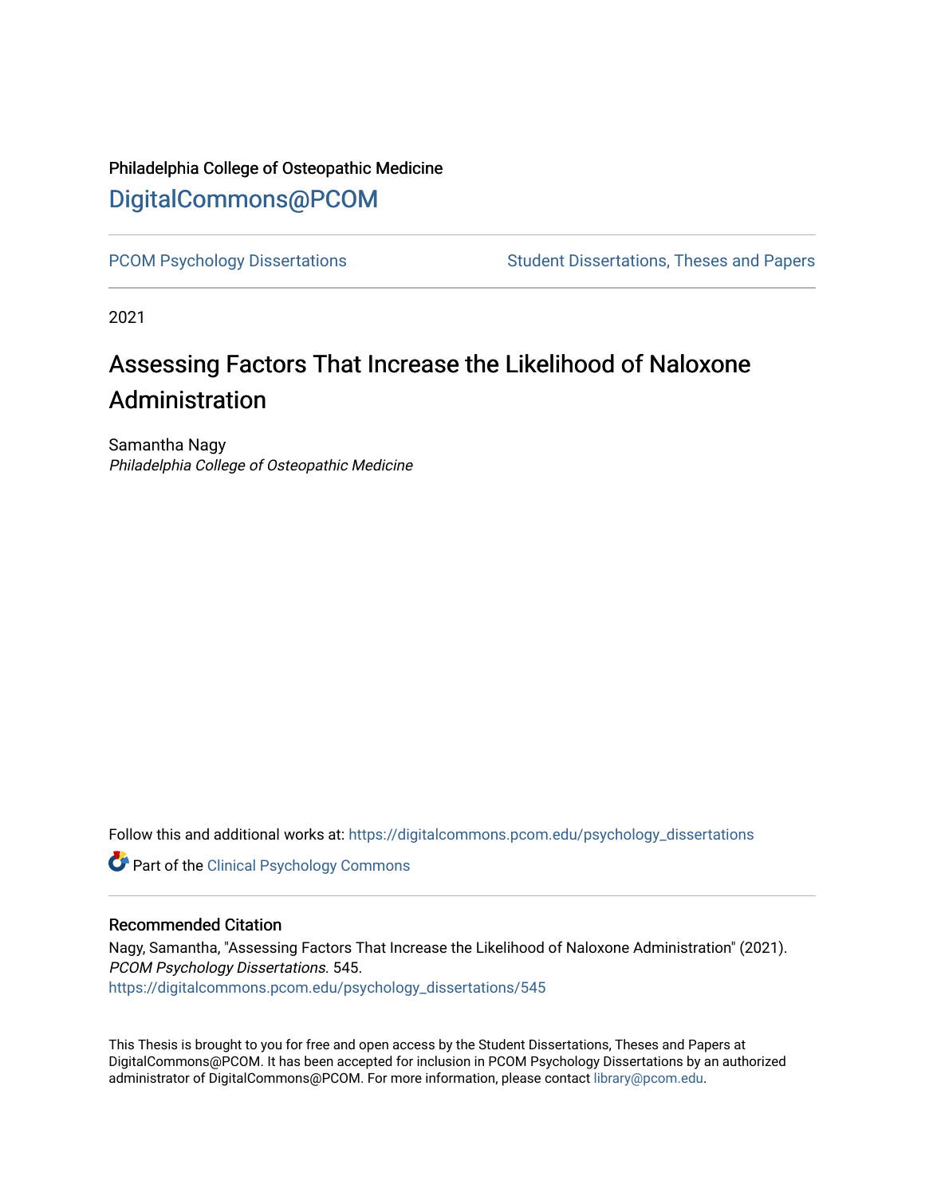Philadelphia College of Osteopathic Medicine

# DigitalCommons@PCOM

PCOM Psychology Dissertations | Student Dissertations, Theses and Papers

2021

# Assessing Factors That Increase the Likelihood of Naloxone Administration

Samantha Nagy
*Philadelphia College of Osteopathic Medicine*

Follow this and additional works at: https://digitalcommons.pcom.edu/psychology_dissertations

Part of the Clinical Psychology Commons

## Recommended Citation

Nagy, Samantha, "Assessing Factors That Increase the Likelihood of Naloxone Administration" (2021). *PCOM Psychology Dissertations*. 545.
https://digitalcommons.pcom.edu/psychology_dissertations/545

This Thesis is brought to you for free and open access by the Student Dissertations, Theses and Papers at DigitalCommons@PCOM. It has been accepted for inclusion in PCOM Psychology Dissertations by an authorized administrator of DigitalCommons@PCOM. For more information, please contact library@pcom.edu.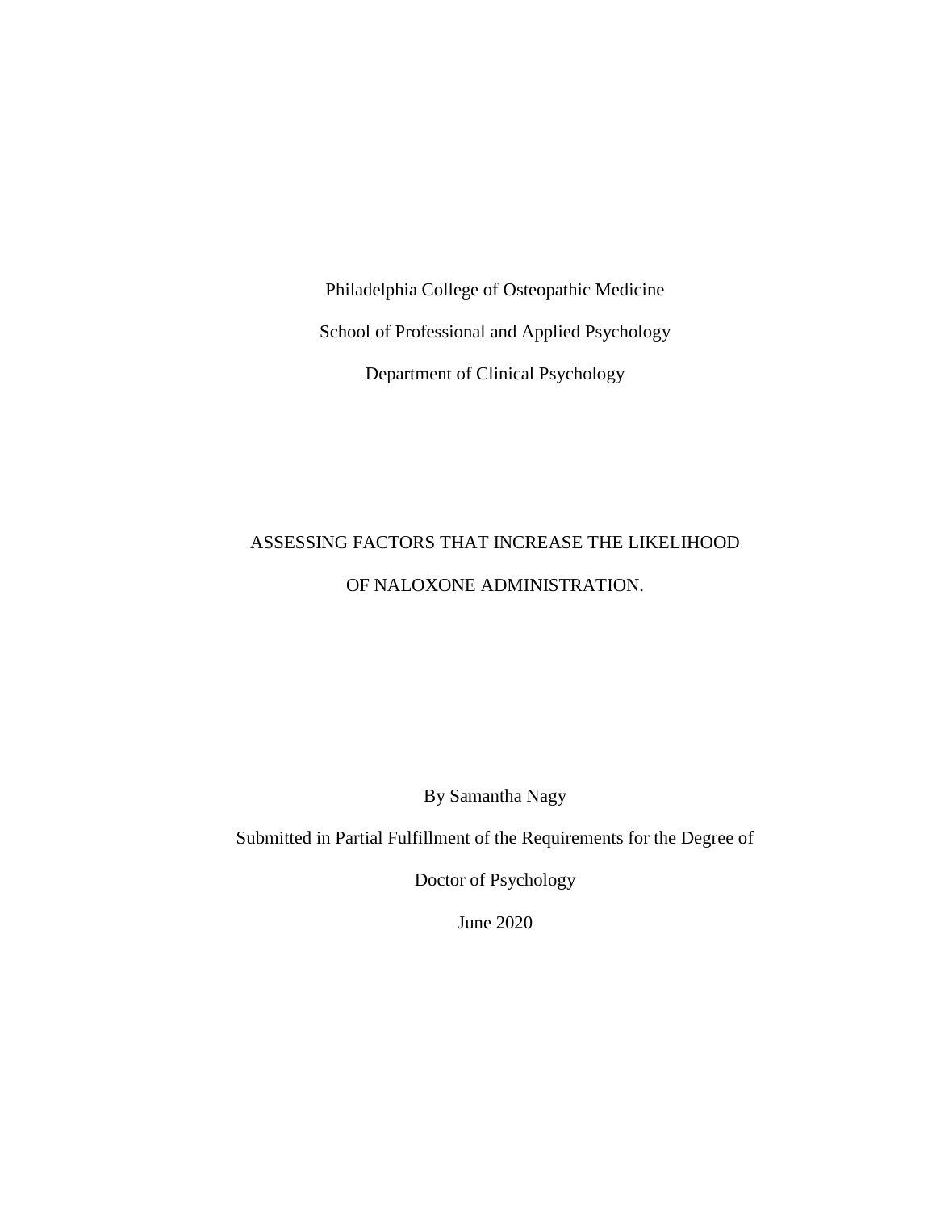Philadelphia College of Osteopathic Medicine

School of Professional and Applied Psychology

Department of Clinical Psychology

# ASSESSING FACTORS THAT INCREASE THE LIKELIHOOD OF NALOXONE ADMINISTRATION.

By Samantha Nagy

Submitted in Partial Fulfillment of the Requirements for the Degree of

Doctor of Psychology

June 2020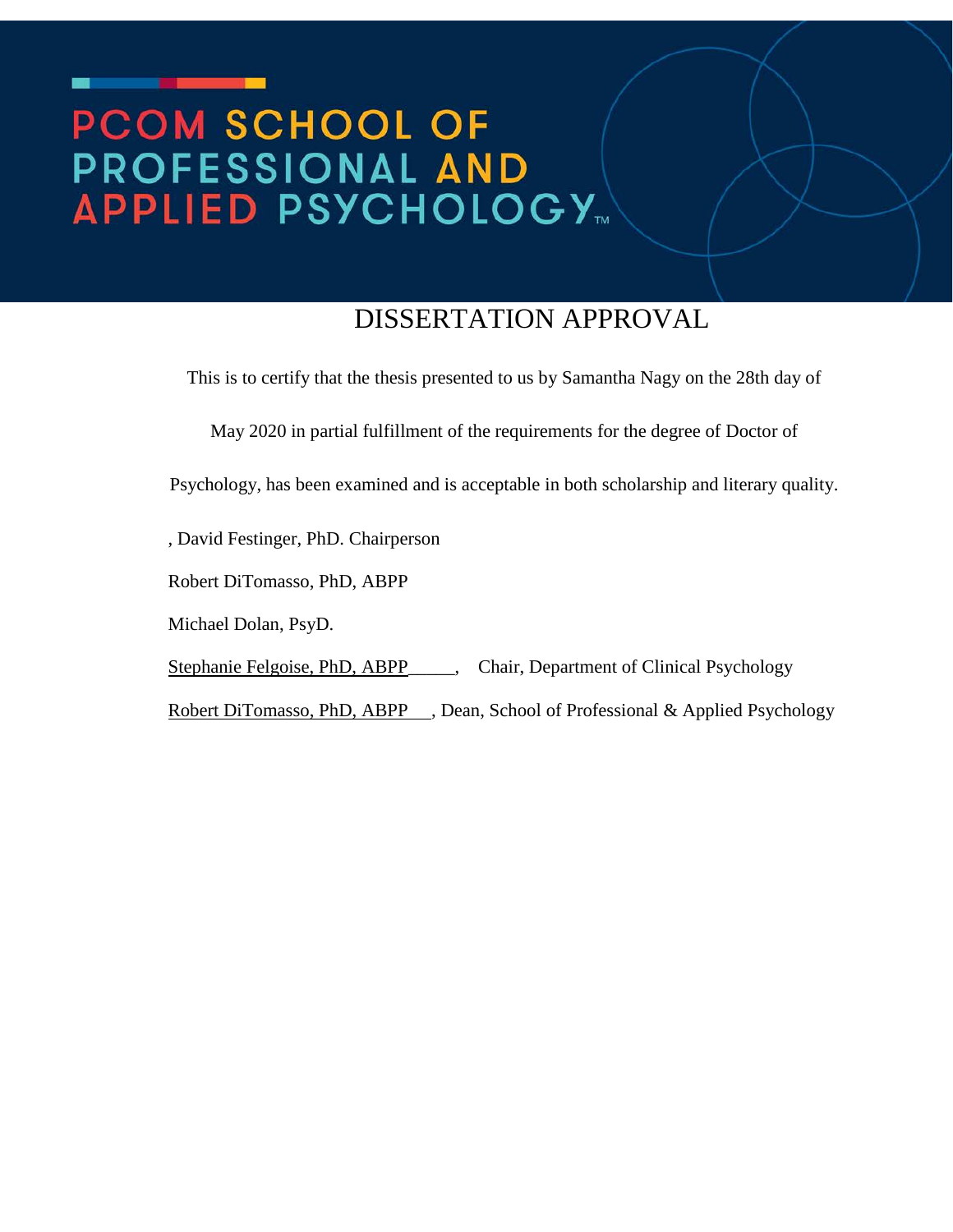# PCOM SCHOOL OF PROFESSIONAL AND APPLIED PSYCHOLOGY™

## DISSERTATION APPROVAL

This is to certify that the thesis presented to us by Samantha Nagy on the 28th day of May 2020 in partial fulfillment of the requirements for the degree of Doctor of Psychology, has been examined and is acceptable in both scholarship and literary quality.

, David Festinger, PhD. Chairperson

Robert DiTomasso, PhD, ABPP

Michael Dolan, PsyD.

Stephanie Felgoise, PhD, ABPP_____, Chair, Department of Clinical Psychology

Robert DiTomasso, PhD, ABPP___, Dean, School of Professional & Applied Psychology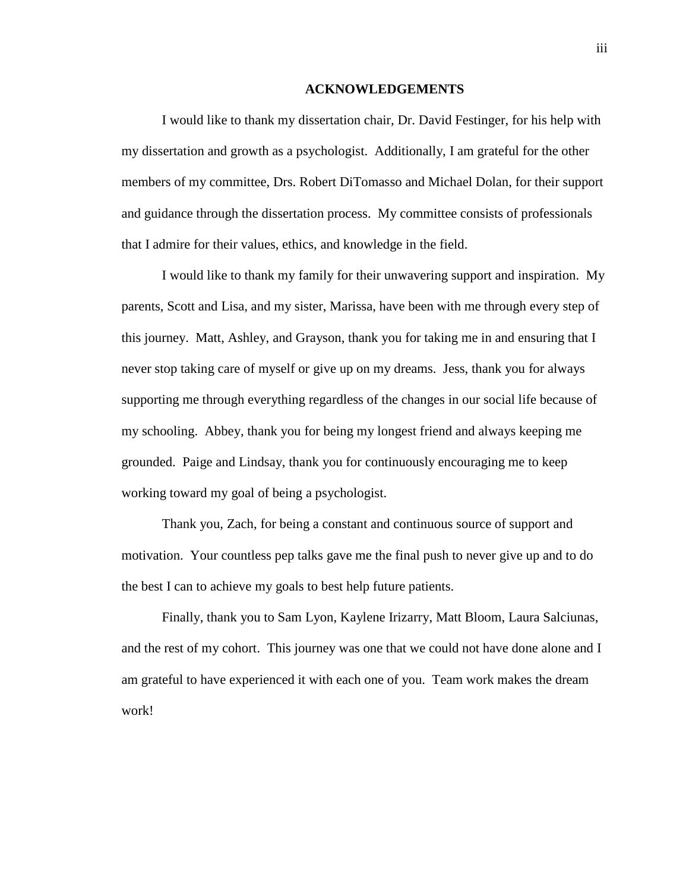## ACKNOWLEDGEMENTS

I would like to thank my dissertation chair, Dr. David Festinger, for his help with my dissertation and growth as a psychologist. Additionally, I am grateful for the other members of my committee, Drs. Robert DiTomasso and Michael Dolan, for their support and guidance through the dissertation process. My committee consists of professionals that I admire for their values, ethics, and knowledge in the field.

I would like to thank my family for their unwavering support and inspiration. My parents, Scott and Lisa, and my sister, Marissa, have been with me through every step of this journey. Matt, Ashley, and Grayson, thank you for taking me in and ensuring that I never stop taking care of myself or give up on my dreams. Jess, thank you for always supporting me through everything regardless of the changes in our social life because of my schooling. Abbey, thank you for being my longest friend and always keeping me grounded. Paige and Lindsay, thank you for continuously encouraging me to keep working toward my goal of being a psychologist.

Thank you, Zach, for being a constant and continuous source of support and motivation. Your countless pep talks gave me the final push to never give up and to do the best I can to achieve my goals to best help future patients.

Finally, thank you to Sam Lyon, Kaylene Irizarry, Matt Bloom, Laura Salciunas, and the rest of my cohort. This journey was one that we could not have done alone and I am grateful to have experienced it with each one of you. Team work makes the dream work!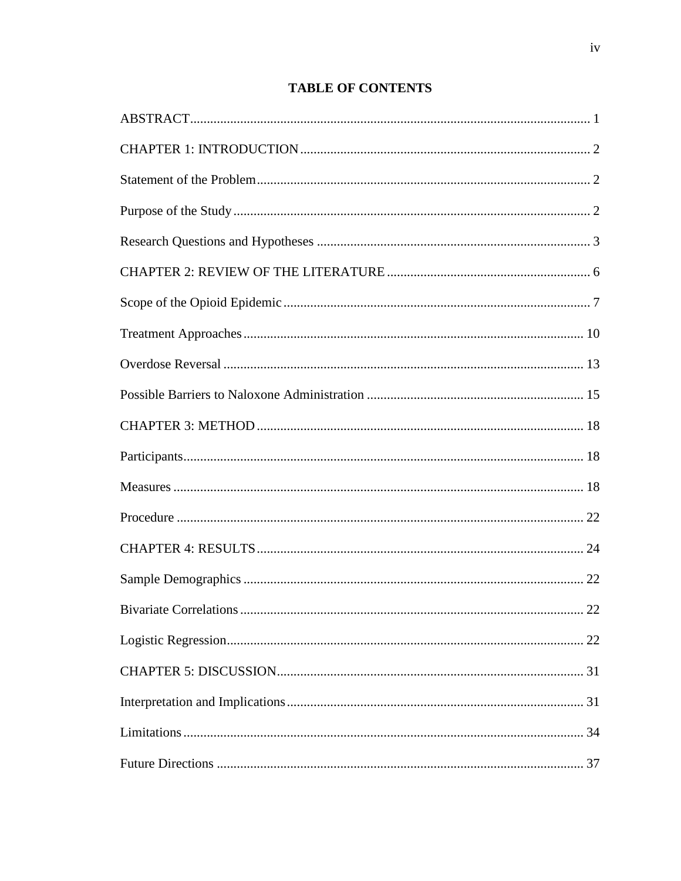## TABLE OF CONTENTS

ABSTRACT........................................................................................................................ 1

CHAPTER 1: INTRODUCTION...................................................................................... 2

Statement of the Problem................................................................................................... 2

Purpose of the Study.......................................................................................................... 2

Research Questions and Hypotheses ................................................................................. 3

CHAPTER 2: REVIEW OF THE LITERATURE ............................................................ 6

Scope of the Opioid Epidemic........................................................................................... 7

Treatment Approaches...................................................................................................... 10

Overdose Reversal ............................................................................................................ 13

Possible Barriers to Naloxone Administration ................................................................. 15

CHAPTER 3: METHOD.................................................................................................. 18

Participants........................................................................................................................ 18

Measures ........................................................................................................................... 18

Procedure .......................................................................................................................... 22

CHAPTER 4: RESULTS.................................................................................................. 24

Sample Demographics ...................................................................................................... 22

Bivariate Correlations....................................................................................................... 22

Logistic Regression........................................................................................................... 22

CHAPTER 5: DISCUSSION............................................................................................ 31

Interpretation and Implications......................................................................................... 31

Limitations........................................................................................................................ 34

Future Directions .............................................................................................................. 37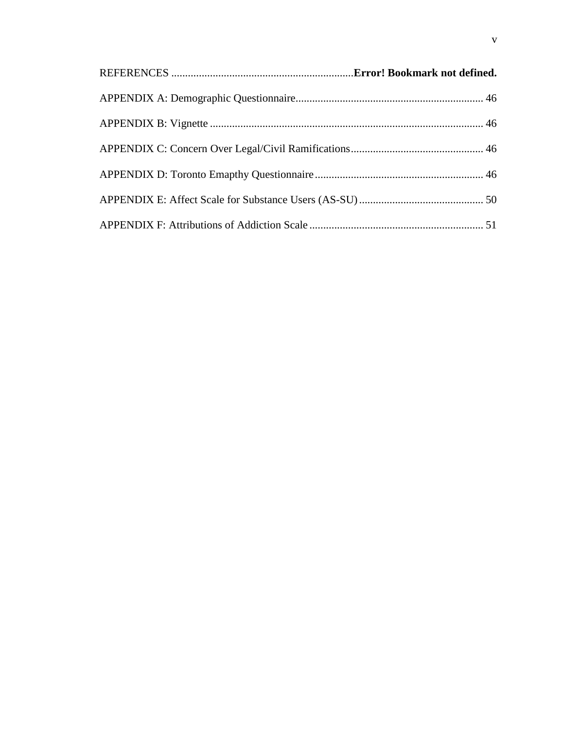REFERENCES ................................................................. **Error! Bookmark not defined.**

APPENDIX A: Demographic Questionnaire.................................................................... 46

APPENDIX B: Vignette .................................................................................................. 46

APPENDIX C: Concern Over Legal/Civil Ramifications................................................ 46

APPENDIX D: Toronto Emapthy Questionnaire............................................................. 46

APPENDIX E: Affect Scale for Substance Users (AS-SU)............................................. 50

APPENDIX F: Attributions of Addiction Scale............................................................... 51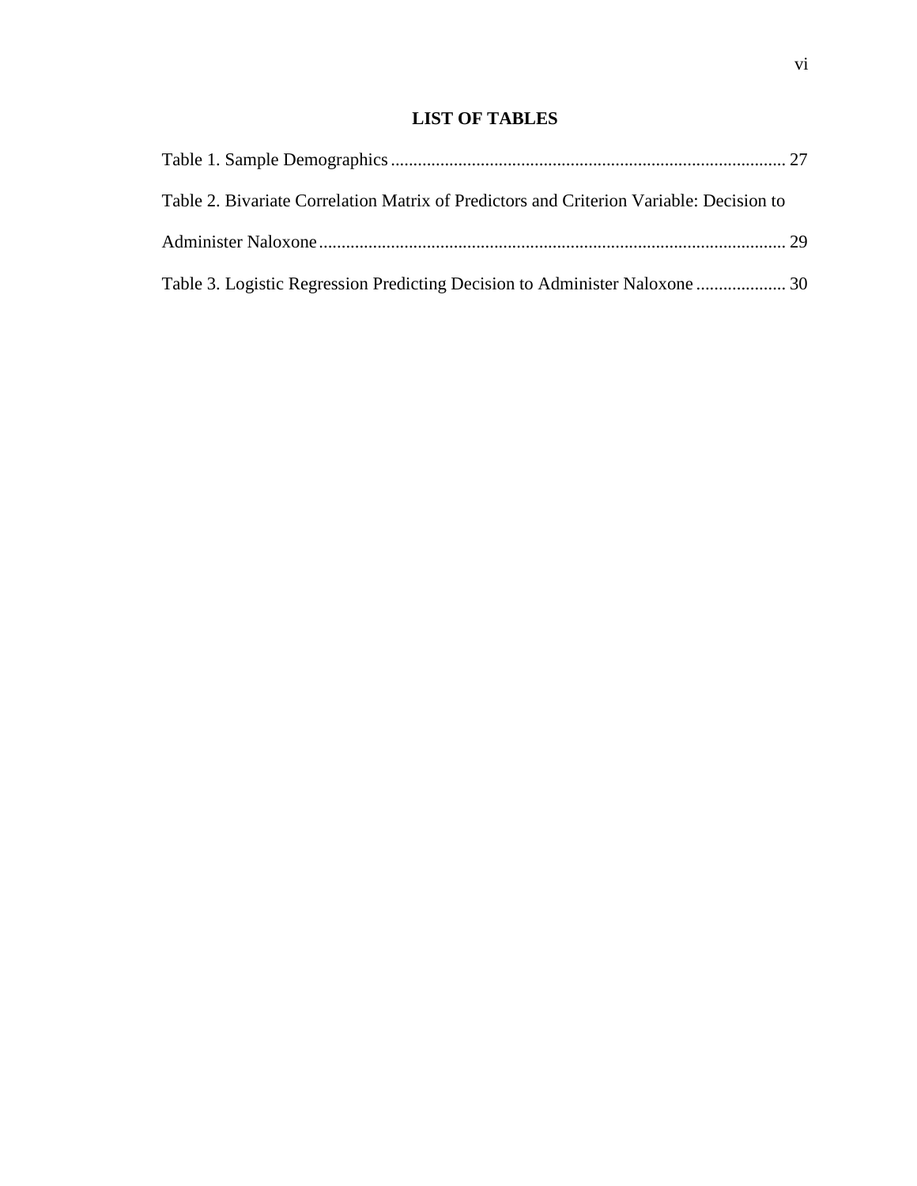# LIST OF TABLES

Table 1. Sample Demographics ........................................................................................ 27

Table 2. Bivariate Correlation Matrix of Predictors and Criterion Variable: Decision to Administer Naloxone ........................................................................................................ 29

Table 3. Logistic Regression Predicting Decision to Administer Naloxone .................... 30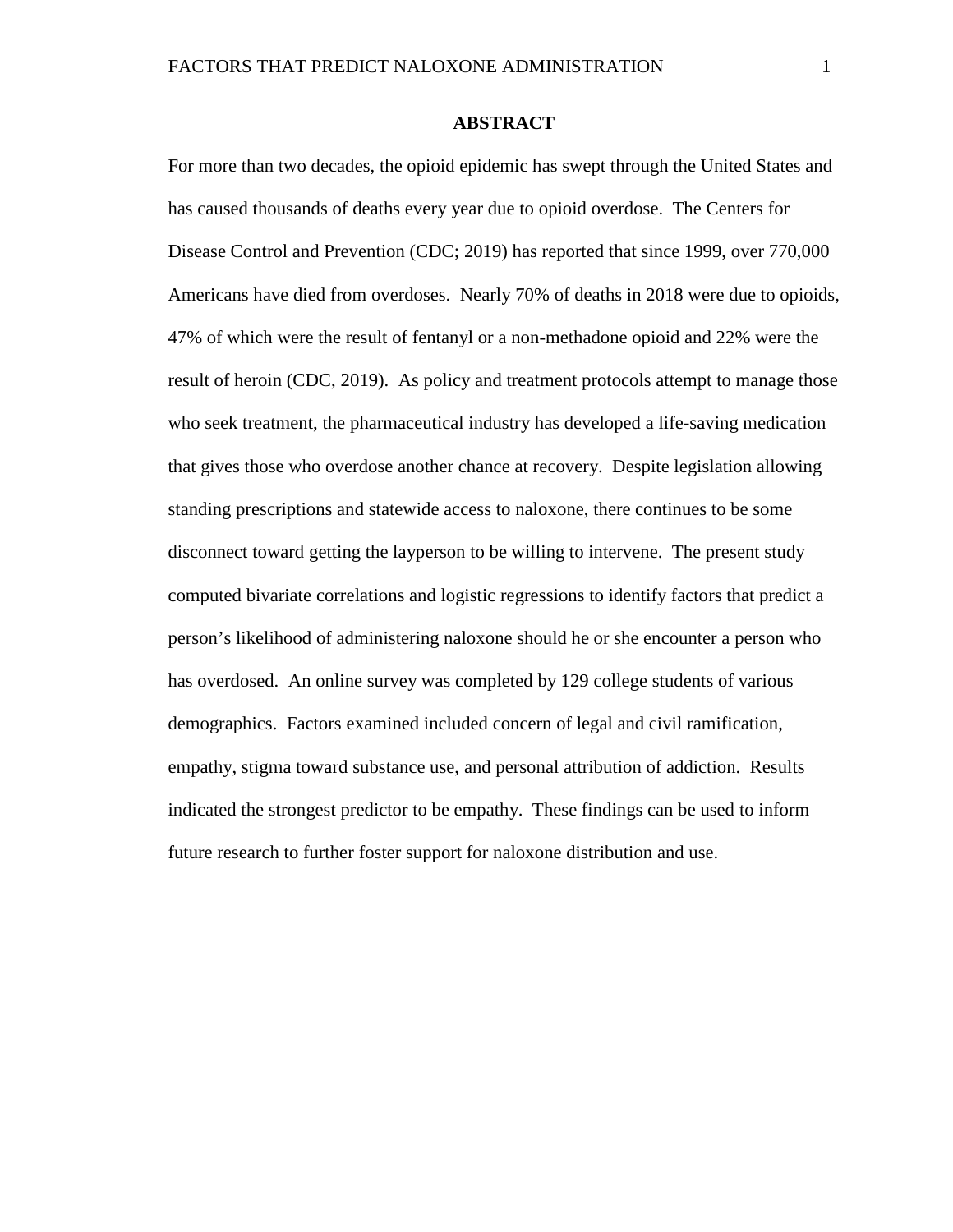## ABSTRACT

For more than two decades, the opioid epidemic has swept through the United States and has caused thousands of deaths every year due to opioid overdose. The Centers for Disease Control and Prevention (CDC; 2019) has reported that since 1999, over 770,000 Americans have died from overdoses. Nearly 70% of deaths in 2018 were due to opioids, 47% of which were the result of fentanyl or a non-methadone opioid and 22% were the result of heroin (CDC, 2019). As policy and treatment protocols attempt to manage those who seek treatment, the pharmaceutical industry has developed a life-saving medication that gives those who overdose another chance at recovery. Despite legislation allowing standing prescriptions and statewide access to naloxone, there continues to be some disconnect toward getting the layperson to be willing to intervene. The present study computed bivariate correlations and logistic regressions to identify factors that predict a person's likelihood of administering naloxone should he or she encounter a person who has overdosed. An online survey was completed by 129 college students of various demographics. Factors examined included concern of legal and civil ramification, empathy, stigma toward substance use, and personal attribution of addiction. Results indicated the strongest predictor to be empathy. These findings can be used to inform future research to further foster support for naloxone distribution and use.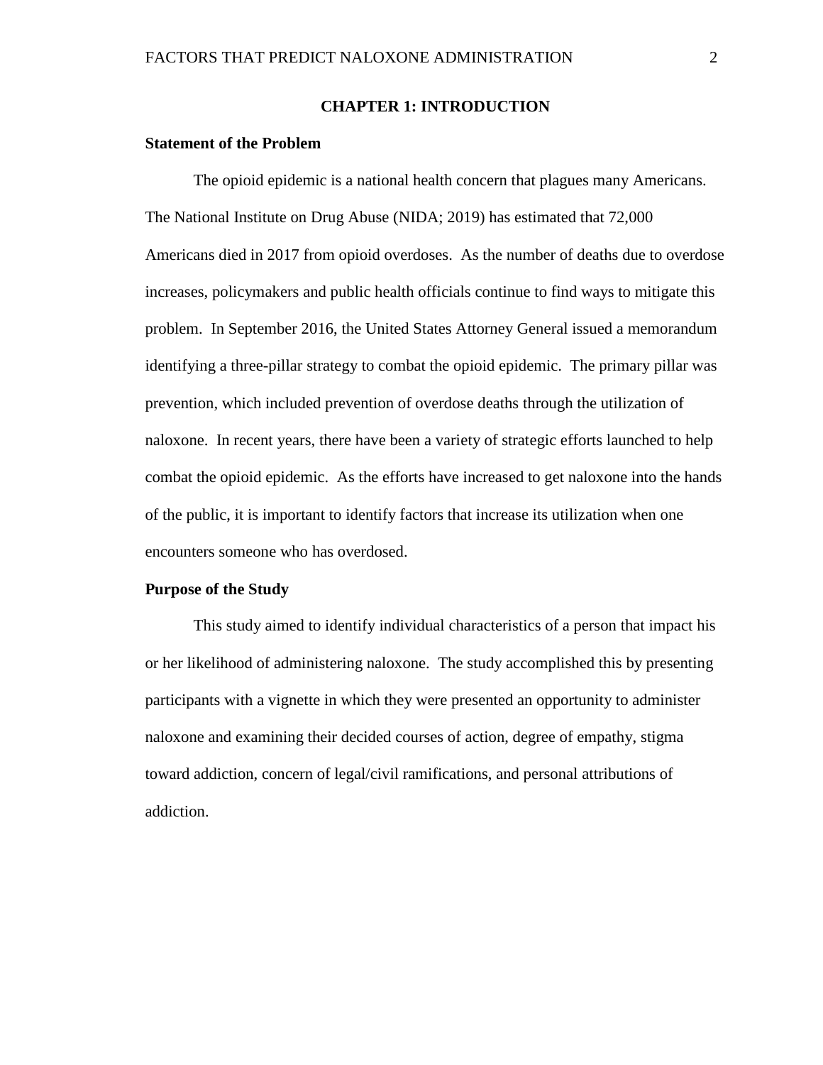# CHAPTER 1: INTRODUCTION

## Statement of the Problem

The opioid epidemic is a national health concern that plagues many Americans. The National Institute on Drug Abuse (NIDA; 2019) has estimated that 72,000 Americans died in 2017 from opioid overdoses. As the number of deaths due to overdose increases, policymakers and public health officials continue to find ways to mitigate this problem. In September 2016, the United States Attorney General issued a memorandum identifying a three-pillar strategy to combat the opioid epidemic. The primary pillar was prevention, which included prevention of overdose deaths through the utilization of naloxone. In recent years, there have been a variety of strategic efforts launched to help combat the opioid epidemic. As the efforts have increased to get naloxone into the hands of the public, it is important to identify factors that increase its utilization when one encounters someone who has overdosed.

## Purpose of the Study

This study aimed to identify individual characteristics of a person that impact his or her likelihood of administering naloxone. The study accomplished this by presenting participants with a vignette in which they were presented an opportunity to administer naloxone and examining their decided courses of action, degree of empathy, stigma toward addiction, concern of legal/civil ramifications, and personal attributions of addiction.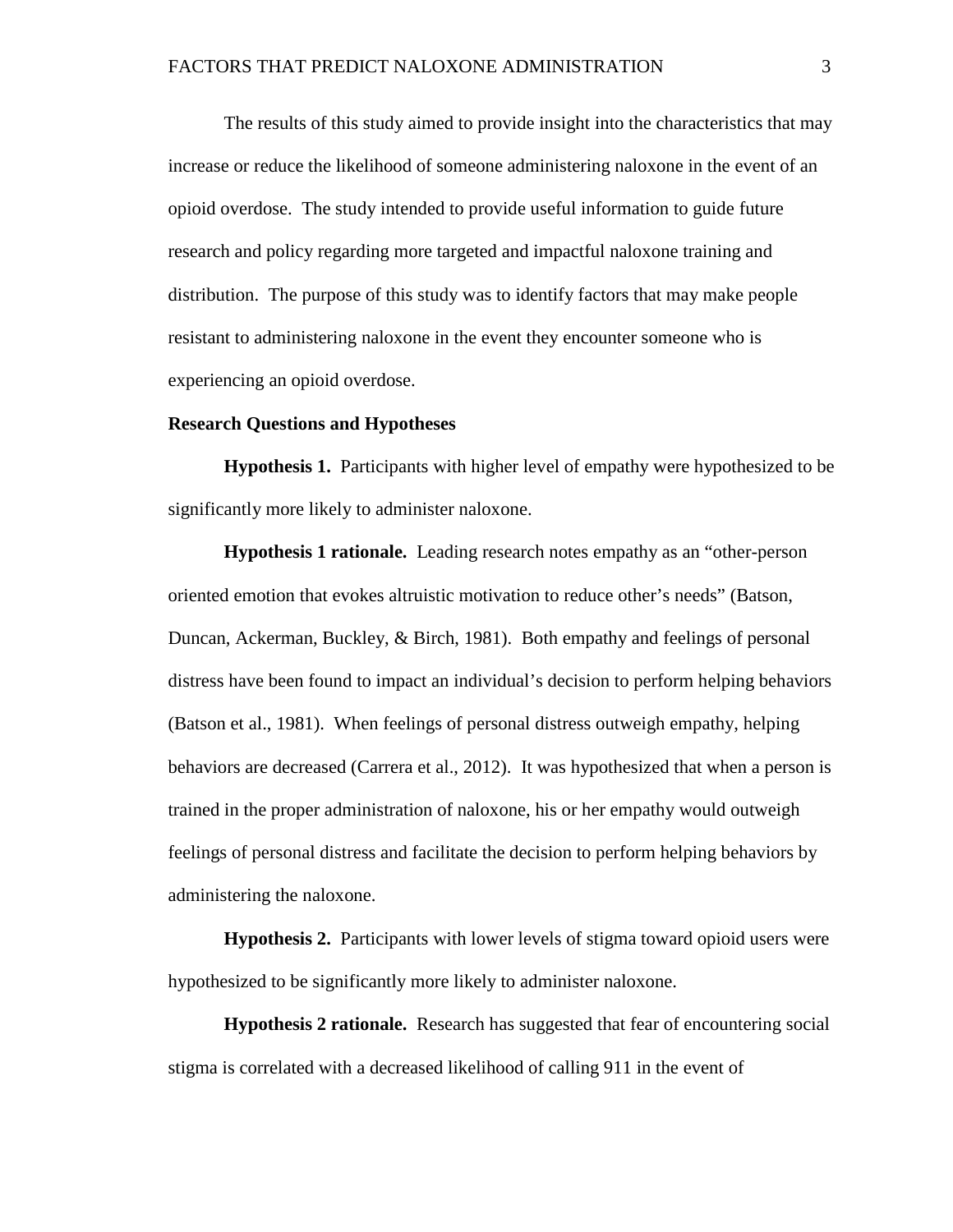The results of this study aimed to provide insight into the characteristics that may increase or reduce the likelihood of someone administering naloxone in the event of an opioid overdose. The study intended to provide useful information to guide future research and policy regarding more targeted and impactful naloxone training and distribution. The purpose of this study was to identify factors that may make people resistant to administering naloxone in the event they encounter someone who is experiencing an opioid overdose.

**Research Questions and Hypotheses**

**Hypothesis 1.** Participants with higher level of empathy were hypothesized to be significantly more likely to administer naloxone.

**Hypothesis 1 rationale.** Leading research notes empathy as an "other-person oriented emotion that evokes altruistic motivation to reduce other's needs" (Batson, Duncan, Ackerman, Buckley, & Birch, 1981). Both empathy and feelings of personal distress have been found to impact an individual's decision to perform helping behaviors (Batson et al., 1981). When feelings of personal distress outweigh empathy, helping behaviors are decreased (Carrera et al., 2012). It was hypothesized that when a person is trained in the proper administration of naloxone, his or her empathy would outweigh feelings of personal distress and facilitate the decision to perform helping behaviors by administering the naloxone.

**Hypothesis 2.** Participants with lower levels of stigma toward opioid users were hypothesized to be significantly more likely to administer naloxone.

**Hypothesis 2 rationale.** Research has suggested that fear of encountering social stigma is correlated with a decreased likelihood of calling 911 in the event of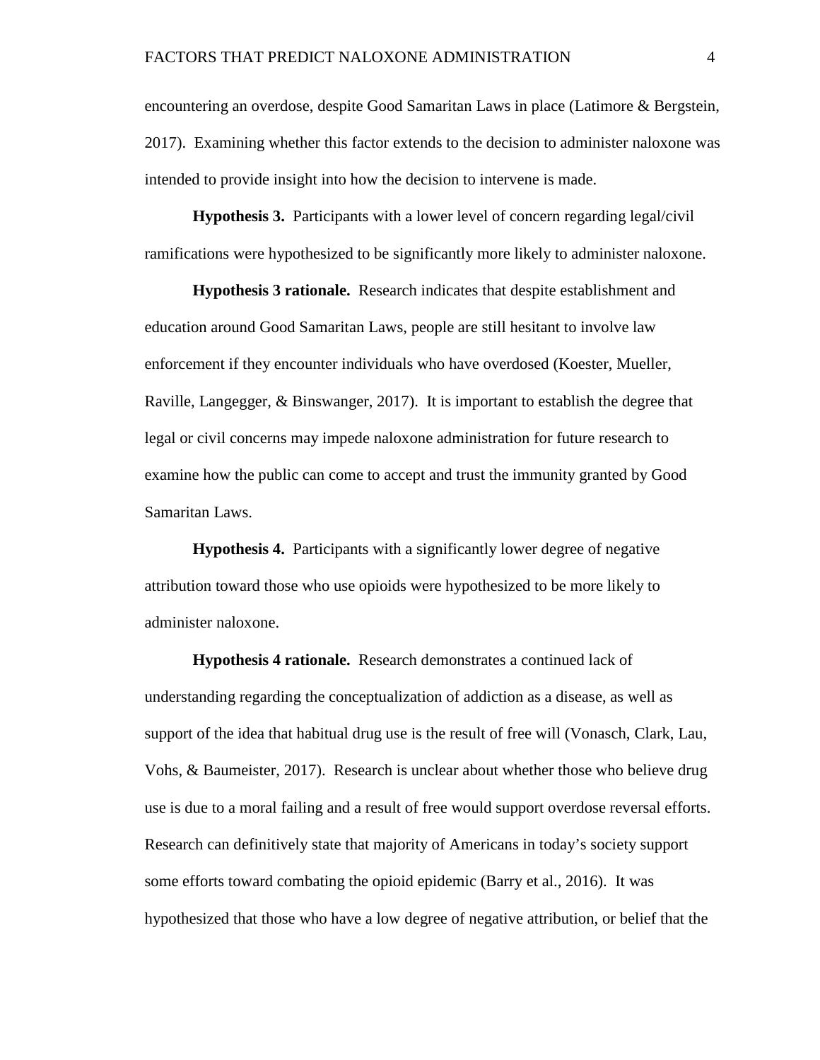encountering an overdose, despite Good Samaritan Laws in place (Latimore & Bergstein, 2017). Examining whether this factor extends to the decision to administer naloxone was intended to provide insight into how the decision to intervene is made.

**Hypothesis 3.** Participants with a lower level of concern regarding legal/civil ramifications were hypothesized to be significantly more likely to administer naloxone.

**Hypothesis 3 rationale.** Research indicates that despite establishment and education around Good Samaritan Laws, people are still hesitant to involve law enforcement if they encounter individuals who have overdosed (Koester, Mueller, Raville, Langegger, & Binswanger, 2017). It is important to establish the degree that legal or civil concerns may impede naloxone administration for future research to examine how the public can come to accept and trust the immunity granted by Good Samaritan Laws.

**Hypothesis 4.** Participants with a significantly lower degree of negative attribution toward those who use opioids were hypothesized to be more likely to administer naloxone.

**Hypothesis 4 rationale.** Research demonstrates a continued lack of understanding regarding the conceptualization of addiction as a disease, as well as support of the idea that habitual drug use is the result of free will (Vonasch, Clark, Lau, Vohs, & Baumeister, 2017). Research is unclear about whether those who believe drug use is due to a moral failing and a result of free would support overdose reversal efforts. Research can definitively state that majority of Americans in today's society support some efforts toward combating the opioid epidemic (Barry et al., 2016). It was hypothesized that those who have a low degree of negative attribution, or belief that the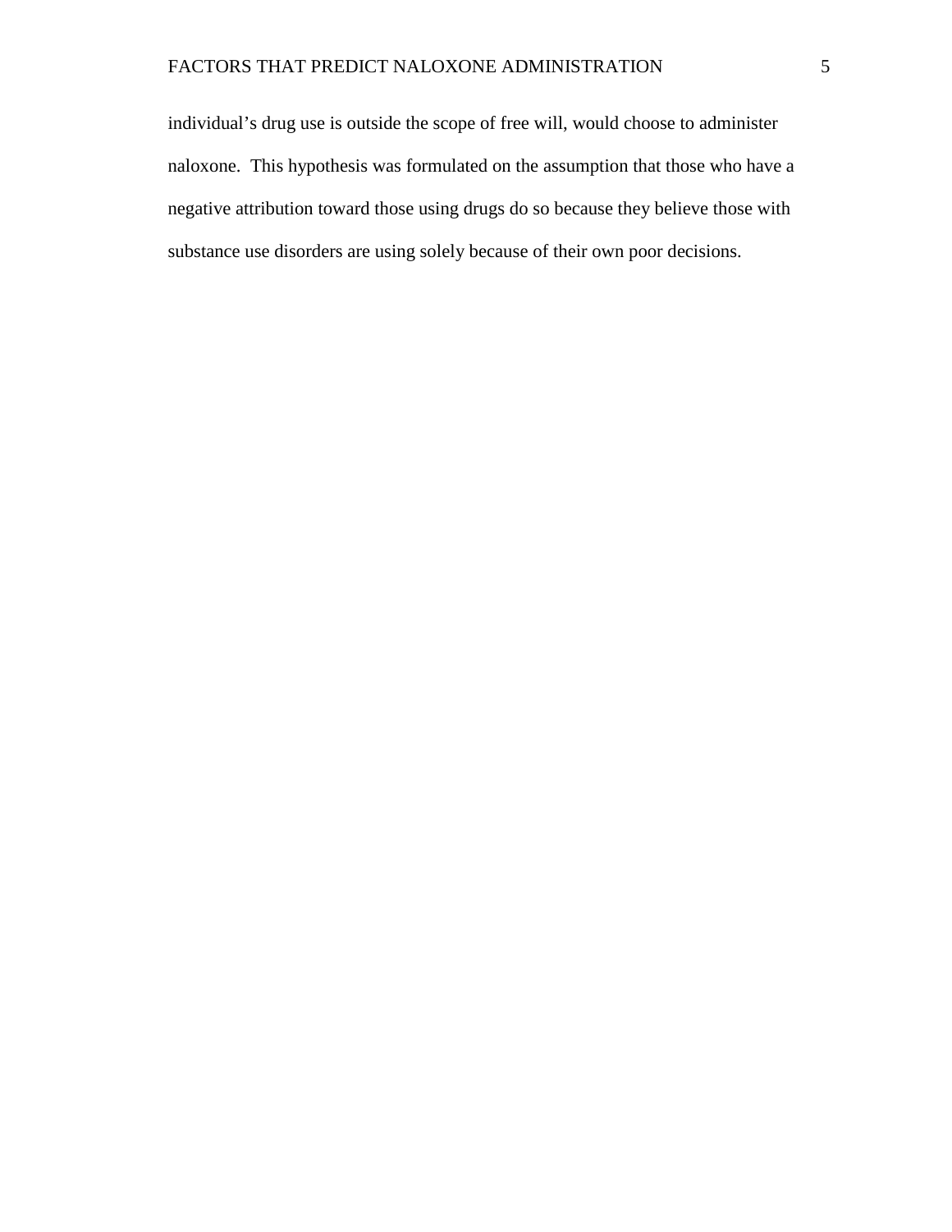individual’s drug use is outside the scope of free will, would choose to administer naloxone. This hypothesis was formulated on the assumption that those who have a negative attribution toward those using drugs do so because they believe those with substance use disorders are using solely because of their own poor decisions.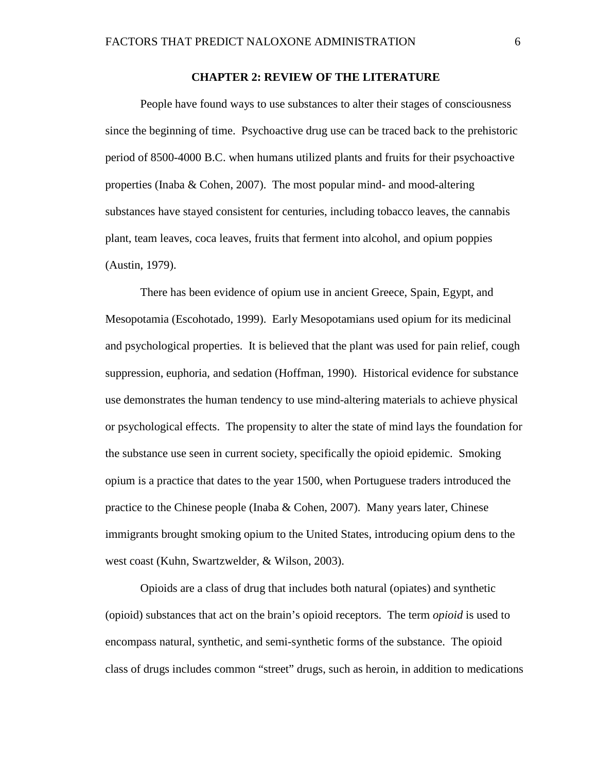# CHAPTER 2: REVIEW OF THE LITERATURE

People have found ways to use substances to alter their stages of consciousness since the beginning of time. Psychoactive drug use can be traced back to the prehistoric period of 8500-4000 B.C. when humans utilized plants and fruits for their psychoactive properties (Inaba & Cohen, 2007). The most popular mind- and mood-altering substances have stayed consistent for centuries, including tobacco leaves, the cannabis plant, team leaves, coca leaves, fruits that ferment into alcohol, and opium poppies (Austin, 1979).

There has been evidence of opium use in ancient Greece, Spain, Egypt, and Mesopotamia (Escohotado, 1999). Early Mesopotamians used opium for its medicinal and psychological properties. It is believed that the plant was used for pain relief, cough suppression, euphoria, and sedation (Hoffman, 1990). Historical evidence for substance use demonstrates the human tendency to use mind-altering materials to achieve physical or psychological effects. The propensity to alter the state of mind lays the foundation for the substance use seen in current society, specifically the opioid epidemic. Smoking opium is a practice that dates to the year 1500, when Portuguese traders introduced the practice to the Chinese people (Inaba & Cohen, 2007). Many years later, Chinese immigrants brought smoking opium to the United States, introducing opium dens to the west coast (Kuhn, Swartzwelder, & Wilson, 2003).

Opioids are a class of drug that includes both natural (opiates) and synthetic (opioid) substances that act on the brain's opioid receptors. The term *opioid* is used to encompass natural, synthetic, and semi-synthetic forms of the substance. The opioid class of drugs includes common "street" drugs, such as heroin, in addition to medications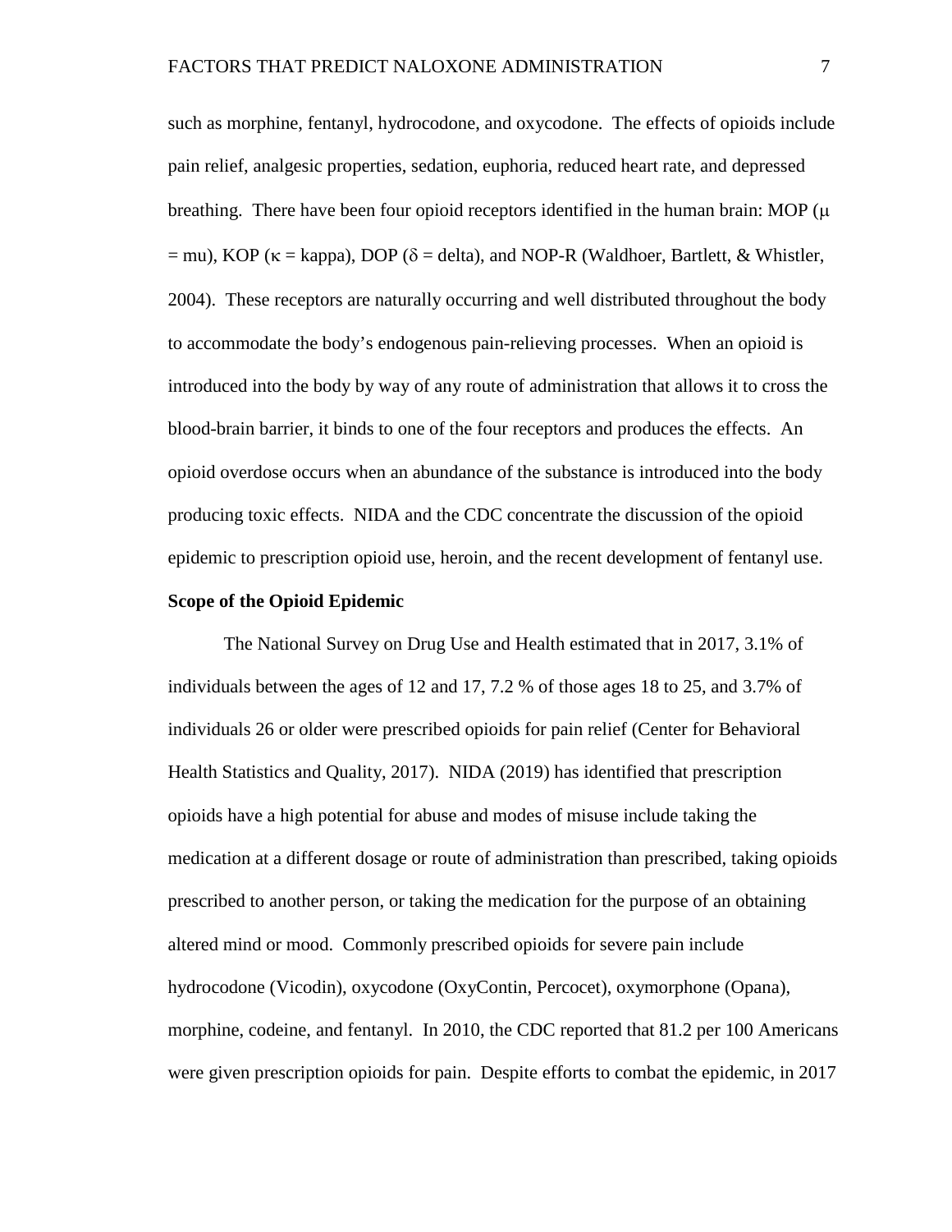such as morphine, fentanyl, hydrocodone, and oxycodone. The effects of opioids include pain relief, analgesic properties, sedation, euphoria, reduced heart rate, and depressed breathing. There have been four opioid receptors identified in the human brain: MOP (μ = mu), KOP (κ = kappa), DOP (δ = delta), and NOP-R (Waldhoer, Bartlett, & Whistler, 2004). These receptors are naturally occurring and well distributed throughout the body to accommodate the body's endogenous pain-relieving processes. When an opioid is introduced into the body by way of any route of administration that allows it to cross the blood-brain barrier, it binds to one of the four receptors and produces the effects. An opioid overdose occurs when an abundance of the substance is introduced into the body producing toxic effects. NIDA and the CDC concentrate the discussion of the opioid epidemic to prescription opioid use, heroin, and the recent development of fentanyl use.

**Scope of the Opioid Epidemic**

The National Survey on Drug Use and Health estimated that in 2017, 3.1% of individuals between the ages of 12 and 17, 7.2 % of those ages 18 to 25, and 3.7% of individuals 26 or older were prescribed opioids for pain relief (Center for Behavioral Health Statistics and Quality, 2017). NIDA (2019) has identified that prescription opioids have a high potential for abuse and modes of misuse include taking the medication at a different dosage or route of administration than prescribed, taking opioids prescribed to another person, or taking the medication for the purpose of an obtaining altered mind or mood. Commonly prescribed opioids for severe pain include hydrocodone (Vicodin), oxycodone (OxyContin, Percocet), oxymorphone (Opana), morphine, codeine, and fentanyl. In 2010, the CDC reported that 81.2 per 100 Americans were given prescription opioids for pain. Despite efforts to combat the epidemic, in 2017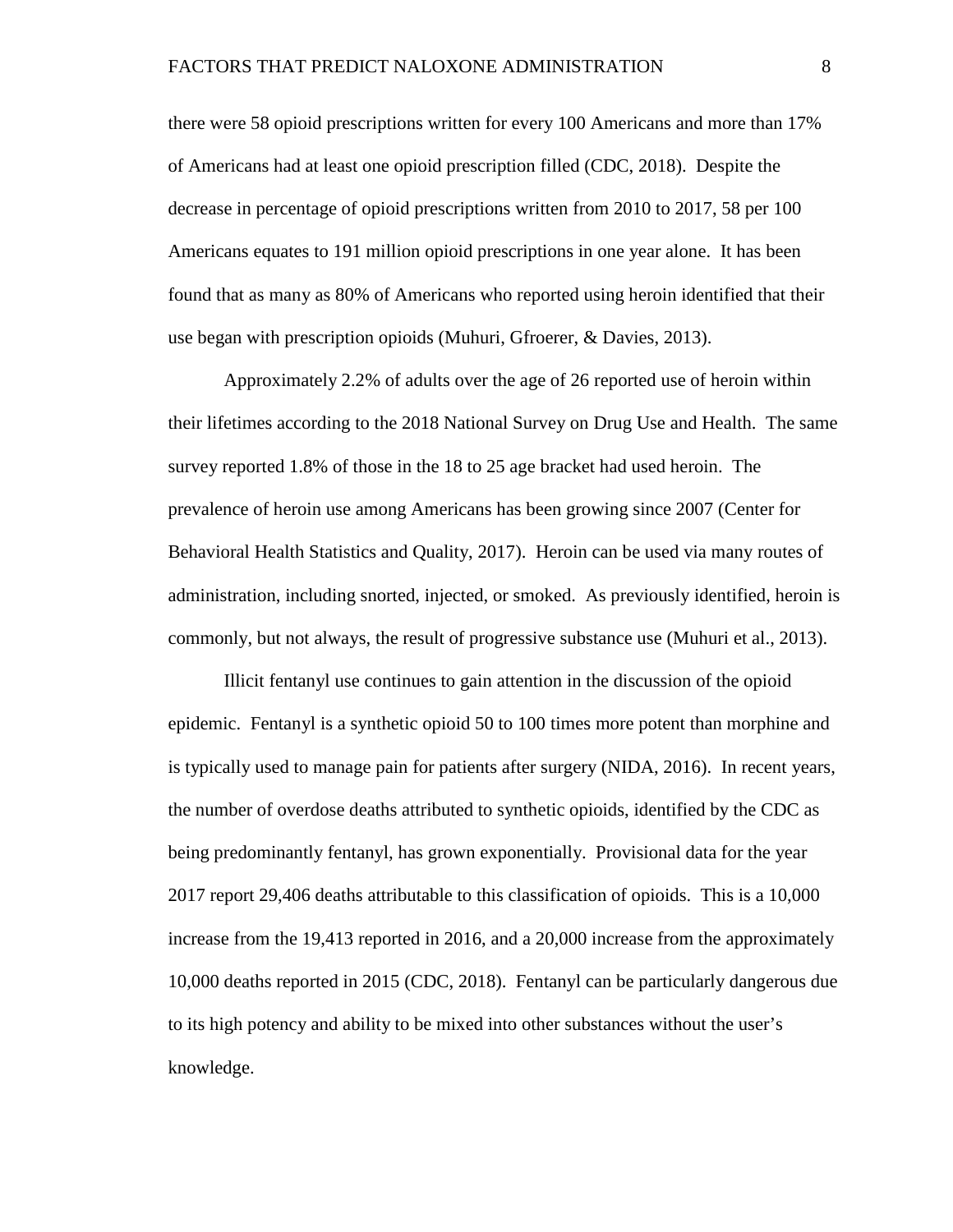there were 58 opioid prescriptions written for every 100 Americans and more than 17% of Americans had at least one opioid prescription filled (CDC, 2018). Despite the decrease in percentage of opioid prescriptions written from 2010 to 2017, 58 per 100 Americans equates to 191 million opioid prescriptions in one year alone. It has been found that as many as 80% of Americans who reported using heroin identified that their use began with prescription opioids (Muhuri, Gfroerer, & Davies, 2013).

Approximately 2.2% of adults over the age of 26 reported use of heroin within their lifetimes according to the 2018 National Survey on Drug Use and Health. The same survey reported 1.8% of those in the 18 to 25 age bracket had used heroin. The prevalence of heroin use among Americans has been growing since 2007 (Center for Behavioral Health Statistics and Quality, 2017). Heroin can be used via many routes of administration, including snorted, injected, or smoked. As previously identified, heroin is commonly, but not always, the result of progressive substance use (Muhuri et al., 2013).

Illicit fentanyl use continues to gain attention in the discussion of the opioid epidemic. Fentanyl is a synthetic opioid 50 to 100 times more potent than morphine and is typically used to manage pain for patients after surgery (NIDA, 2016). In recent years, the number of overdose deaths attributed to synthetic opioids, identified by the CDC as being predominantly fentanyl, has grown exponentially. Provisional data for the year 2017 report 29,406 deaths attributable to this classification of opioids. This is a 10,000 increase from the 19,413 reported in 2016, and a 20,000 increase from the approximately 10,000 deaths reported in 2015 (CDC, 2018). Fentanyl can be particularly dangerous due to its high potency and ability to be mixed into other substances without the user's knowledge.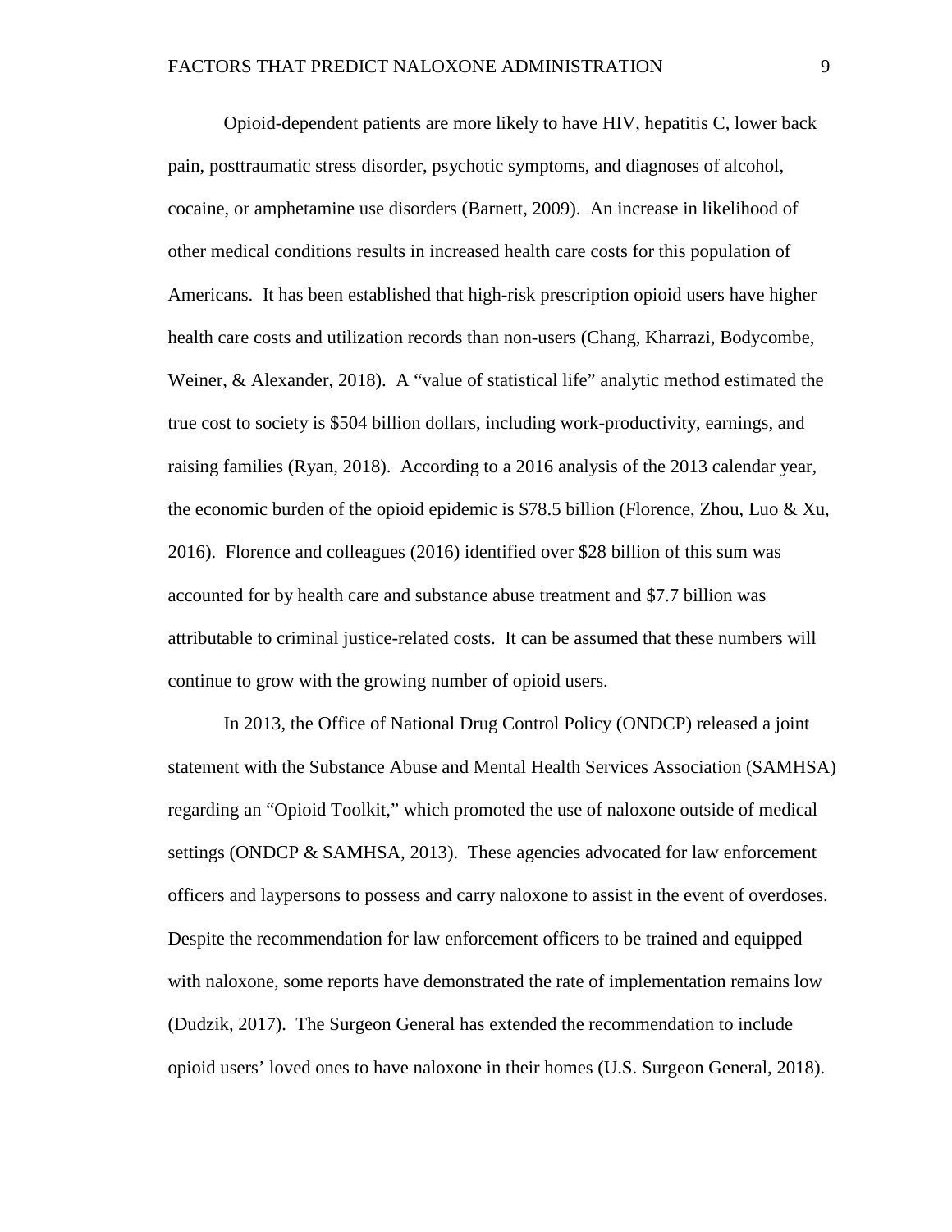Opioid-dependent patients are more likely to have HIV, hepatitis C, lower back pain, posttraumatic stress disorder, psychotic symptoms, and diagnoses of alcohol, cocaine, or amphetamine use disorders (Barnett, 2009). An increase in likelihood of other medical conditions results in increased health care costs for this population of Americans. It has been established that high-risk prescription opioid users have higher health care costs and utilization records than non-users (Chang, Kharrazi, Bodycombe, Weiner, & Alexander, 2018). A "value of statistical life" analytic method estimated the true cost to society is $504 billion dollars, including work-productivity, earnings, and raising families (Ryan, 2018). According to a 2016 analysis of the 2013 calendar year, the economic burden of the opioid epidemic is $78.5 billion (Florence, Zhou, Luo & Xu, 2016). Florence and colleagues (2016) identified over $28 billion of this sum was accounted for by health care and substance abuse treatment and $7.7 billion was attributable to criminal justice-related costs. It can be assumed that these numbers will continue to grow with the growing number of opioid users.

In 2013, the Office of National Drug Control Policy (ONDCP) released a joint statement with the Substance Abuse and Mental Health Services Association (SAMHSA) regarding an "Opioid Toolkit," which promoted the use of naloxone outside of medical settings (ONDCP & SAMHSA, 2013). These agencies advocated for law enforcement officers and laypersons to possess and carry naloxone to assist in the event of overdoses. Despite the recommendation for law enforcement officers to be trained and equipped with naloxone, some reports have demonstrated the rate of implementation remains low (Dudzik, 2017). The Surgeon General has extended the recommendation to include opioid users' loved ones to have naloxone in their homes (U.S. Surgeon General, 2018).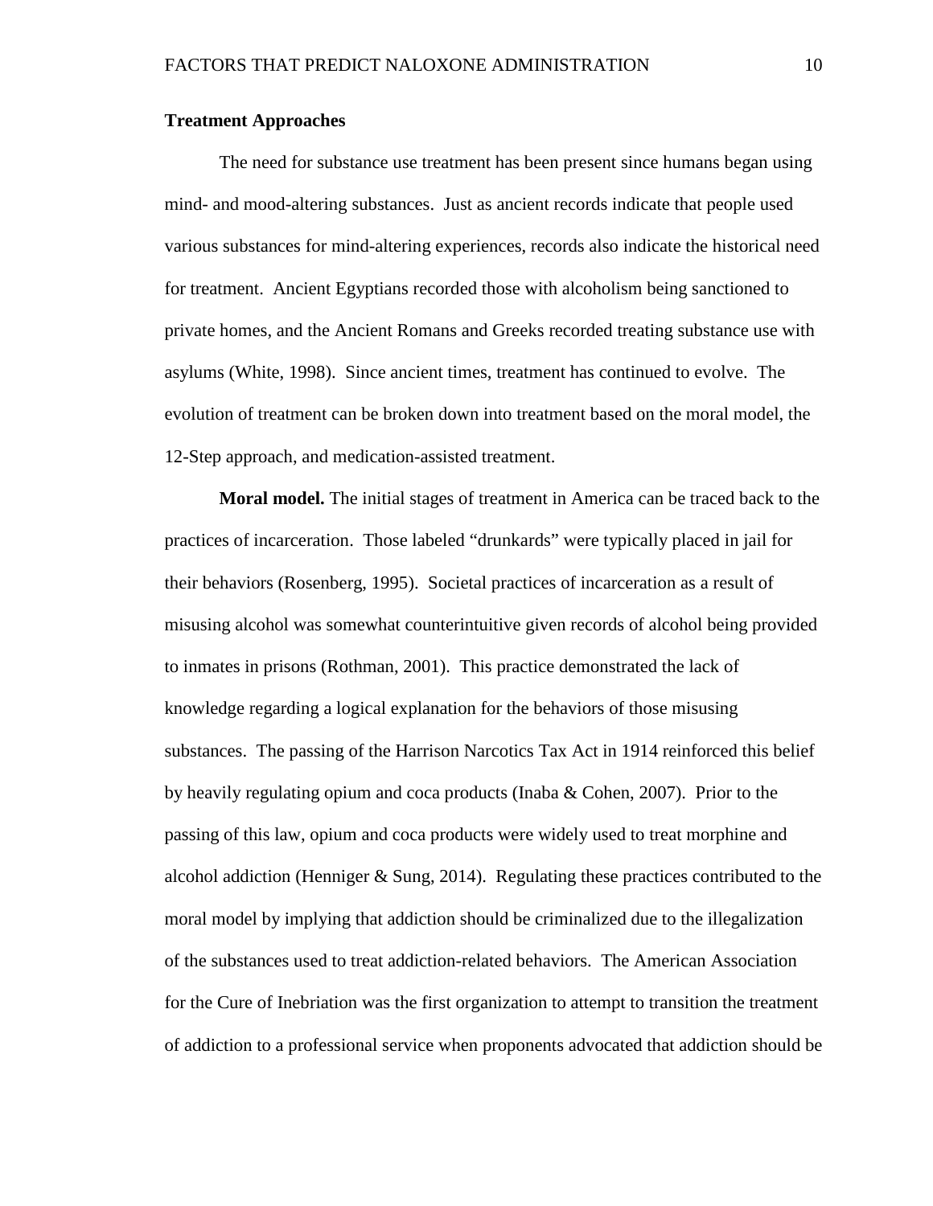## Treatment Approaches

The need for substance use treatment has been present since humans began using mind- and mood-altering substances. Just as ancient records indicate that people used various substances for mind-altering experiences, records also indicate the historical need for treatment. Ancient Egyptians recorded those with alcoholism being sanctioned to private homes, and the Ancient Romans and Greeks recorded treating substance use with asylums (White, 1998). Since ancient times, treatment has continued to evolve. The evolution of treatment can be broken down into treatment based on the moral model, the 12-Step approach, and medication-assisted treatment.

**Moral model.** The initial stages of treatment in America can be traced back to the practices of incarceration. Those labeled "drunkards" were typically placed in jail for their behaviors (Rosenberg, 1995). Societal practices of incarceration as a result of misusing alcohol was somewhat counterintuitive given records of alcohol being provided to inmates in prisons (Rothman, 2001). This practice demonstrated the lack of knowledge regarding a logical explanation for the behaviors of those misusing substances. The passing of the Harrison Narcotics Tax Act in 1914 reinforced this belief by heavily regulating opium and coca products (Inaba & Cohen, 2007). Prior to the passing of this law, opium and coca products were widely used to treat morphine and alcohol addiction (Henniger & Sung, 2014). Regulating these practices contributed to the moral model by implying that addiction should be criminalized due to the illegalization of the substances used to treat addiction-related behaviors. The American Association for the Cure of Inebriation was the first organization to attempt to transition the treatment of addiction to a professional service when proponents advocated that addiction should be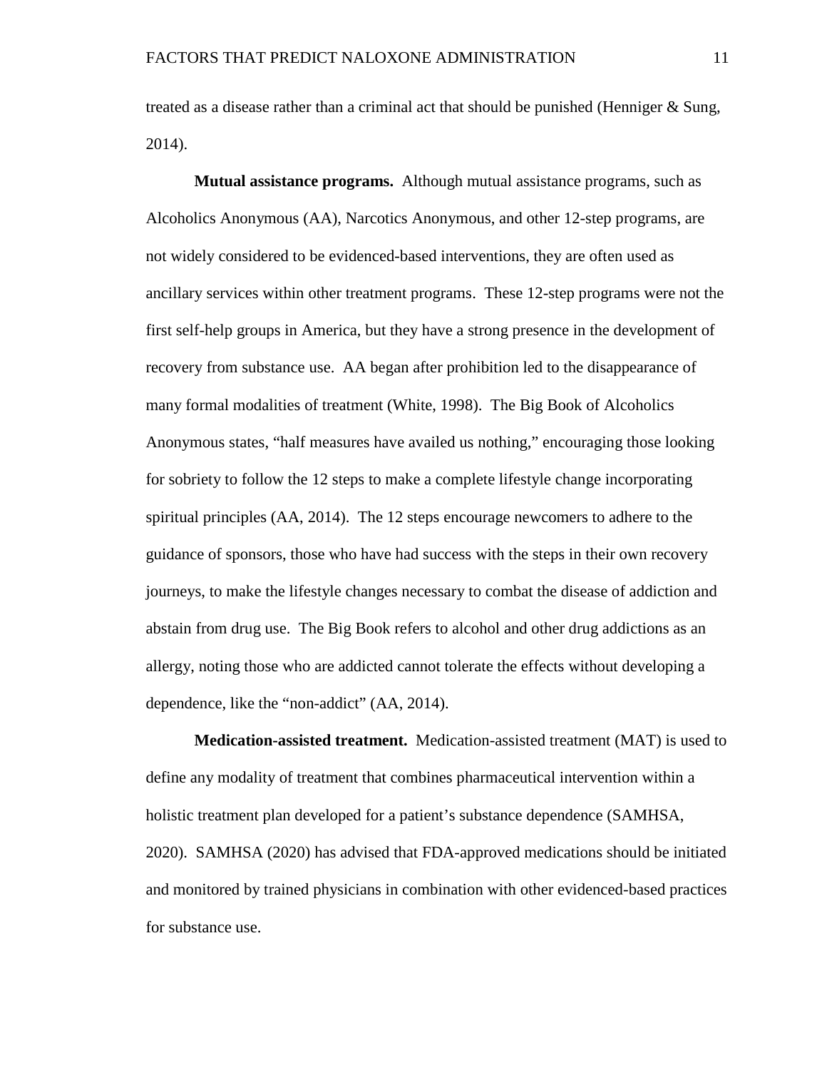treated as a disease rather than a criminal act that should be punished (Henniger & Sung, 2014).

**Mutual assistance programs.** Although mutual assistance programs, such as Alcoholics Anonymous (AA), Narcotics Anonymous, and other 12-step programs, are not widely considered to be evidenced-based interventions, they are often used as ancillary services within other treatment programs. These 12-step programs were not the first self-help groups in America, but they have a strong presence in the development of recovery from substance use. AA began after prohibition led to the disappearance of many formal modalities of treatment (White, 1998). The Big Book of Alcoholics Anonymous states, "half measures have availed us nothing," encouraging those looking for sobriety to follow the 12 steps to make a complete lifestyle change incorporating spiritual principles (AA, 2014). The 12 steps encourage newcomers to adhere to the guidance of sponsors, those who have had success with the steps in their own recovery journeys, to make the lifestyle changes necessary to combat the disease of addiction and abstain from drug use. The Big Book refers to alcohol and other drug addictions as an allergy, noting those who are addicted cannot tolerate the effects without developing a dependence, like the "non-addict" (AA, 2014).

**Medication-assisted treatment.** Medication-assisted treatment (MAT) is used to define any modality of treatment that combines pharmaceutical intervention within a holistic treatment plan developed for a patient's substance dependence (SAMHSA, 2020). SAMHSA (2020) has advised that FDA-approved medications should be initiated and monitored by trained physicians in combination with other evidenced-based practices for substance use.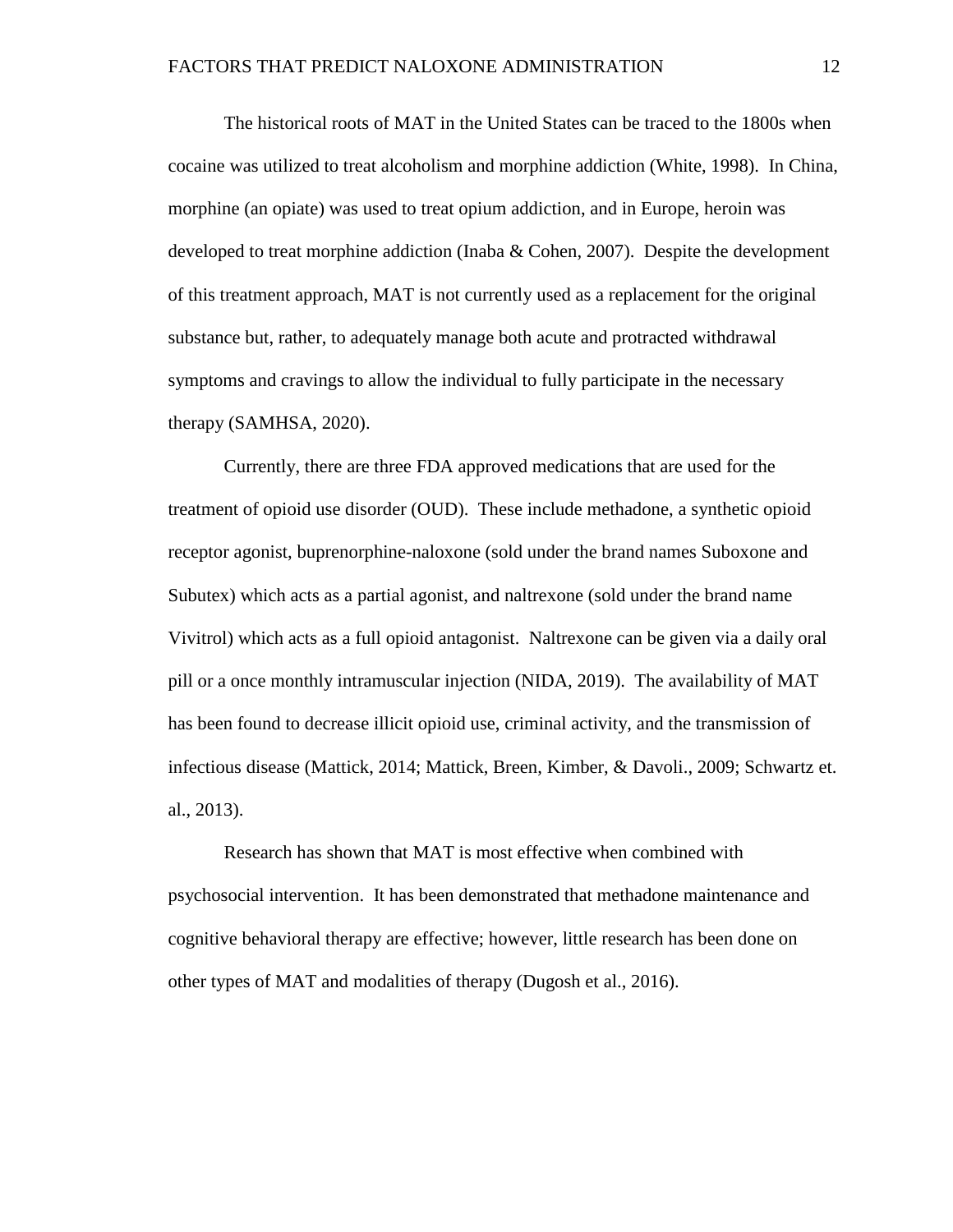The historical roots of MAT in the United States can be traced to the 1800s when cocaine was utilized to treat alcoholism and morphine addiction (White, 1998). In China, morphine (an opiate) was used to treat opium addiction, and in Europe, heroin was developed to treat morphine addiction (Inaba & Cohen, 2007). Despite the development of this treatment approach, MAT is not currently used as a replacement for the original substance but, rather, to adequately manage both acute and protracted withdrawal symptoms and cravings to allow the individual to fully participate in the necessary therapy (SAMHSA, 2020).

Currently, there are three FDA approved medications that are used for the treatment of opioid use disorder (OUD). These include methadone, a synthetic opioid receptor agonist, buprenorphine-naloxone (sold under the brand names Suboxone and Subutex) which acts as a partial agonist, and naltrexone (sold under the brand name Vivitrol) which acts as a full opioid antagonist. Naltrexone can be given via a daily oral pill or a once monthly intramuscular injection (NIDA, 2019). The availability of MAT has been found to decrease illicit opioid use, criminal activity, and the transmission of infectious disease (Mattick, 2014; Mattick, Breen, Kimber, & Davoli., 2009; Schwartz et. al., 2013).

Research has shown that MAT is most effective when combined with psychosocial intervention. It has been demonstrated that methadone maintenance and cognitive behavioral therapy are effective; however, little research has been done on other types of MAT and modalities of therapy (Dugosh et al., 2016).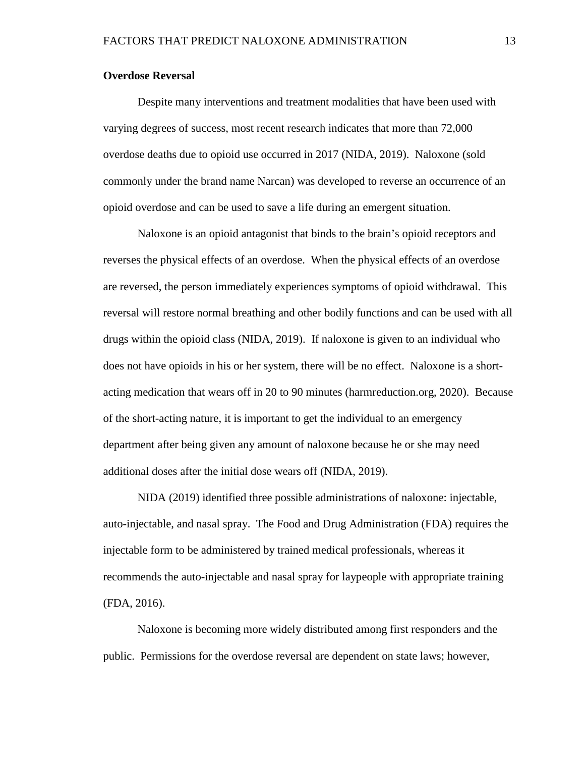**Overdose Reversal**

Despite many interventions and treatment modalities that have been used with varying degrees of success, most recent research indicates that more than 72,000 overdose deaths due to opioid use occurred in 2017 (NIDA, 2019). Naloxone (sold commonly under the brand name Narcan) was developed to reverse an occurrence of an opioid overdose and can be used to save a life during an emergent situation.

Naloxone is an opioid antagonist that binds to the brain's opioid receptors and reverses the physical effects of an overdose. When the physical effects of an overdose are reversed, the person immediately experiences symptoms of opioid withdrawal. This reversal will restore normal breathing and other bodily functions and can be used with all drugs within the opioid class (NIDA, 2019). If naloxone is given to an individual who does not have opioids in his or her system, there will be no effect. Naloxone is a short-acting medication that wears off in 20 to 90 minutes (harmreduction.org, 2020). Because of the short-acting nature, it is important to get the individual to an emergency department after being given any amount of naloxone because he or she may need additional doses after the initial dose wears off (NIDA, 2019).

NIDA (2019) identified three possible administrations of naloxone: injectable, auto-injectable, and nasal spray. The Food and Drug Administration (FDA) requires the injectable form to be administered by trained medical professionals, whereas it recommends the auto-injectable and nasal spray for laypeople with appropriate training (FDA, 2016).

Naloxone is becoming more widely distributed among first responders and the public. Permissions for the overdose reversal are dependent on state laws; however,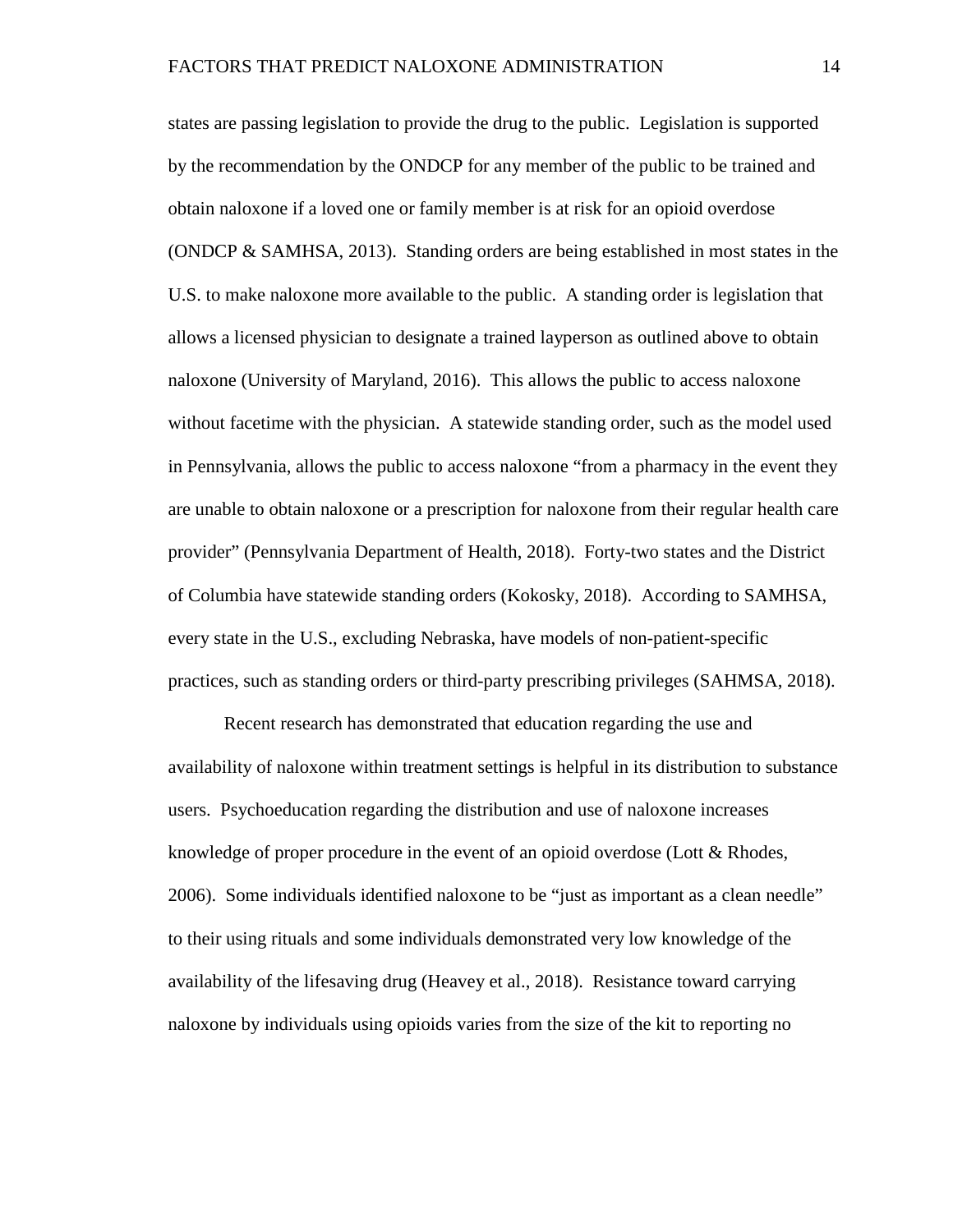states are passing legislation to provide the drug to the public. Legislation is supported by the recommendation by the ONDCP for any member of the public to be trained and obtain naloxone if a loved one or family member is at risk for an opioid overdose (ONDCP & SAMHSA, 2013). Standing orders are being established in most states in the U.S. to make naloxone more available to the public. A standing order is legislation that allows a licensed physician to designate a trained layperson as outlined above to obtain naloxone (University of Maryland, 2016). This allows the public to access naloxone without facetime with the physician. A statewide standing order, such as the model used in Pennsylvania, allows the public to access naloxone "from a pharmacy in the event they are unable to obtain naloxone or a prescription for naloxone from their regular health care provider" (Pennsylvania Department of Health, 2018). Forty-two states and the District of Columbia have statewide standing orders (Kokosky, 2018). According to SAMHSA, every state in the U.S., excluding Nebraska, have models of non-patient-specific practices, such as standing orders or third-party prescribing privileges (SAHMSA, 2018).

Recent research has demonstrated that education regarding the use and availability of naloxone within treatment settings is helpful in its distribution to substance users. Psychoeducation regarding the distribution and use of naloxone increases knowledge of proper procedure in the event of an opioid overdose (Lott & Rhodes, 2006). Some individuals identified naloxone to be "just as important as a clean needle" to their using rituals and some individuals demonstrated very low knowledge of the availability of the lifesaving drug (Heavey et al., 2018). Resistance toward carrying naloxone by individuals using opioids varies from the size of the kit to reporting no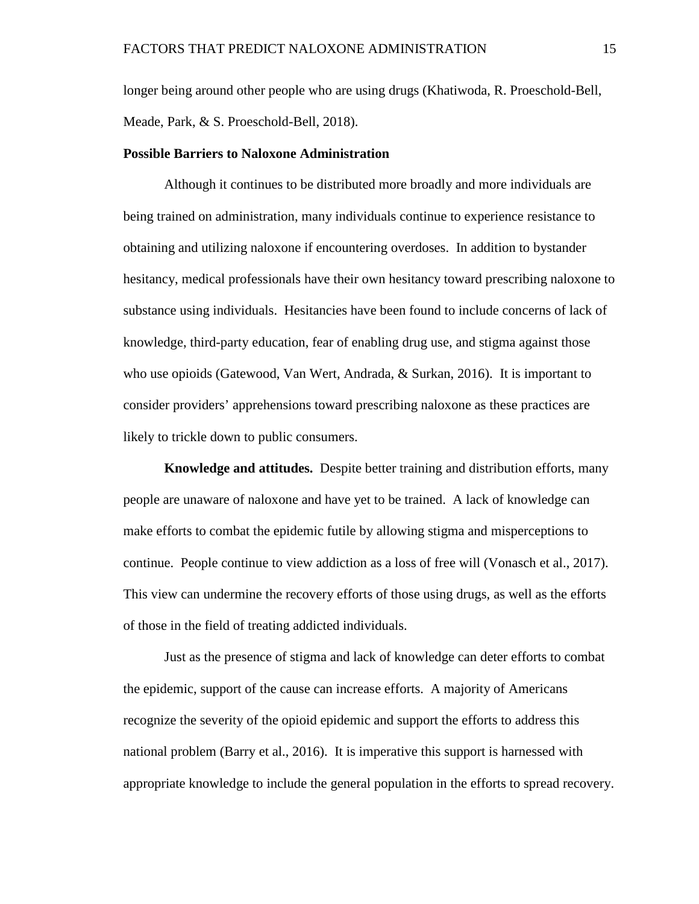longer being around other people who are using drugs (Khatiwoda, R. Proeschold-Bell, Meade, Park, & S. Proeschold-Bell, 2018).

## Possible Barriers to Naloxone Administration

Although it continues to be distributed more broadly and more individuals are being trained on administration, many individuals continue to experience resistance to obtaining and utilizing naloxone if encountering overdoses. In addition to bystander hesitancy, medical professionals have their own hesitancy toward prescribing naloxone to substance using individuals. Hesitancies have been found to include concerns of lack of knowledge, third-party education, fear of enabling drug use, and stigma against those who use opioids (Gatewood, Van Wert, Andrada, & Surkan, 2016). It is important to consider providers' apprehensions toward prescribing naloxone as these practices are likely to trickle down to public consumers.

**Knowledge and attitudes.** Despite better training and distribution efforts, many people are unaware of naloxone and have yet to be trained. A lack of knowledge can make efforts to combat the epidemic futile by allowing stigma and misperceptions to continue. People continue to view addiction as a loss of free will (Vonasch et al., 2017). This view can undermine the recovery efforts of those using drugs, as well as the efforts of those in the field of treating addicted individuals.

Just as the presence of stigma and lack of knowledge can deter efforts to combat the epidemic, support of the cause can increase efforts. A majority of Americans recognize the severity of the opioid epidemic and support the efforts to address this national problem (Barry et al., 2016). It is imperative this support is harnessed with appropriate knowledge to include the general population in the efforts to spread recovery.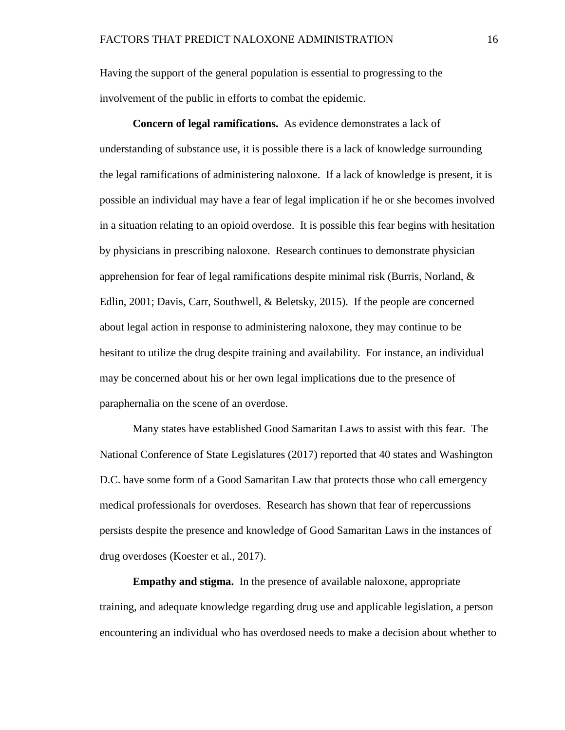Having the support of the general population is essential to progressing to the involvement of the public in efforts to combat the epidemic.

**Concern of legal ramifications.** As evidence demonstrates a lack of understanding of substance use, it is possible there is a lack of knowledge surrounding the legal ramifications of administering naloxone. If a lack of knowledge is present, it is possible an individual may have a fear of legal implication if he or she becomes involved in a situation relating to an opioid overdose. It is possible this fear begins with hesitation by physicians in prescribing naloxone. Research continues to demonstrate physician apprehension for fear of legal ramifications despite minimal risk (Burris, Norland, & Edlin, 2001; Davis, Carr, Southwell, & Beletsky, 2015). If the people are concerned about legal action in response to administering naloxone, they may continue to be hesitant to utilize the drug despite training and availability. For instance, an individual may be concerned about his or her own legal implications due to the presence of paraphernalia on the scene of an overdose.

Many states have established Good Samaritan Laws to assist with this fear. The National Conference of State Legislatures (2017) reported that 40 states and Washington D.C. have some form of a Good Samaritan Law that protects those who call emergency medical professionals for overdoses. Research has shown that fear of repercussions persists despite the presence and knowledge of Good Samaritan Laws in the instances of drug overdoses (Koester et al., 2017).

**Empathy and stigma.** In the presence of available naloxone, appropriate training, and adequate knowledge regarding drug use and applicable legislation, a person encountering an individual who has overdosed needs to make a decision about whether to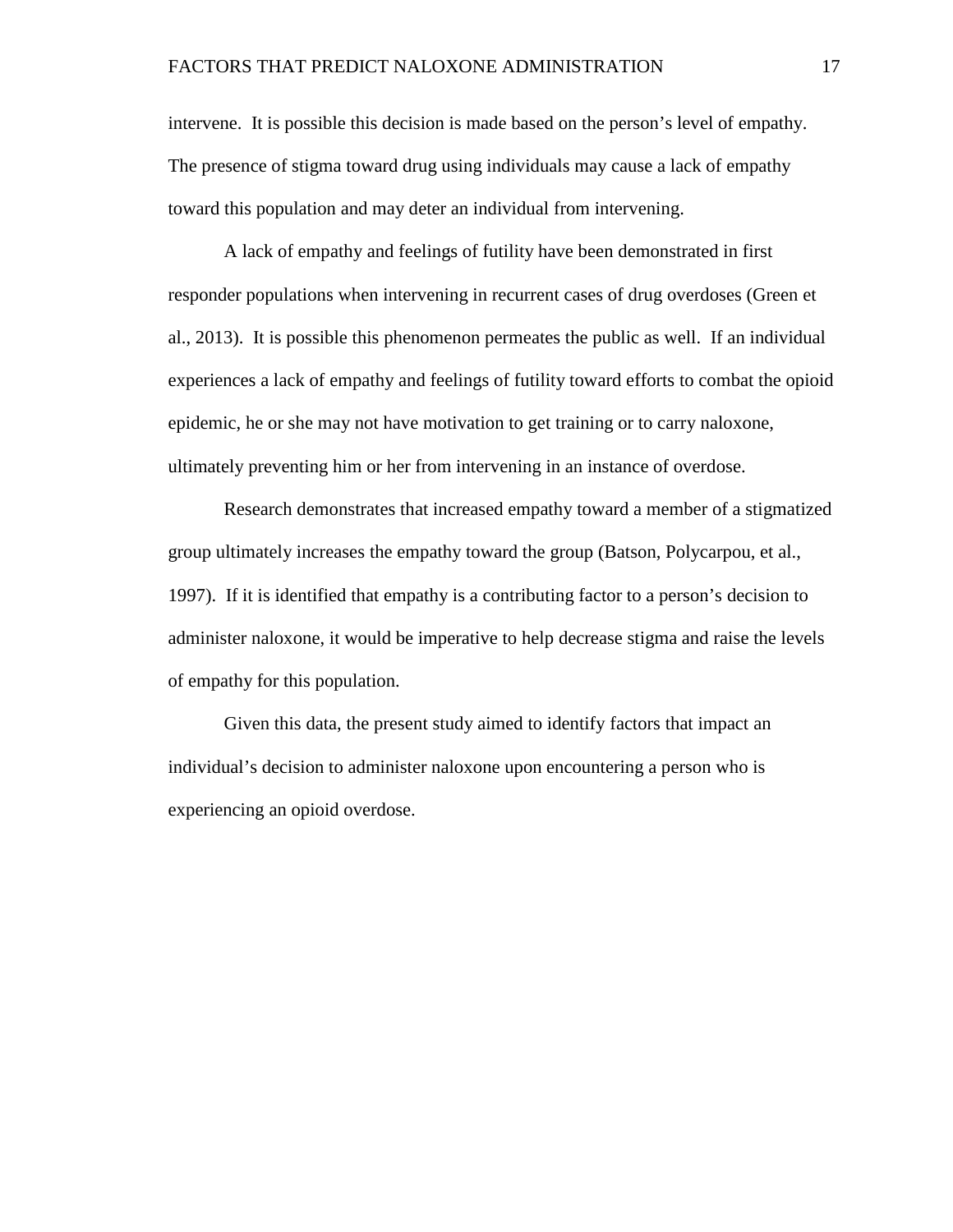intervene. It is possible this decision is made based on the person's level of empathy. The presence of stigma toward drug using individuals may cause a lack of empathy toward this population and may deter an individual from intervening.

A lack of empathy and feelings of futility have been demonstrated in first responder populations when intervening in recurrent cases of drug overdoses (Green et al., 2013). It is possible this phenomenon permeates the public as well. If an individual experiences a lack of empathy and feelings of futility toward efforts to combat the opioid epidemic, he or she may not have motivation to get training or to carry naloxone, ultimately preventing him or her from intervening in an instance of overdose.

Research demonstrates that increased empathy toward a member of a stigmatized group ultimately increases the empathy toward the group (Batson, Polycarpou, et al., 1997). If it is identified that empathy is a contributing factor to a person's decision to administer naloxone, it would be imperative to help decrease stigma and raise the levels of empathy for this population.

Given this data, the present study aimed to identify factors that impact an individual's decision to administer naloxone upon encountering a person who is experiencing an opioid overdose.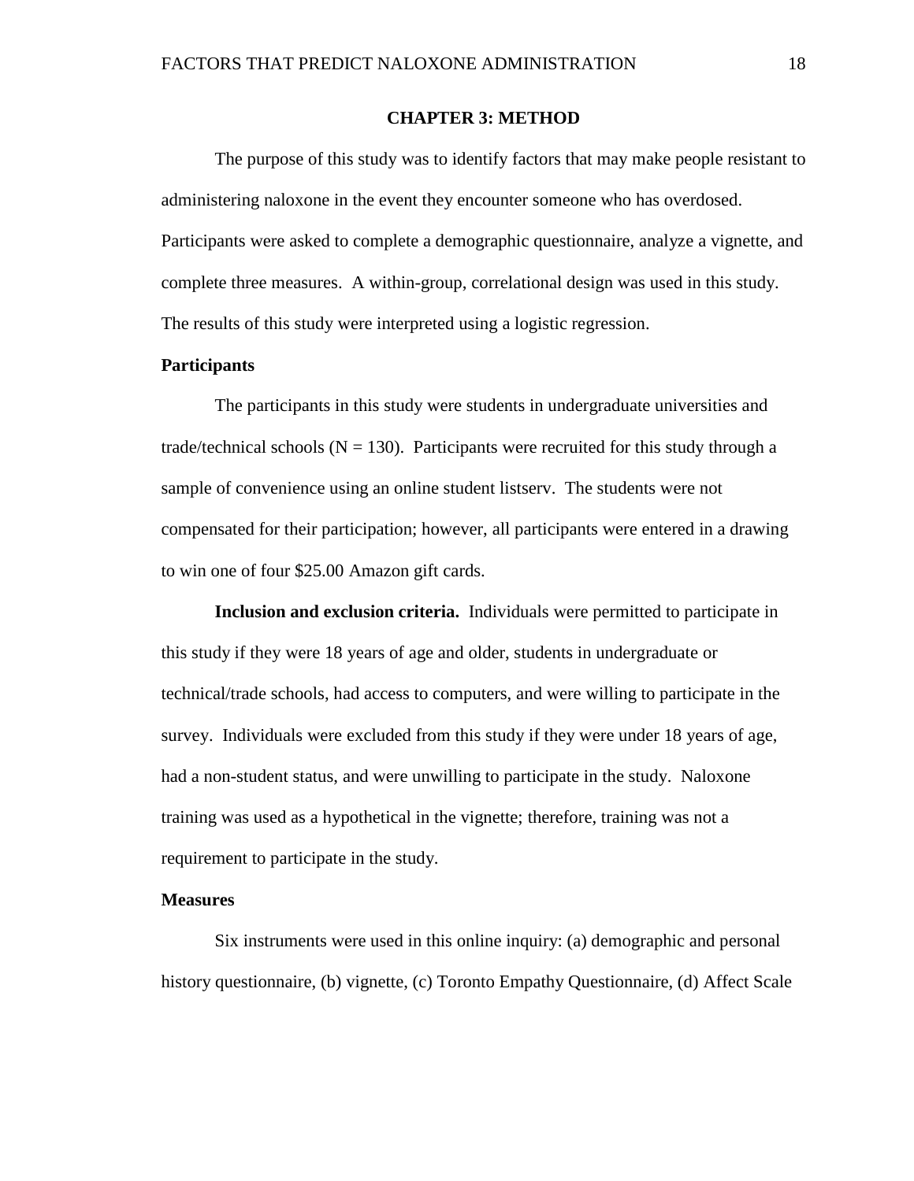# CHAPTER 3: METHOD

The purpose of this study was to identify factors that may make people resistant to administering naloxone in the event they encounter someone who has overdosed. Participants were asked to complete a demographic questionnaire, analyze a vignette, and complete three measures. A within-group, correlational design was used in this study. The results of this study were interpreted using a logistic regression.

## Participants

The participants in this study were students in undergraduate universities and trade/technical schools (N = 130). Participants were recruited for this study through a sample of convenience using an online student listserv. The students were not compensated for their participation; however, all participants were entered in a drawing to win one of four $25.00 Amazon gift cards.

**Inclusion and exclusion criteria.** Individuals were permitted to participate in this study if they were 18 years of age and older, students in undergraduate or technical/trade schools, had access to computers, and were willing to participate in the survey. Individuals were excluded from this study if they were under 18 years of age, had a non-student status, and were unwilling to participate in the study. Naloxone training was used as a hypothetical in the vignette; therefore, training was not a requirement to participate in the study.

## Measures

Six instruments were used in this online inquiry: (a) demographic and personal history questionnaire, (b) vignette, (c) Toronto Empathy Questionnaire, (d) Affect Scale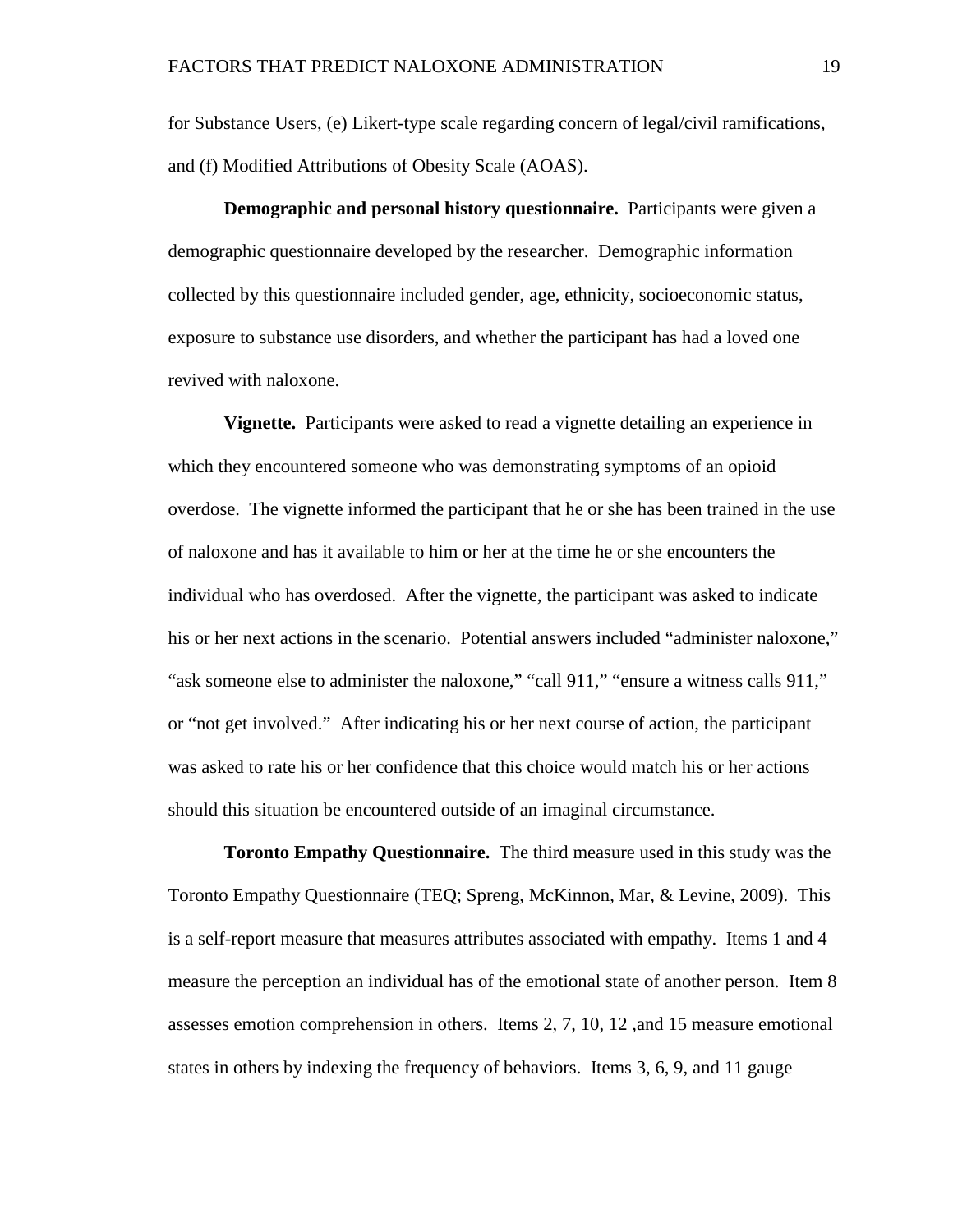for Substance Users, (e) Likert-type scale regarding concern of legal/civil ramifications, and (f) Modified Attributions of Obesity Scale (AOAS).

**Demographic and personal history questionnaire.** Participants were given a demographic questionnaire developed by the researcher. Demographic information collected by this questionnaire included gender, age, ethnicity, socioeconomic status, exposure to substance use disorders, and whether the participant has had a loved one revived with naloxone.

**Vignette.** Participants were asked to read a vignette detailing an experience in which they encountered someone who was demonstrating symptoms of an opioid overdose. The vignette informed the participant that he or she has been trained in the use of naloxone and has it available to him or her at the time he or she encounters the individual who has overdosed. After the vignette, the participant was asked to indicate his or her next actions in the scenario. Potential answers included "administer naloxone," "ask someone else to administer the naloxone," "call 911," "ensure a witness calls 911," or "not get involved." After indicating his or her next course of action, the participant was asked to rate his or her confidence that this choice would match his or her actions should this situation be encountered outside of an imaginal circumstance.

**Toronto Empathy Questionnaire.** The third measure used in this study was the Toronto Empathy Questionnaire (TEQ; Spreng, McKinnon, Mar, & Levine, 2009). This is a self-report measure that measures attributes associated with empathy. Items 1 and 4 measure the perception an individual has of the emotional state of another person. Item 8 assesses emotion comprehension in others. Items 2, 7, 10, 12 ,and 15 measure emotional states in others by indexing the frequency of behaviors. Items 3, 6, 9, and 11 gauge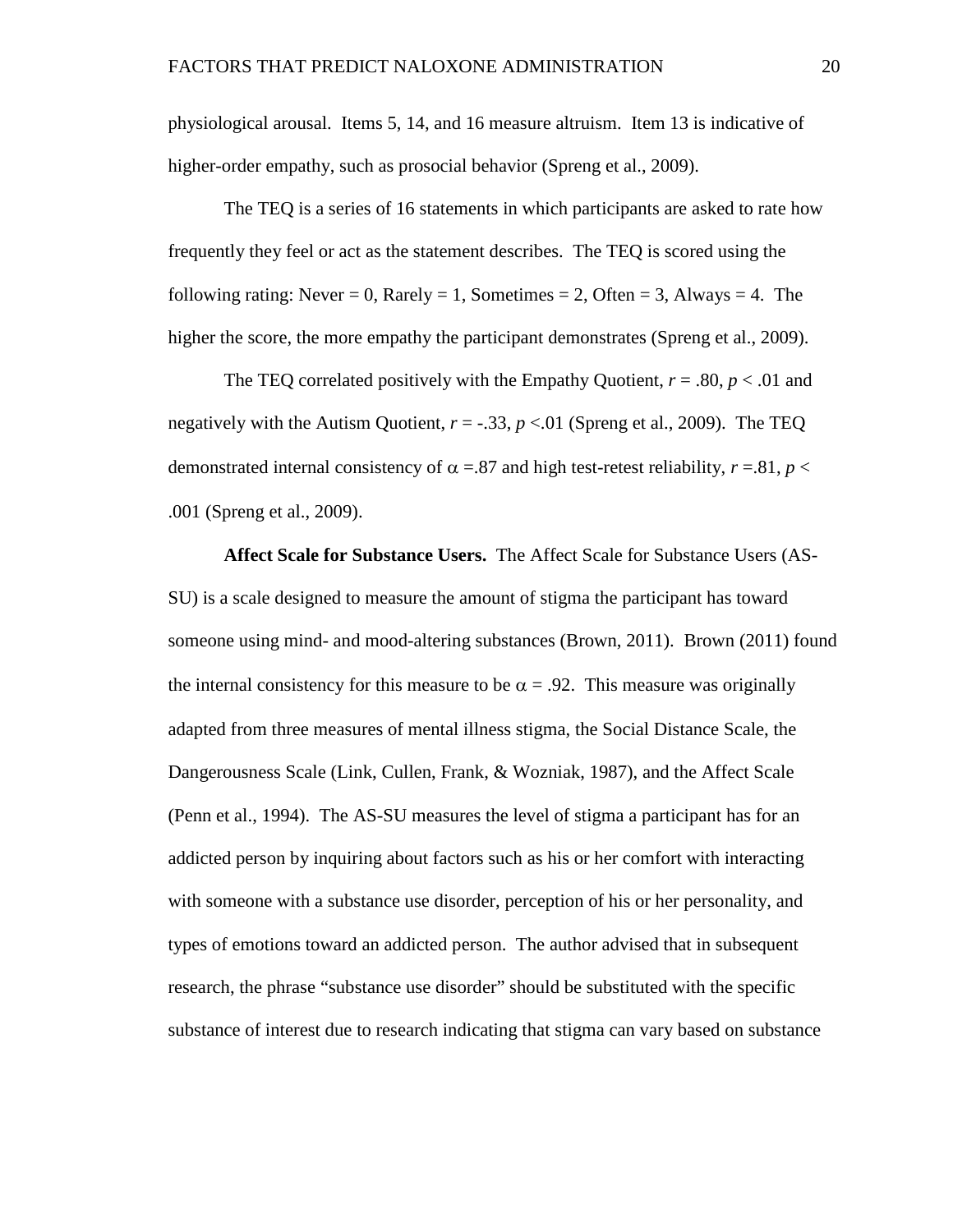physiological arousal. Items 5, 14, and 16 measure altruism. Item 13 is indicative of higher-order empathy, such as prosocial behavior (Spreng et al., 2009).

The TEQ is a series of 16 statements in which participants are asked to rate how frequently they feel or act as the statement describes. The TEQ is scored using the following rating: Never = 0, Rarely = 1, Sometimes = 2, Often = 3, Always = 4. The higher the score, the more empathy the participant demonstrates (Spreng et al., 2009).

The TEQ correlated positively with the Empathy Quotient, $r = .80$, $p < .01$ and negatively with the Autism Quotient, $r = -.33$, $p < .01$ (Spreng et al., 2009). The TEQ demonstrated internal consistency of $\alpha = .87$ and high test-retest reliability, $r = .81$, $p < .001$ (Spreng et al., 2009).

**Affect Scale for Substance Users.** The Affect Scale for Substance Users (AS-SU) is a scale designed to measure the amount of stigma the participant has toward someone using mind- and mood-altering substances (Brown, 2011). Brown (2011) found the internal consistency for this measure to be $\alpha = .92$. This measure was originally adapted from three measures of mental illness stigma, the Social Distance Scale, the Dangerousness Scale (Link, Cullen, Frank, & Wozniak, 1987), and the Affect Scale (Penn et al., 1994). The AS-SU measures the level of stigma a participant has for an addicted person by inquiring about factors such as his or her comfort with interacting with someone with a substance use disorder, perception of his or her personality, and types of emotions toward an addicted person. The author advised that in subsequent research, the phrase "substance use disorder" should be substituted with the specific substance of interest due to research indicating that stigma can vary based on substance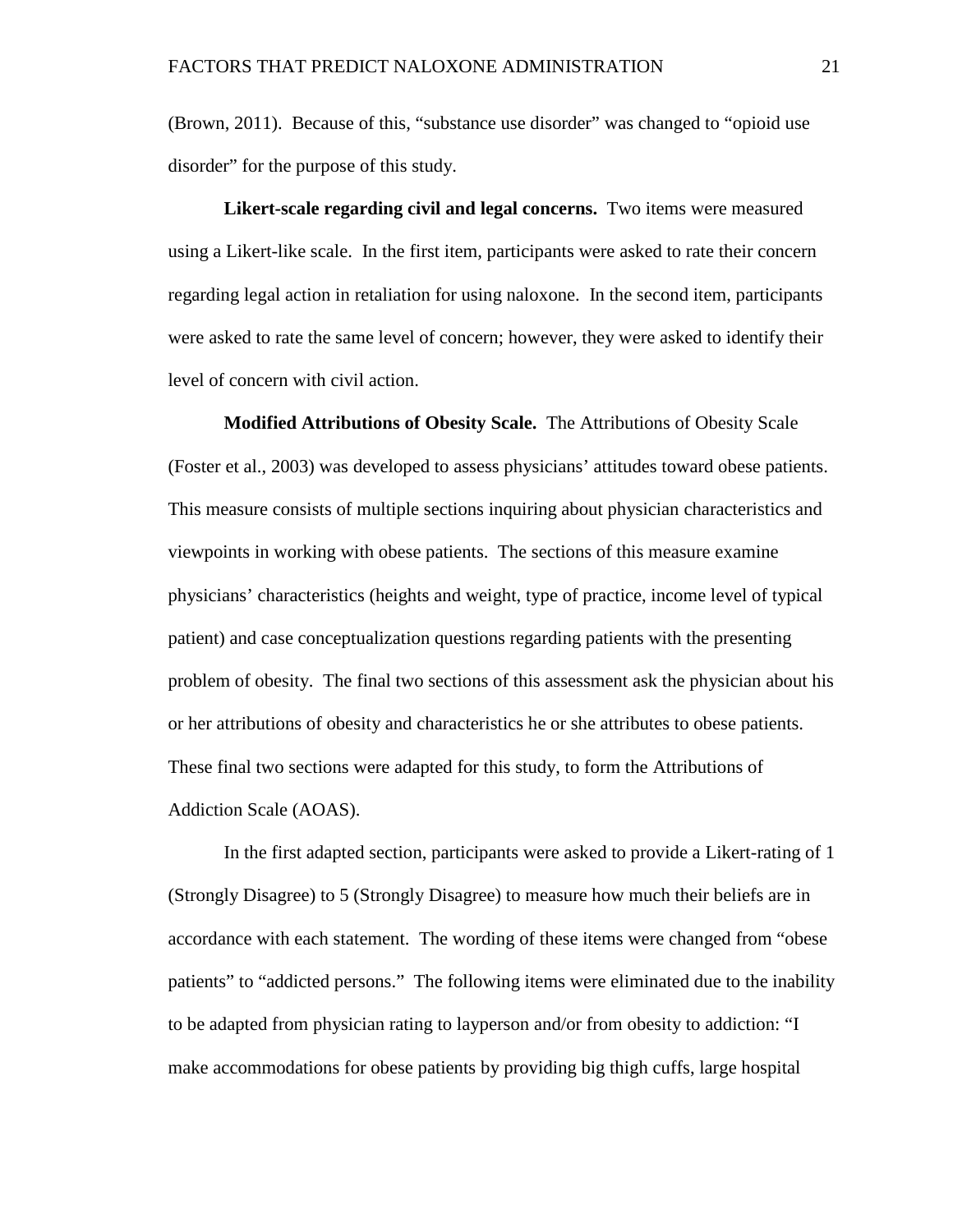(Brown, 2011). Because of this, "substance use disorder" was changed to "opioid use disorder" for the purpose of this study.

**Likert-scale regarding civil and legal concerns.** Two items were measured using a Likert-like scale. In the first item, participants were asked to rate their concern regarding legal action in retaliation for using naloxone. In the second item, participants were asked to rate the same level of concern; however, they were asked to identify their level of concern with civil action.

**Modified Attributions of Obesity Scale.** The Attributions of Obesity Scale (Foster et al., 2003) was developed to assess physicians' attitudes toward obese patients. This measure consists of multiple sections inquiring about physician characteristics and viewpoints in working with obese patients. The sections of this measure examine physicians' characteristics (heights and weight, type of practice, income level of typical patient) and case conceptualization questions regarding patients with the presenting problem of obesity. The final two sections of this assessment ask the physician about his or her attributions of obesity and characteristics he or she attributes to obese patients. These final two sections were adapted for this study, to form the Attributions of Addiction Scale (AOAS).

In the first adapted section, participants were asked to provide a Likert-rating of 1 (Strongly Disagree) to 5 (Strongly Disagree) to measure how much their beliefs are in accordance with each statement. The wording of these items were changed from "obese patients" to "addicted persons." The following items were eliminated due to the inability to be adapted from physician rating to layperson and/or from obesity to addiction: "I make accommodations for obese patients by providing big thigh cuffs, large hospital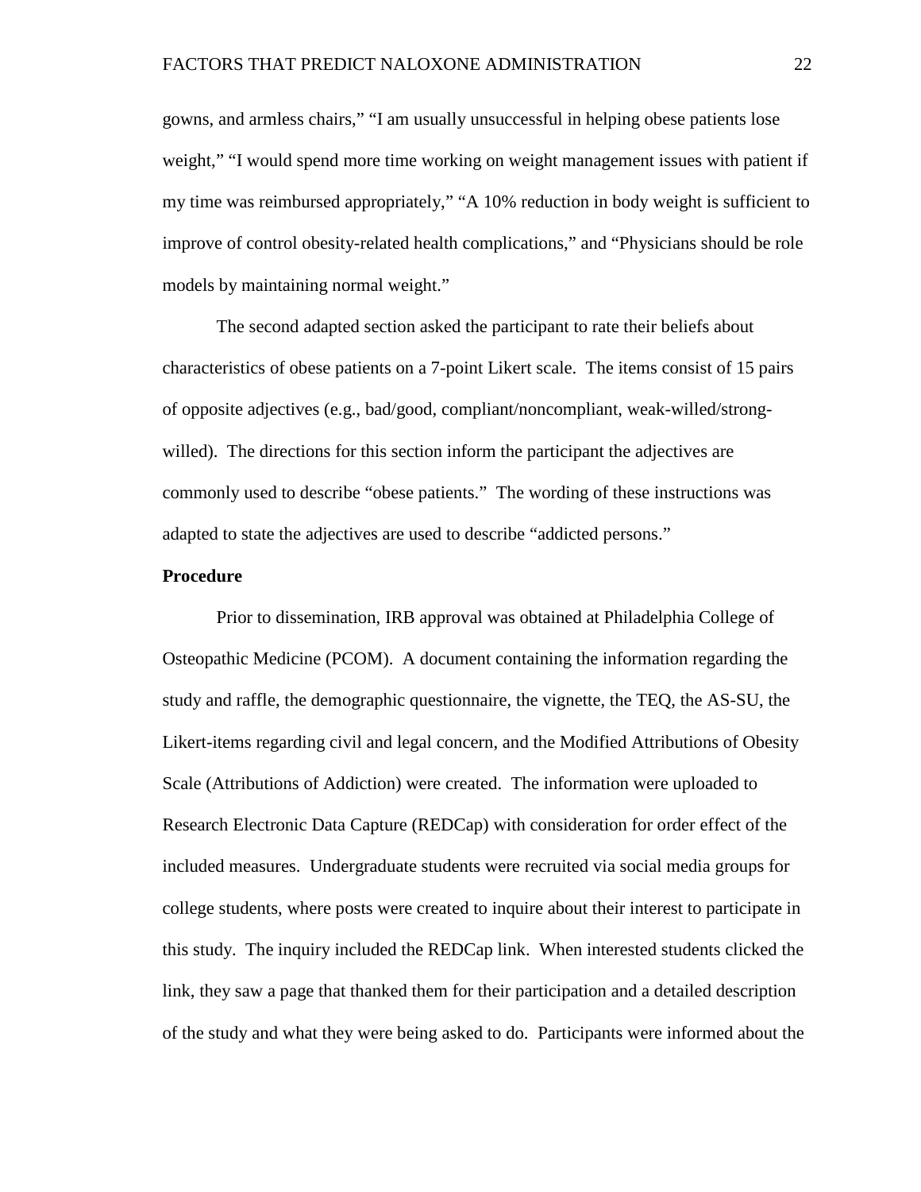gowns, and armless chairs," "I am usually unsuccessful in helping obese patients lose weight," "I would spend more time working on weight management issues with patient if my time was reimbursed appropriately," "A 10% reduction in body weight is sufficient to improve of control obesity-related health complications," and "Physicians should be role models by maintaining normal weight."

The second adapted section asked the participant to rate their beliefs about characteristics of obese patients on a 7-point Likert scale. The items consist of 15 pairs of opposite adjectives (e.g., bad/good, compliant/noncompliant, weak-willed/strong-willed). The directions for this section inform the participant the adjectives are commonly used to describe "obese patients." The wording of these instructions was adapted to state the adjectives are used to describe "addicted persons."

**Procedure**

Prior to dissemination, IRB approval was obtained at Philadelphia College of Osteopathic Medicine (PCOM). A document containing the information regarding the study and raffle, the demographic questionnaire, the vignette, the TEQ, the AS-SU, the Likert-items regarding civil and legal concern, and the Modified Attributions of Obesity Scale (Attributions of Addiction) were created. The information were uploaded to Research Electronic Data Capture (REDCap) with consideration for order effect of the included measures. Undergraduate students were recruited via social media groups for college students, where posts were created to inquire about their interest to participate in this study. The inquiry included the REDCap link. When interested students clicked the link, they saw a page that thanked them for their participation and a detailed description of the study and what they were being asked to do. Participants were informed about the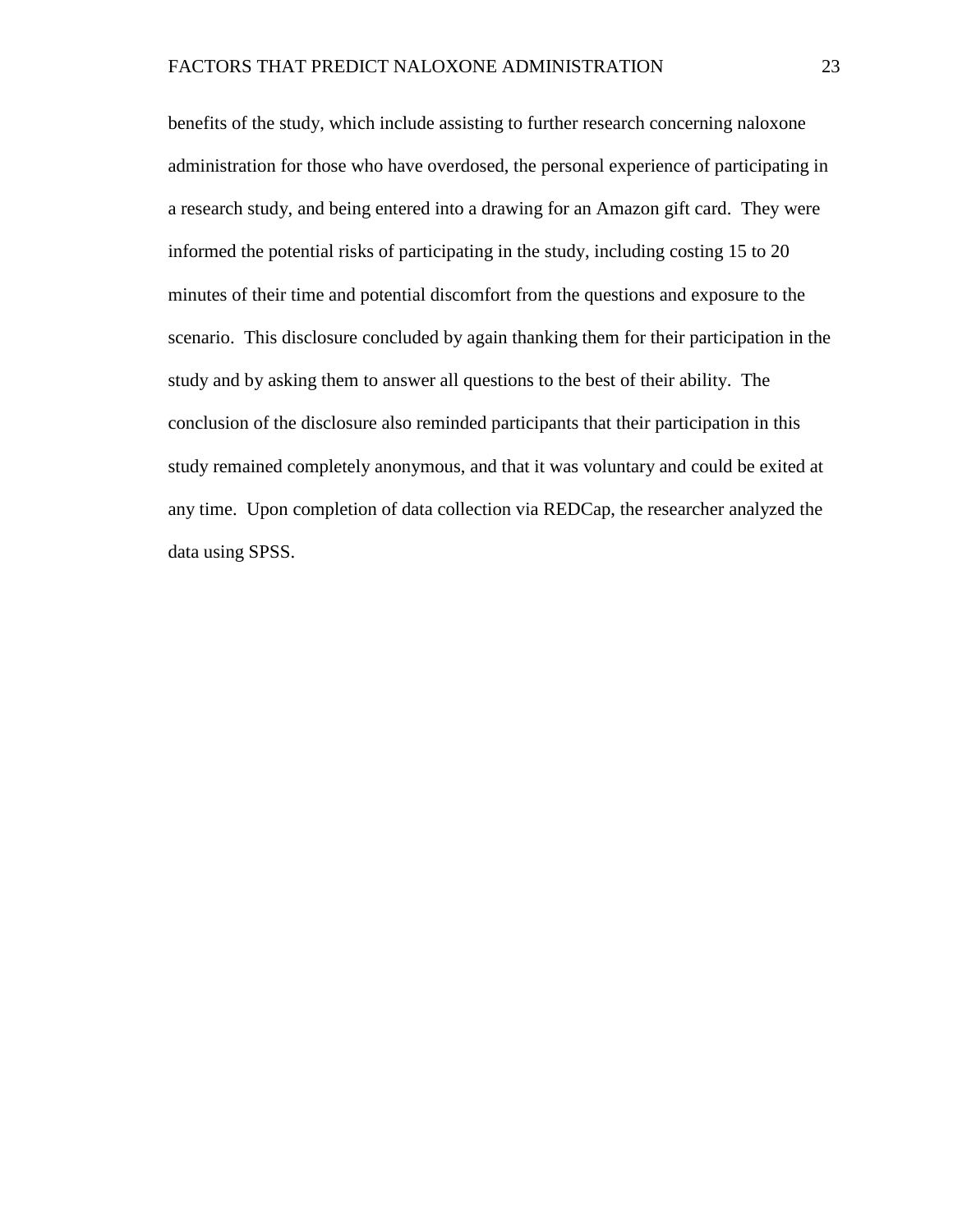benefits of the study, which include assisting to further research concerning naloxone administration for those who have overdosed, the personal experience of participating in a research study, and being entered into a drawing for an Amazon gift card. They were informed the potential risks of participating in the study, including costing 15 to 20 minutes of their time and potential discomfort from the questions and exposure to the scenario. This disclosure concluded by again thanking them for their participation in the study and by asking them to answer all questions to the best of their ability. The conclusion of the disclosure also reminded participants that their participation in this study remained completely anonymous, and that it was voluntary and could be exited at any time. Upon completion of data collection via REDCap, the researcher analyzed the data using SPSS.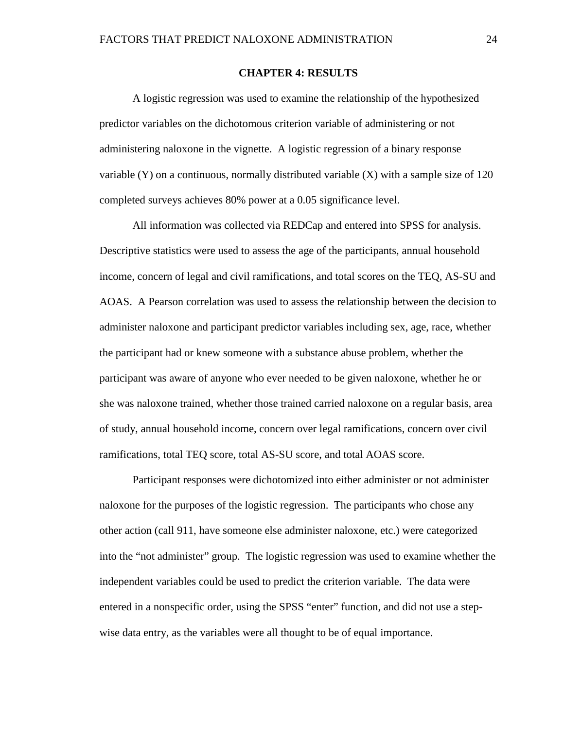# CHAPTER 4: RESULTS

A logistic regression was used to examine the relationship of the hypothesized predictor variables on the dichotomous criterion variable of administering or not administering naloxone in the vignette. A logistic regression of a binary response variable (Y) on a continuous, normally distributed variable (X) with a sample size of 120 completed surveys achieves 80% power at a 0.05 significance level.

All information was collected via REDCap and entered into SPSS for analysis. Descriptive statistics were used to assess the age of the participants, annual household income, concern of legal and civil ramifications, and total scores on the TEQ, AS-SU and AOAS. A Pearson correlation was used to assess the relationship between the decision to administer naloxone and participant predictor variables including sex, age, race, whether the participant had or knew someone with a substance abuse problem, whether the participant was aware of anyone who ever needed to be given naloxone, whether he or she was naloxone trained, whether those trained carried naloxone on a regular basis, area of study, annual household income, concern over legal ramifications, concern over civil ramifications, total TEQ score, total AS-SU score, and total AOAS score.

Participant responses were dichotomized into either administer or not administer naloxone for the purposes of the logistic regression. The participants who chose any other action (call 911, have someone else administer naloxone, etc.) were categorized into the "not administer" group. The logistic regression was used to examine whether the independent variables could be used to predict the criterion variable. The data were entered in a nonspecific order, using the SPSS "enter" function, and did not use a step-wise data entry, as the variables were all thought to be of equal importance.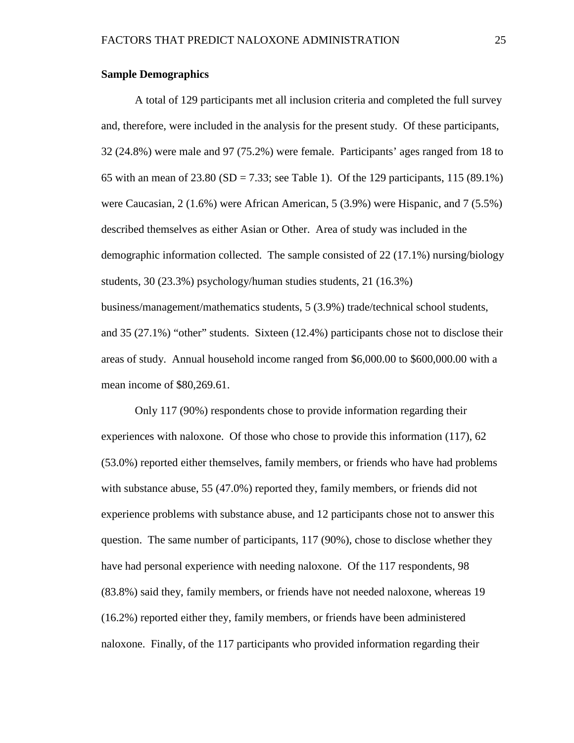**Sample Demographics**

A total of 129 participants met all inclusion criteria and completed the full survey and, therefore, were included in the analysis for the present study. Of these participants, 32 (24.8%) were male and 97 (75.2%) were female. Participants' ages ranged from 18 to 65 with an mean of 23.80 (SD = 7.33; see Table 1). Of the 129 participants, 115 (89.1%) were Caucasian, 2 (1.6%) were African American, 5 (3.9%) were Hispanic, and 7 (5.5%) described themselves as either Asian or Other. Area of study was included in the demographic information collected. The sample consisted of 22 (17.1%) nursing/biology students, 30 (23.3%) psychology/human studies students, 21 (16.3%) business/management/mathematics students, 5 (3.9%) trade/technical school students, and 35 (27.1%) "other" students. Sixteen (12.4%) participants chose not to disclose their areas of study. Annual household income ranged from $6,000.00 to $600,000.00 with a mean income of $80,269.61.

Only 117 (90%) respondents chose to provide information regarding their experiences with naloxone. Of those who chose to provide this information (117), 62 (53.0%) reported either themselves, family members, or friends who have had problems with substance abuse, 55 (47.0%) reported they, family members, or friends did not experience problems with substance abuse, and 12 participants chose not to answer this question. The same number of participants, 117 (90%), chose to disclose whether they have had personal experience with needing naloxone. Of the 117 respondents, 98 (83.8%) said they, family members, or friends have not needed naloxone, whereas 19 (16.2%) reported either they, family members, or friends have been administered naloxone. Finally, of the 117 participants who provided information regarding their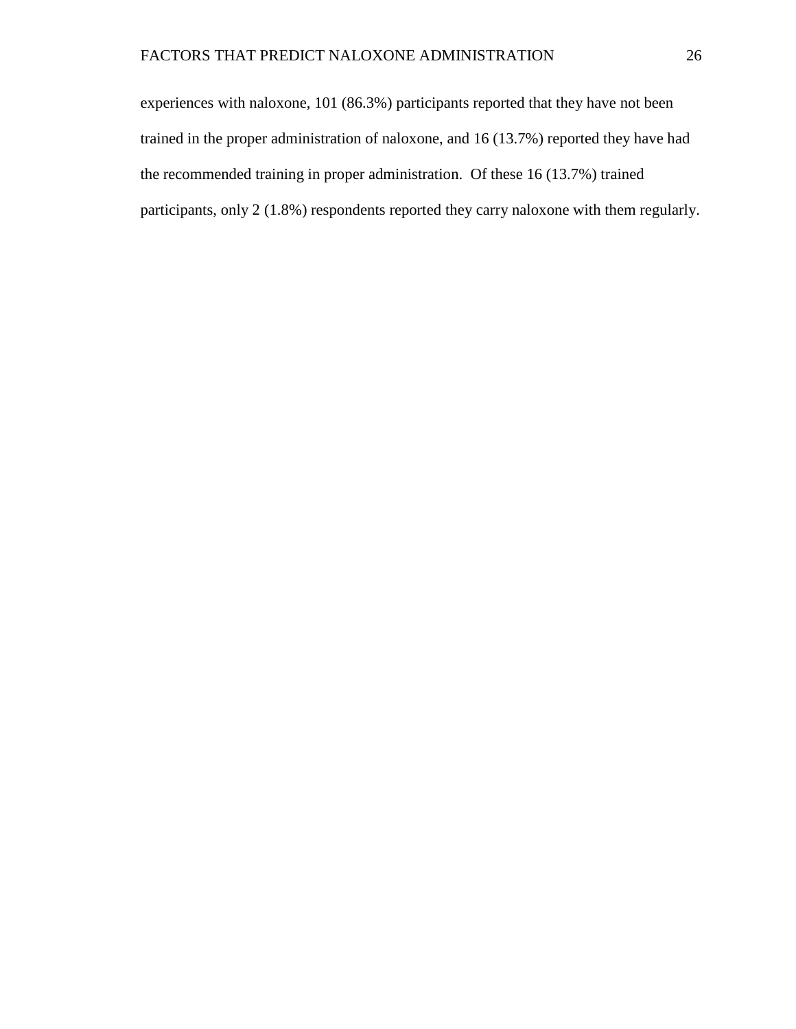experiences with naloxone, 101 (86.3%) participants reported that they have not been trained in the proper administration of naloxone, and 16 (13.7%) reported they have had the recommended training in proper administration. Of these 16 (13.7%) trained participants, only 2 (1.8%) respondents reported they carry naloxone with them regularly.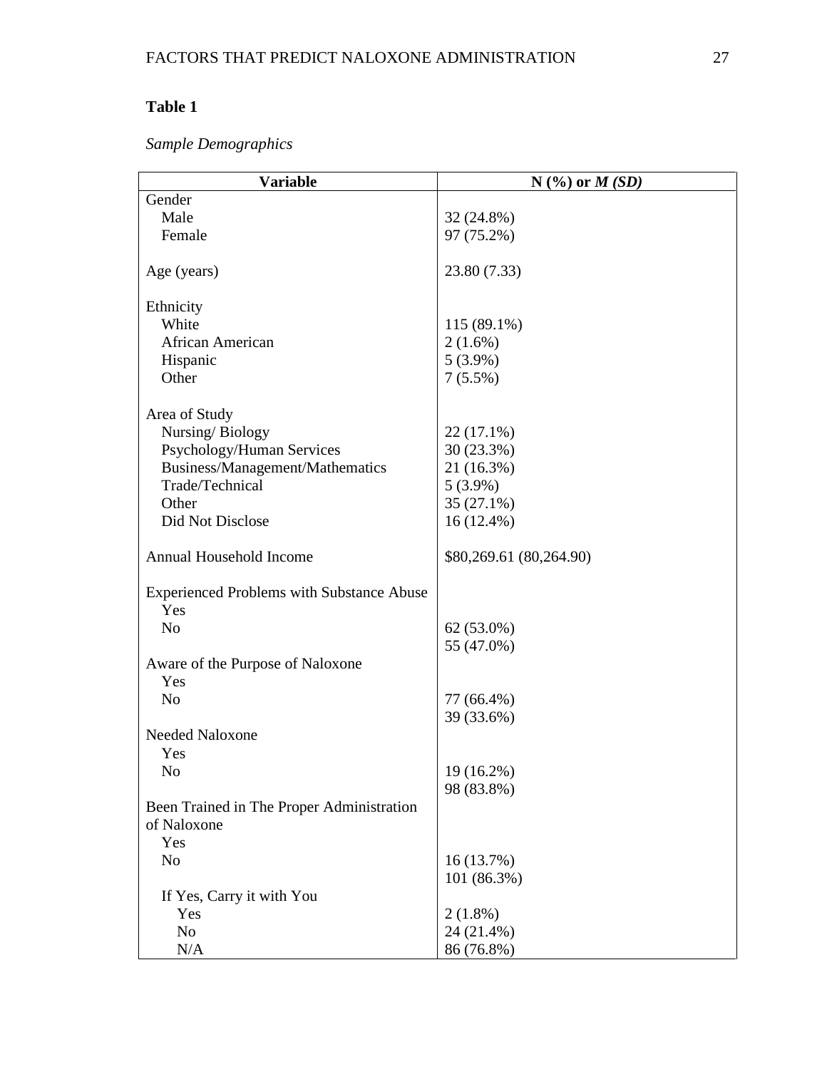**Table 1**

*Sample Demographics*

| Variable | N (%) or *M (SD)* |
|---|---|
| Gender | |
| Male | 32 (24.8%) |
| Female | 97 (75.2%) |
| | |
| Age (years) | 23.80 (7.33) |
| | |
| Ethnicity | |
| White | 115 (89.1%) |
| African American | 2 (1.6%) |
| Hispanic | 5 (3.9%) |
| Other | 7 (5.5%) |
| | |
| Area of Study | |
| Nursing/ Biology | 22 (17.1%) |
| Psychology/Human Services | 30 (23.3%) |
| Business/Management/Mathematics | 21 (16.3%) |
| Trade/Technical | 5 (3.9%) |
| Other | 35 (27.1%) |
| Did Not Disclose | 16 (12.4%) |
| | |
| Annual Household Income | $80,269.61 (80,264.90) |
| | |
| Experienced Problems with Substance Abuse | |
| Yes | 62 (53.0%) |
| No | 55 (47.0%) |
| Aware of the Purpose of Naloxone | |
| Yes | 77 (66.4%) |
| No | 39 (33.6%) |
| Needed Naloxone | |
| Yes | 19 (16.2%) |
| No | 98 (83.8%) |
| Been Trained in The Proper Administration of Naloxone | |
| Yes | 16 (13.7%) |
| No | 101 (86.3%) |
| If Yes, Carry it with You | |
| Yes | 2 (1.8%) |
| No | 24 (21.4%) |
| N/A | 86 (76.8%) |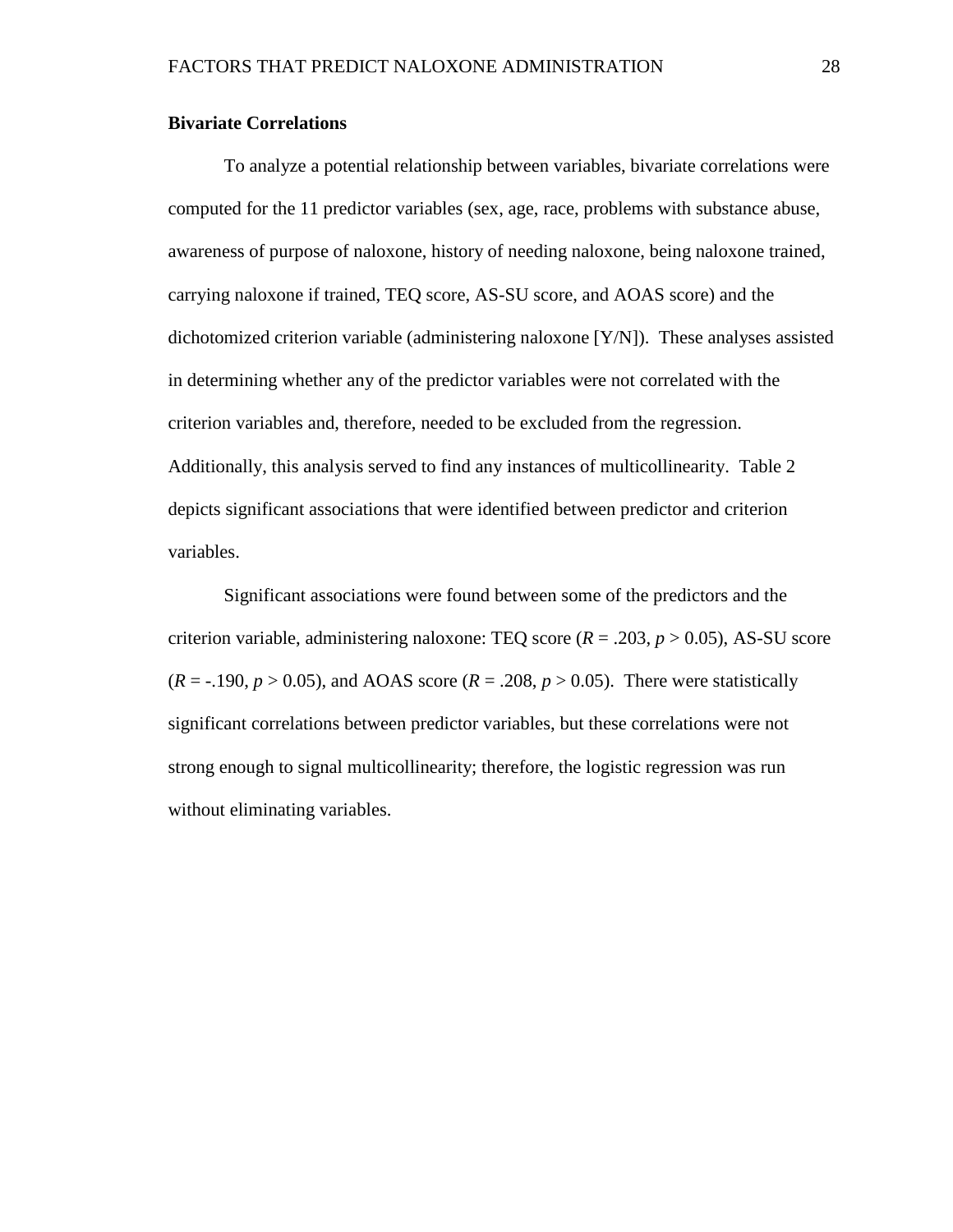**Bivariate Correlations**

To analyze a potential relationship between variables, bivariate correlations were computed for the 11 predictor variables (sex, age, race, problems with substance abuse, awareness of purpose of naloxone, history of needing naloxone, being naloxone trained, carrying naloxone if trained, TEQ score, AS-SU score, and AOAS score) and the dichotomized criterion variable (administering naloxone [Y/N]). These analyses assisted in determining whether any of the predictor variables were not correlated with the criterion variables and, therefore, needed to be excluded from the regression. Additionally, this analysis served to find any instances of multicollinearity. Table 2 depicts significant associations that were identified between predictor and criterion variables.

Significant associations were found between some of the predictors and the criterion variable, administering naloxone: TEQ score ($R = .203$, $p > 0.05$), AS-SU score ($R = -.190$, $p > 0.05$), and AOAS score ($R = .208$, $p > 0.05$). There were statistically significant correlations between predictor variables, but these correlations were not strong enough to signal multicollinearity; therefore, the logistic regression was run without eliminating variables.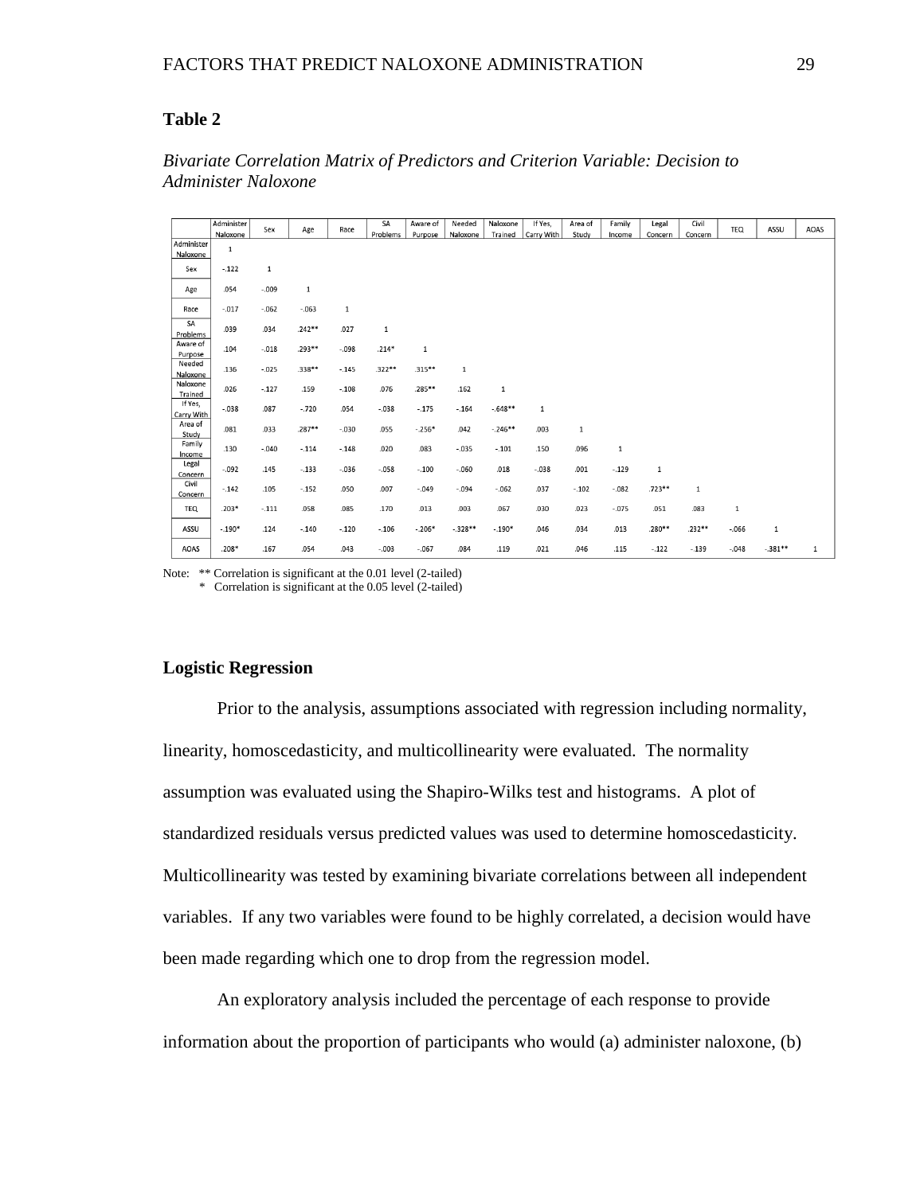**Table 2**

*Bivariate Correlation Matrix of Predictors and Criterion Variable: Decision to Administer Naloxone*

| | Administer Naloxone | Sex | Age | Race | SA Problems | Aware of Purpose | Needed Naloxone | Naloxone Trained | If Yes, Carry With | Area of Study | Family Income | Legal Concern | Civil Concern | TEQ | ASSU | AOAS |
|---|---|---|---|---|---|---|---|---|---|---|---|---|---|---|---|---|
| Administer Naloxone | 1 | | | | | | | | | | | | | | | |
| Sex | -.122 | 1 | | | | | | | | | | | | | | |
| Age | .054 | -.009 | 1 | | | | | | | | | | | | | |
| Race | -.017 | -.062 | -.063 | 1 | | | | | | | | | | | | |
| SA Problems | .039 | .034 | .242** | .027 | 1 | | | | | | | | | | | |
| Aware of Purpose | .104 | -.018 | .293** | -.098 | .214* | 1 | | | | | | | | | | |
| Needed Naloxone | .136 | -.025 | .338** | -.145 | .322** | .315** | 1 | | | | | | | | | |
| Naloxone Trained | .026 | -.127 | .159 | -.108 | .076 | .285** | .162 | 1 | | | | | | | | |
| If Yes, Carry With | -.038 | .087 | -.720 | .054 | -.038 | -.175 | -.164 | -.648** | 1 | | | | | | | |
| Area of Study | .081 | .033 | .287** | -.030 | .055 | -.256* | .042 | -.246** | .003 | 1 | | | | | | |
| Family Income | .130 | -.040 | -.114 | -.148 | .020 | .083 | -.035 | -.101 | .150 | .096 | 1 | | | | | |
| Legal Concern | -.092 | .145 | -.133 | -.036 | -.058 | -.100 | -.060 | .018 | -.038 | .001 | -.129 | 1 | | | | |
| Civil Concern | -.142 | .105 | -.152 | .050 | .007 | -.049 | -.094 | -.062 | .037 | -.102 | -.082 | .723** | 1 | | | |
| TEQ | .203* | -.111 | .058 | .085 | .170 | .013 | .003 | .067 | .030 | .023 | -.075 | .051 | .083 | 1 | | |
| ASSU | -.190* | .124 | -.140 | -.120 | -.106 | -.206* | -.328** | -.190* | .046 | .034 | .013 | .280** | .232** | -.066 | 1 | |
| AOAS | .208* | .167 | .054 | .043 | -.003 | -.067 | .084 | .119 | .021 | .046 | .115 | -.122 | -.139 | -.048 | -.381** | 1 |

Note: ** Correlation is significant at the 0.01 level (2-tailed)
\* Correlation is significant at the 0.05 level (2-tailed)

## Logistic Regression

Prior to the analysis, assumptions associated with regression including normality, linearity, homoscedasticity, and multicollinearity were evaluated. The normality assumption was evaluated using the Shapiro-Wilks test and histograms. A plot of standardized residuals versus predicted values was used to determine homoscedasticity. Multicollinearity was tested by examining bivariate correlations between all independent variables. If any two variables were found to be highly correlated, a decision would have been made regarding which one to drop from the regression model.

An exploratory analysis included the percentage of each response to provide information about the proportion of participants who would (a) administer naloxone, (b)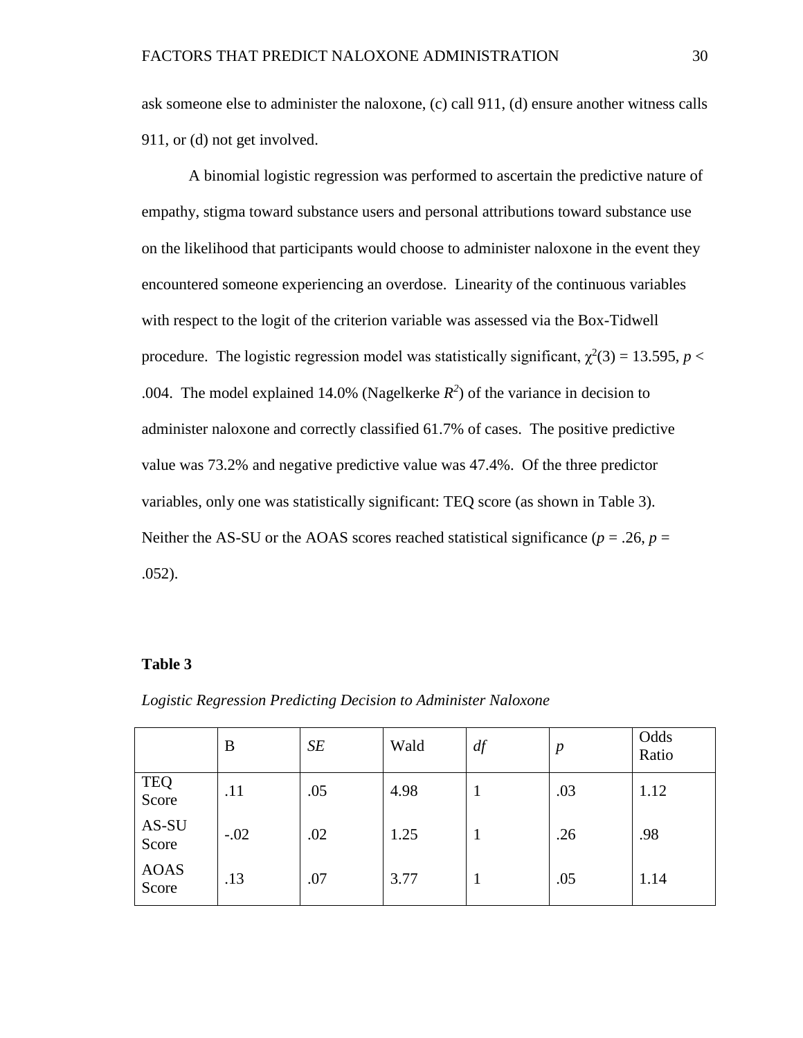ask someone else to administer the naloxone, (c) call 911, (d) ensure another witness calls 911, or (d) not get involved.

A binomial logistic regression was performed to ascertain the predictive nature of empathy, stigma toward substance users and personal attributions toward substance use on the likelihood that participants would choose to administer naloxone in the event they encountered someone experiencing an overdose. Linearity of the continuous variables with respect to the logit of the criterion variable was assessed via the Box-Tidwell procedure. The logistic regression model was statistically significant, $\chi^2(3) = 13.595$, $p < .004$. The model explained 14.0% (Nagelkerke $R^2$) of the variance in decision to administer naloxone and correctly classified 61.7% of cases. The positive predictive value was 73.2% and negative predictive value was 47.4%. Of the three predictor variables, only one was statistically significant: TEQ score (as shown in Table 3). Neither the AS-SU or the AOAS scores reached statistical significance ($p = .26$, $p = .052$).

**Table 3**

*Logistic Regression Predicting Decision to Administer Naloxone*

| | B | *SE* | Wald | *df* | *p* | Odds Ratio |
|---|---|---|---|---|---|---|
| TEQ Score | .11 | .05 | 4.98 | 1 | .03 | 1.12 |
| AS-SU Score | -.02 | .02 | 1.25 | 1 | .26 | .98 |
| AOAS Score | .13 | .07 | 3.77 | 1 | .05 | 1.14 |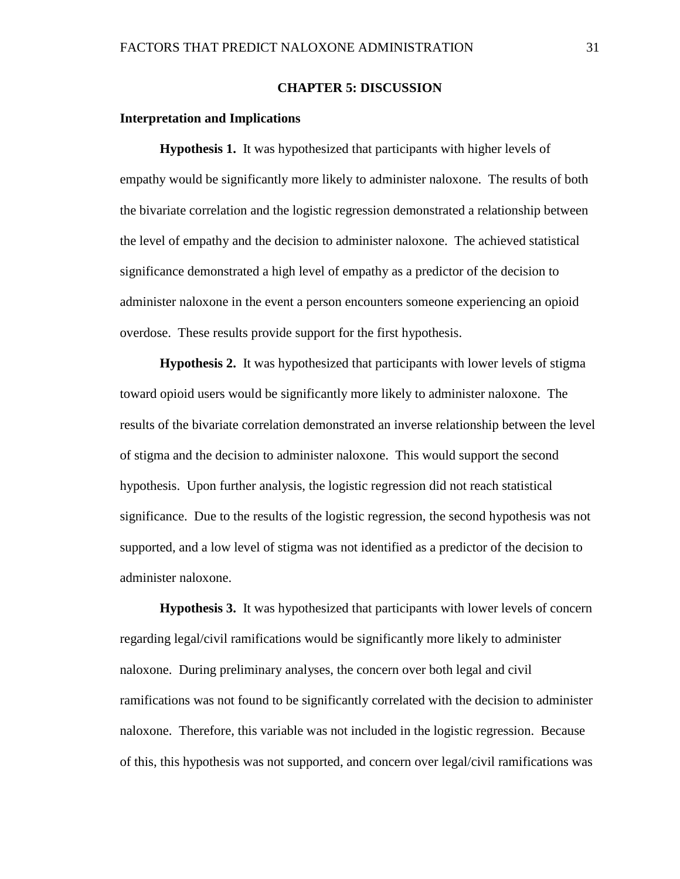# CHAPTER 5: DISCUSSION

## Interpretation and Implications

**Hypothesis 1.** It was hypothesized that participants with higher levels of empathy would be significantly more likely to administer naloxone. The results of both the bivariate correlation and the logistic regression demonstrated a relationship between the level of empathy and the decision to administer naloxone. The achieved statistical significance demonstrated a high level of empathy as a predictor of the decision to administer naloxone in the event a person encounters someone experiencing an opioid overdose. These results provide support for the first hypothesis.

**Hypothesis 2.** It was hypothesized that participants with lower levels of stigma toward opioid users would be significantly more likely to administer naloxone. The results of the bivariate correlation demonstrated an inverse relationship between the level of stigma and the decision to administer naloxone. This would support the second hypothesis. Upon further analysis, the logistic regression did not reach statistical significance. Due to the results of the logistic regression, the second hypothesis was not supported, and a low level of stigma was not identified as a predictor of the decision to administer naloxone.

**Hypothesis 3.** It was hypothesized that participants with lower levels of concern regarding legal/civil ramifications would be significantly more likely to administer naloxone. During preliminary analyses, the concern over both legal and civil ramifications was not found to be significantly correlated with the decision to administer naloxone. Therefore, this variable was not included in the logistic regression. Because of this, this hypothesis was not supported, and concern over legal/civil ramifications was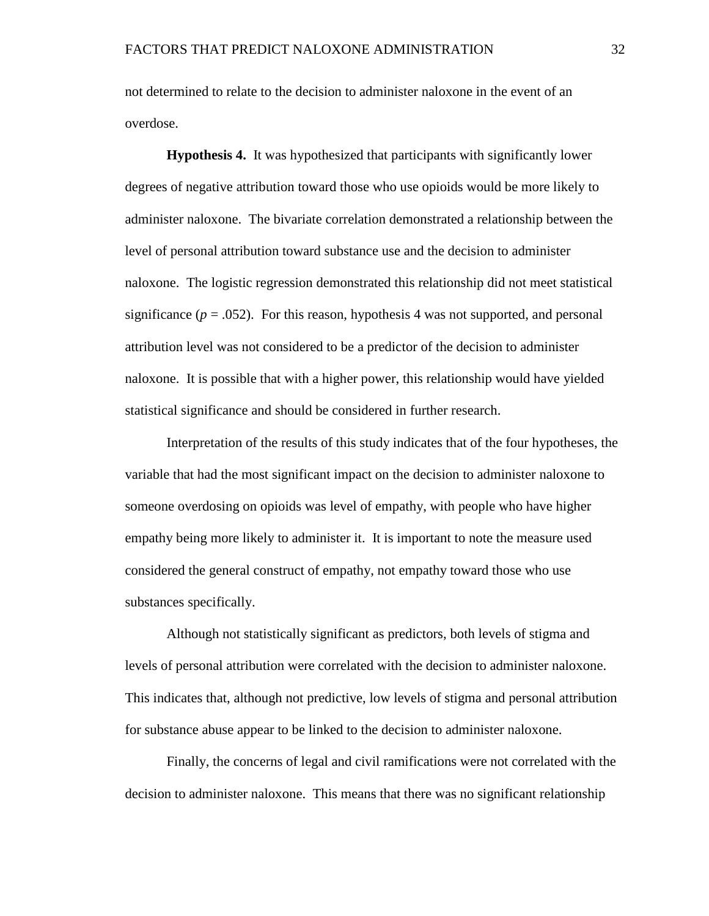not determined to relate to the decision to administer naloxone in the event of an overdose.

**Hypothesis 4.** It was hypothesized that participants with significantly lower degrees of negative attribution toward those who use opioids would be more likely to administer naloxone. The bivariate correlation demonstrated a relationship between the level of personal attribution toward substance use and the decision to administer naloxone. The logistic regression demonstrated this relationship did not meet statistical significance ($p = .052$). For this reason, hypothesis 4 was not supported, and personal attribution level was not considered to be a predictor of the decision to administer naloxone. It is possible that with a higher power, this relationship would have yielded statistical significance and should be considered in further research.

Interpretation of the results of this study indicates that of the four hypotheses, the variable that had the most significant impact on the decision to administer naloxone to someone overdosing on opioids was level of empathy, with people who have higher empathy being more likely to administer it. It is important to note the measure used considered the general construct of empathy, not empathy toward those who use substances specifically.

Although not statistically significant as predictors, both levels of stigma and levels of personal attribution were correlated with the decision to administer naloxone. This indicates that, although not predictive, low levels of stigma and personal attribution for substance abuse appear to be linked to the decision to administer naloxone.

Finally, the concerns of legal and civil ramifications were not correlated with the decision to administer naloxone. This means that there was no significant relationship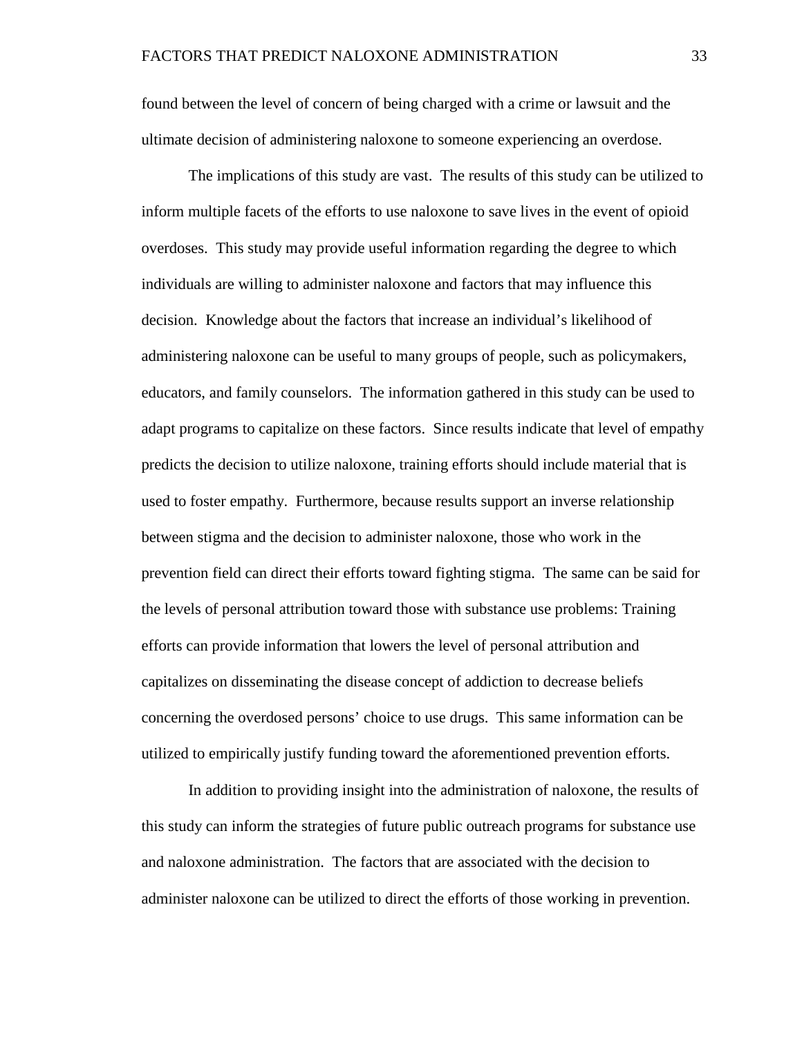found between the level of concern of being charged with a crime or lawsuit and the ultimate decision of administering naloxone to someone experiencing an overdose.

The implications of this study are vast. The results of this study can be utilized to inform multiple facets of the efforts to use naloxone to save lives in the event of opioid overdoses. This study may provide useful information regarding the degree to which individuals are willing to administer naloxone and factors that may influence this decision. Knowledge about the factors that increase an individual's likelihood of administering naloxone can be useful to many groups of people, such as policymakers, educators, and family counselors. The information gathered in this study can be used to adapt programs to capitalize on these factors. Since results indicate that level of empathy predicts the decision to utilize naloxone, training efforts should include material that is used to foster empathy. Furthermore, because results support an inverse relationship between stigma and the decision to administer naloxone, those who work in the prevention field can direct their efforts toward fighting stigma. The same can be said for the levels of personal attribution toward those with substance use problems: Training efforts can provide information that lowers the level of personal attribution and capitalizes on disseminating the disease concept of addiction to decrease beliefs concerning the overdosed persons' choice to use drugs. This same information can be utilized to empirically justify funding toward the aforementioned prevention efforts.

In addition to providing insight into the administration of naloxone, the results of this study can inform the strategies of future public outreach programs for substance use and naloxone administration. The factors that are associated with the decision to administer naloxone can be utilized to direct the efforts of those working in prevention.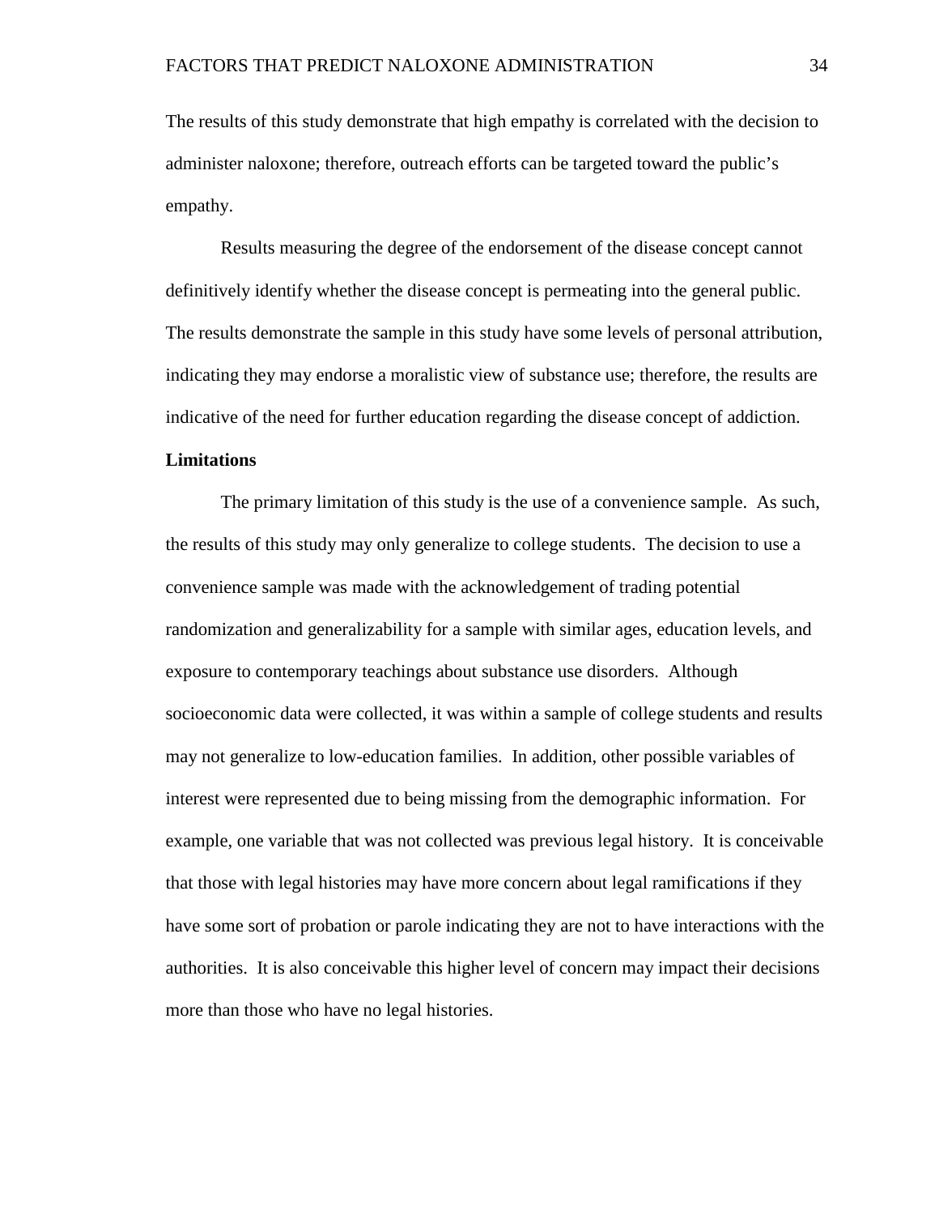The results of this study demonstrate that high empathy is correlated with the decision to administer naloxone; therefore, outreach efforts can be targeted toward the public's empathy.

Results measuring the degree of the endorsement of the disease concept cannot definitively identify whether the disease concept is permeating into the general public. The results demonstrate the sample in this study have some levels of personal attribution, indicating they may endorse a moralistic view of substance use; therefore, the results are indicative of the need for further education regarding the disease concept of addiction.

**Limitations**

The primary limitation of this study is the use of a convenience sample. As such, the results of this study may only generalize to college students. The decision to use a convenience sample was made with the acknowledgement of trading potential randomization and generalizability for a sample with similar ages, education levels, and exposure to contemporary teachings about substance use disorders. Although socioeconomic data were collected, it was within a sample of college students and results may not generalize to low-education families. In addition, other possible variables of interest were represented due to being missing from the demographic information. For example, one variable that was not collected was previous legal history. It is conceivable that those with legal histories may have more concern about legal ramifications if they have some sort of probation or parole indicating they are not to have interactions with the authorities. It is also conceivable this higher level of concern may impact their decisions more than those who have no legal histories.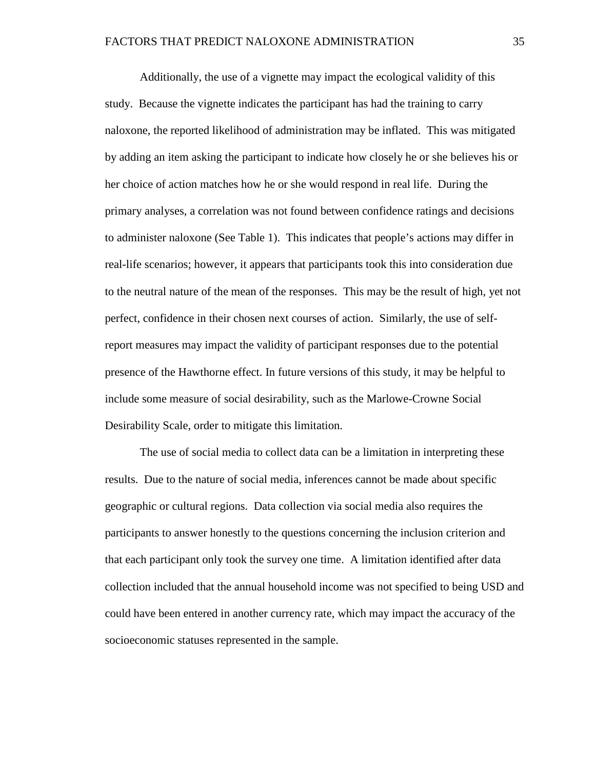Additionally, the use of a vignette may impact the ecological validity of this study. Because the vignette indicates the participant has had the training to carry naloxone, the reported likelihood of administration may be inflated. This was mitigated by adding an item asking the participant to indicate how closely he or she believes his or her choice of action matches how he or she would respond in real life. During the primary analyses, a correlation was not found between confidence ratings and decisions to administer naloxone (See Table 1). This indicates that people's actions may differ in real-life scenarios; however, it appears that participants took this into consideration due to the neutral nature of the mean of the responses. This may be the result of high, yet not perfect, confidence in their chosen next courses of action. Similarly, the use of self-report measures may impact the validity of participant responses due to the potential presence of the Hawthorne effect. In future versions of this study, it may be helpful to include some measure of social desirability, such as the Marlowe-Crowne Social Desirability Scale, order to mitigate this limitation.

The use of social media to collect data can be a limitation in interpreting these results. Due to the nature of social media, inferences cannot be made about specific geographic or cultural regions. Data collection via social media also requires the participants to answer honestly to the questions concerning the inclusion criterion and that each participant only took the survey one time. A limitation identified after data collection included that the annual household income was not specified to being USD and could have been entered in another currency rate, which may impact the accuracy of the socioeconomic statuses represented in the sample.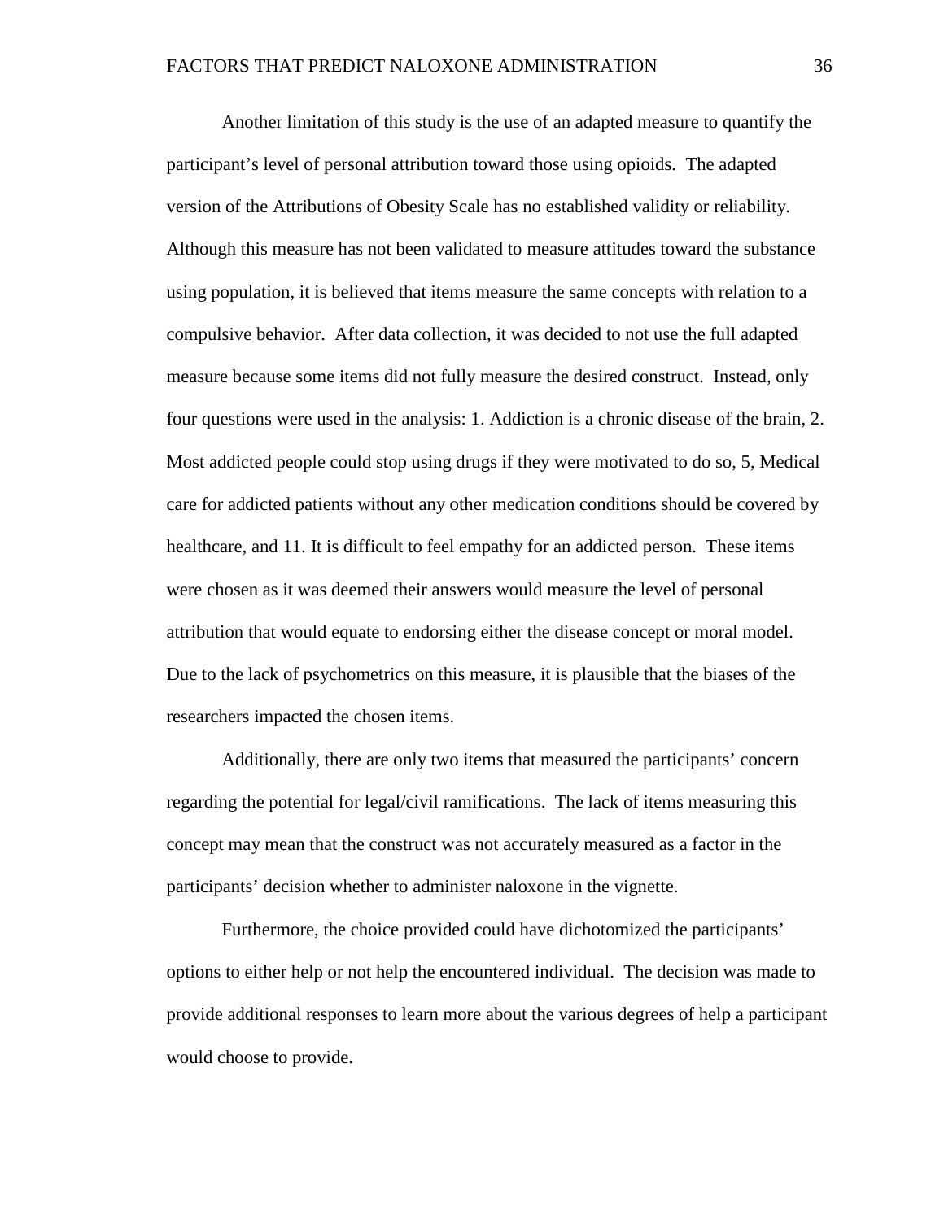Another limitation of this study is the use of an adapted measure to quantify the participant's level of personal attribution toward those using opioids. The adapted version of the Attributions of Obesity Scale has no established validity or reliability. Although this measure has not been validated to measure attitudes toward the substance using population, it is believed that items measure the same concepts with relation to a compulsive behavior. After data collection, it was decided to not use the full adapted measure because some items did not fully measure the desired construct. Instead, only four questions were used in the analysis: 1. Addiction is a chronic disease of the brain, 2. Most addicted people could stop using drugs if they were motivated to do so, 5, Medical care for addicted patients without any other medication conditions should be covered by healthcare, and 11. It is difficult to feel empathy for an addicted person. These items were chosen as it was deemed their answers would measure the level of personal attribution that would equate to endorsing either the disease concept or moral model. Due to the lack of psychometrics on this measure, it is plausible that the biases of the researchers impacted the chosen items.

Additionally, there are only two items that measured the participants' concern regarding the potential for legal/civil ramifications. The lack of items measuring this concept may mean that the construct was not accurately measured as a factor in the participants' decision whether to administer naloxone in the vignette.

Furthermore, the choice provided could have dichotomized the participants' options to either help or not help the encountered individual. The decision was made to provide additional responses to learn more about the various degrees of help a participant would choose to provide.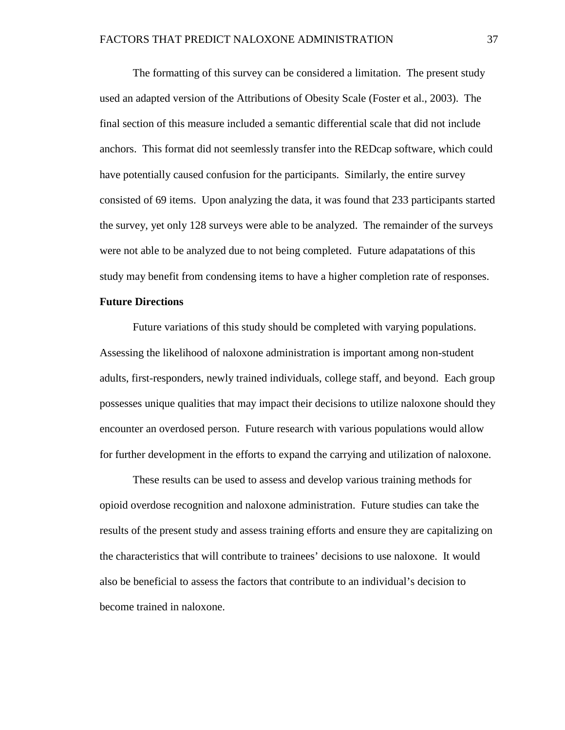The formatting of this survey can be considered a limitation. The present study used an adapted version of the Attributions of Obesity Scale (Foster et al., 2003). The final section of this measure included a semantic differential scale that did not include anchors. This format did not seemlessly transfer into the REDcap software, which could have potentially caused confusion for the participants. Similarly, the entire survey consisted of 69 items. Upon analyzing the data, it was found that 233 participants started the survey, yet only 128 surveys were able to be analyzed. The remainder of the surveys were not able to be analyzed due to not being completed. Future adapatations of this study may benefit from condensing items to have a higher completion rate of responses.

**Future Directions**

Future variations of this study should be completed with varying populations. Assessing the likelihood of naloxone administration is important among non-student adults, first-responders, newly trained individuals, college staff, and beyond. Each group possesses unique qualities that may impact their decisions to utilize naloxone should they encounter an overdosed person. Future research with various populations would allow for further development in the efforts to expand the carrying and utilization of naloxone.

These results can be used to assess and develop various training methods for opioid overdose recognition and naloxone administration. Future studies can take the results of the present study and assess training efforts and ensure they are capitalizing on the characteristics that will contribute to trainees' decisions to use naloxone. It would also be beneficial to assess the factors that contribute to an individual's decision to become trained in naloxone.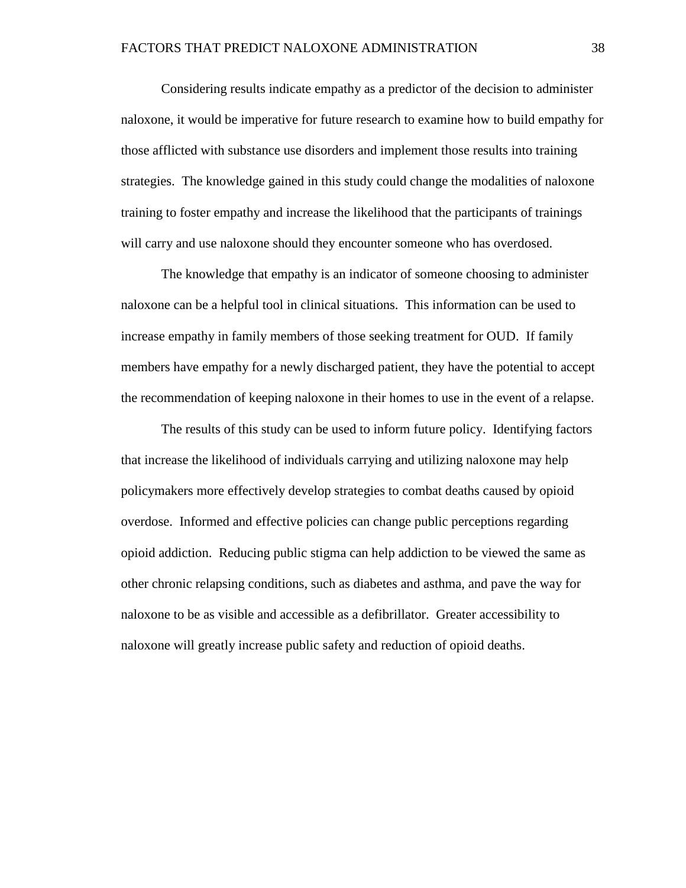Considering results indicate empathy as a predictor of the decision to administer naloxone, it would be imperative for future research to examine how to build empathy for those afflicted with substance use disorders and implement those results into training strategies. The knowledge gained in this study could change the modalities of naloxone training to foster empathy and increase the likelihood that the participants of trainings will carry and use naloxone should they encounter someone who has overdosed.

The knowledge that empathy is an indicator of someone choosing to administer naloxone can be a helpful tool in clinical situations. This information can be used to increase empathy in family members of those seeking treatment for OUD. If family members have empathy for a newly discharged patient, they have the potential to accept the recommendation of keeping naloxone in their homes to use in the event of a relapse.

The results of this study can be used to inform future policy. Identifying factors that increase the likelihood of individuals carrying and utilizing naloxone may help policymakers more effectively develop strategies to combat deaths caused by opioid overdose. Informed and effective policies can change public perceptions regarding opioid addiction. Reducing public stigma can help addiction to be viewed the same as other chronic relapsing conditions, such as diabetes and asthma, and pave the way for naloxone to be as visible and accessible as a defibrillator. Greater accessibility to naloxone will greatly increase public safety and reduction of opioid deaths.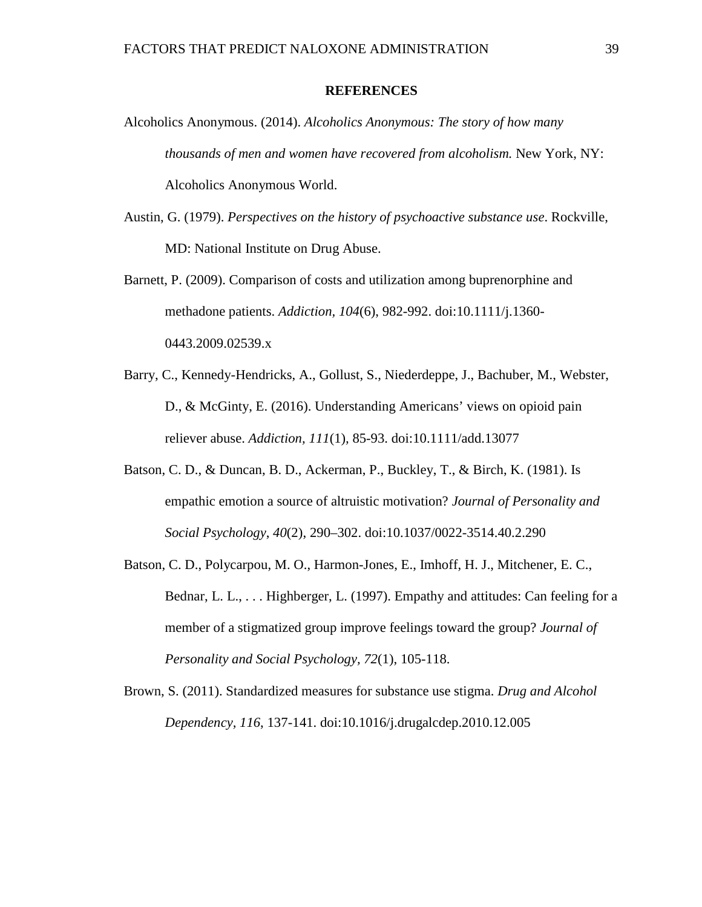## REFERENCES

Alcoholics Anonymous. (2014). *Alcoholics Anonymous: The story of how many thousands of men and women have recovered from alcoholism.* New York, NY: Alcoholics Anonymous World.

Austin, G. (1979). *Perspectives on the history of psychoactive substance use*. Rockville, MD: National Institute on Drug Abuse.

Barnett, P. (2009). Comparison of costs and utilization among buprenorphine and methadone patients. *Addiction, 104*(6), 982-992. doi:10.1111/j.1360-0443.2009.02539.x

Barry, C., Kennedy-Hendricks, A., Gollust, S., Niederdeppe, J., Bachuber, M., Webster, D., & McGinty, E. (2016). Understanding Americans' views on opioid pain reliever abuse. *Addiction, 111*(1), 85-93. doi:10.1111/add.13077

Batson, C. D., & Duncan, B. D., Ackerman, P., Buckley, T., & Birch, K. (1981). Is empathic emotion a source of altruistic motivation? *Journal of Personality and Social Psychology*, *40*(2), 290–302. doi:10.1037/0022-3514.40.2.290

Batson, C. D., Polycarpou, M. O., Harmon-Jones, E., Imhoff, H. J., Mitchener, E. C., Bednar, L. L., . . . Highberger, L. (1997). Empathy and attitudes: Can feeling for a member of a stigmatized group improve feelings toward the group? *Journal of Personality and Social Psychology, 72*(1), 105-118.

Brown, S. (2011). Standardized measures for substance use stigma. *Drug and Alcohol Dependency, 116*, 137-141. doi:10.1016/j.drugalcdep.2010.12.005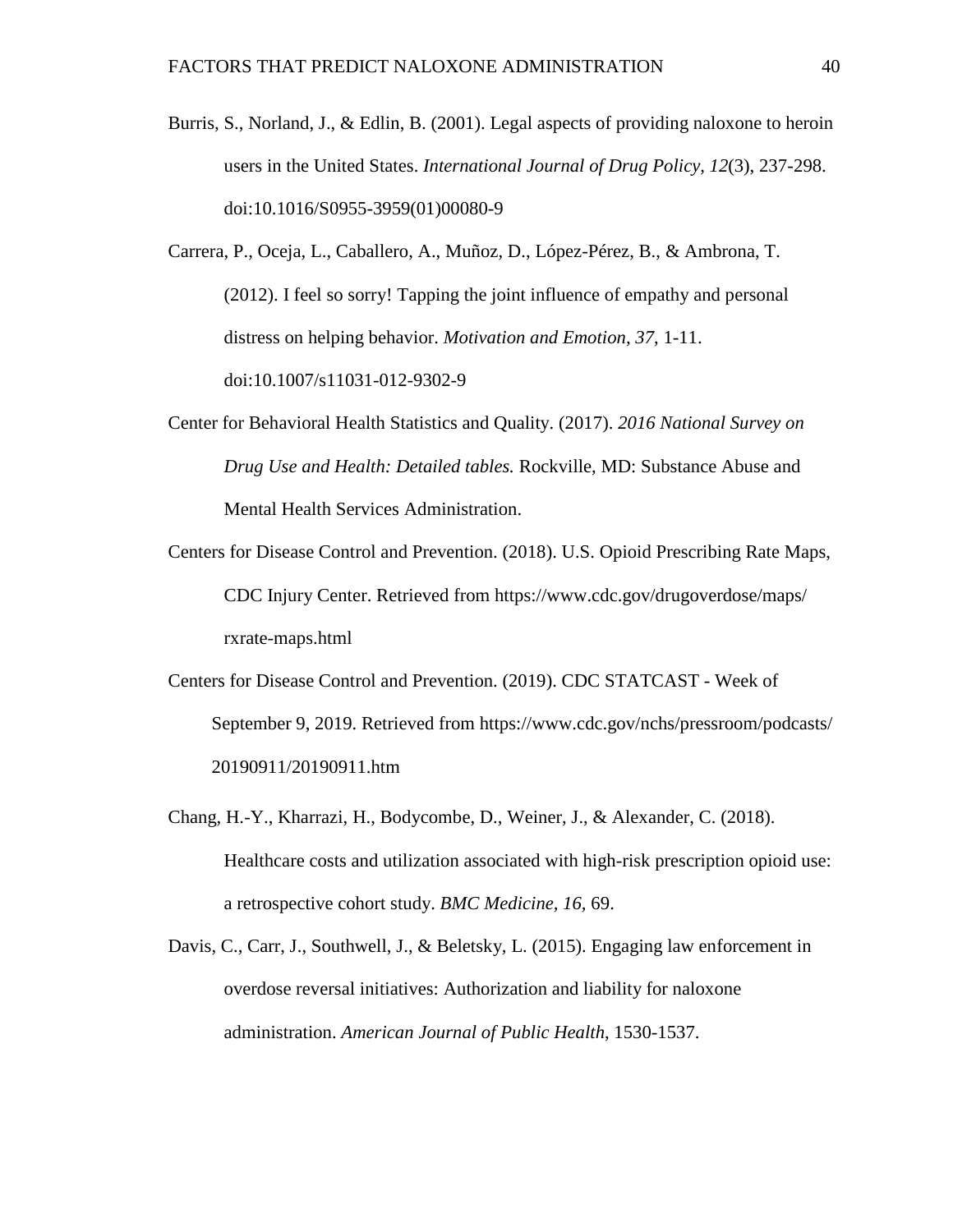Burris, S., Norland, J., & Edlin, B. (2001). Legal aspects of providing naloxone to heroin users in the United States. *International Journal of Drug Policy, 12*(3), 237-298. doi:10.1016/S0955-3959(01)00080-9

Carrera, P., Oceja, L., Caballero, A., Muñoz, D., López-Pérez, B., & Ambrona, T. (2012). I feel so sorry! Tapping the joint influence of empathy and personal distress on helping behavior. *Motivation and Emotion, 37*, 1-11. doi:10.1007/s11031-012-9302-9

Center for Behavioral Health Statistics and Quality. (2017). *2016 National Survey on Drug Use and Health: Detailed tables.* Rockville, MD: Substance Abuse and Mental Health Services Administration.

Centers for Disease Control and Prevention. (2018). U.S. Opioid Prescribing Rate Maps, CDC Injury Center. Retrieved from https://www.cdc.gov/drugoverdose/maps/rxrate-maps.html

Centers for Disease Control and Prevention. (2019). CDC STATCAST - Week of September 9, 2019. Retrieved from https://www.cdc.gov/nchs/pressroom/podcasts/20190911/20190911.htm

Chang, H.-Y., Kharrazi, H., Bodycombe, D., Weiner, J., & Alexander, C. (2018). Healthcare costs and utilization associated with high-risk prescription opioid use: a retrospective cohort study. *BMC Medicine, 16*, 69.

Davis, C., Carr, J., Southwell, J., & Beletsky, L. (2015). Engaging law enforcement in overdose reversal initiatives: Authorization and liability for naloxone administration. *American Journal of Public Health*, 1530-1537.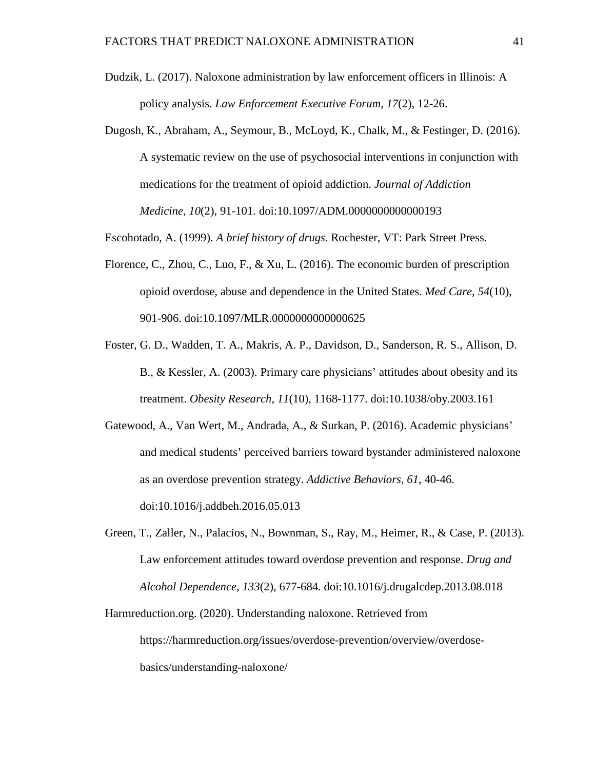Dudzik, L. (2017). Naloxone administration by law enforcement officers in Illinois: A policy analysis. *Law Enforcement Executive Forum, 17*(2), 12-26.

Dugosh, K., Abraham, A., Seymour, B., McLoyd, K., Chalk, M., & Festinger, D. (2016). A systematic review on the use of psychosocial interventions in conjunction with medications for the treatment of opioid addiction. *Journal of Addiction Medicine, 10*(2), 91-101. doi:10.1097/ADM.0000000000000193

Escohotado, A. (1999). *A brief history of drugs.* Rochester, VT: Park Street Press.

Florence, C., Zhou, C., Luo, F., & Xu, L. (2016). The economic burden of prescription opioid overdose, abuse and dependence in the United States. *Med Care, 54*(10), 901-906. doi:10.1097/MLR.0000000000000625

Foster, G. D., Wadden, T. A., Makris, A. P., Davidson, D., Sanderson, R. S., Allison, D. B., & Kessler, A. (2003). Primary care physicians' attitudes about obesity and its treatment. *Obesity Research, 11*(10), 1168-1177. doi:10.1038/oby.2003.161

Gatewood, A., Van Wert, M., Andrada, A., & Surkan, P. (2016). Academic physicians' and medical students' perceived barriers toward bystander administered naloxone as an overdose prevention strategy. *Addictive Behaviors, 61*, 40-46. doi:10.1016/j.addbeh.2016.05.013

Green, T., Zaller, N., Palacios, N., Bownman, S., Ray, M., Heimer, R., & Case, P. (2013). Law enforcement attitudes toward overdose prevention and response. *Drug and Alcohol Dependence, 133*(2), 677-684. doi:10.1016/j.drugalcdep.2013.08.018

Harmreduction.org. (2020). Understanding naloxone. Retrieved from https://harmreduction.org/issues/overdose-prevention/overview/overdose-basics/understanding-naloxone/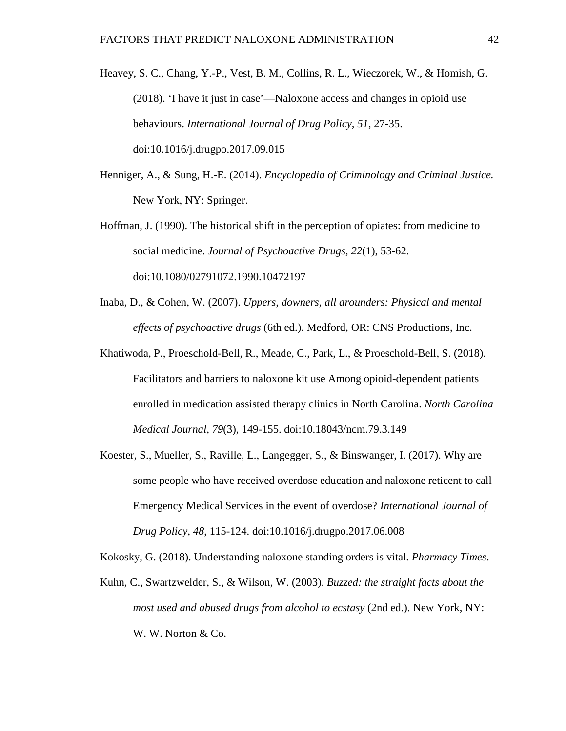Heavey, S. C., Chang, Y.-P., Vest, B. M., Collins, R. L., Wieczorek, W., & Homish, G. (2018). ‘I have it just in case’—Naloxone access and changes in opioid use behaviours. *International Journal of Drug Policy, 51*, 27-35. doi:10.1016/j.drugpo.2017.09.015

Henniger, A., & Sung, H.-E. (2014). *Encyclopedia of Criminology and Criminal Justice.* New York, NY: Springer.

Hoffman, J. (1990). The historical shift in the perception of opiates: from medicine to social medicine. *Journal of Psychoactive Drugs, 22*(1), 53-62. doi:10.1080/02791072.1990.10472197

Inaba, D., & Cohen, W. (2007). *Uppers, downers, all arounders: Physical and mental effects of psychoactive drugs* (6th ed.). Medford, OR: CNS Productions, Inc.

Khatiwoda, P., Proeschold-Bell, R., Meade, C., Park, L., & Proeschold-Bell, S. (2018). Facilitators and barriers to naloxone kit use Among opioid-dependent patients enrolled in medication assisted therapy clinics in North Carolina. *North Carolina Medical Journal, 79*(3), 149-155. doi:10.18043/ncm.79.3.149

Koester, S., Mueller, S., Raville, L., Langegger, S., & Binswanger, I. (2017). Why are some people who have received overdose education and naloxone reticent to call Emergency Medical Services in the event of overdose? *International Journal of Drug Policy, 48*, 115-124. doi:10.1016/j.drugpo.2017.06.008

Kokosky, G. (2018). Understanding naloxone standing orders is vital. *Pharmacy Times*.

Kuhn, C., Swartzwelder, S., & Wilson, W. (2003). *Buzzed: the straight facts about the most used and abused drugs from alcohol to ecstasy* (2nd ed.). New York, NY: W. W. Norton & Co.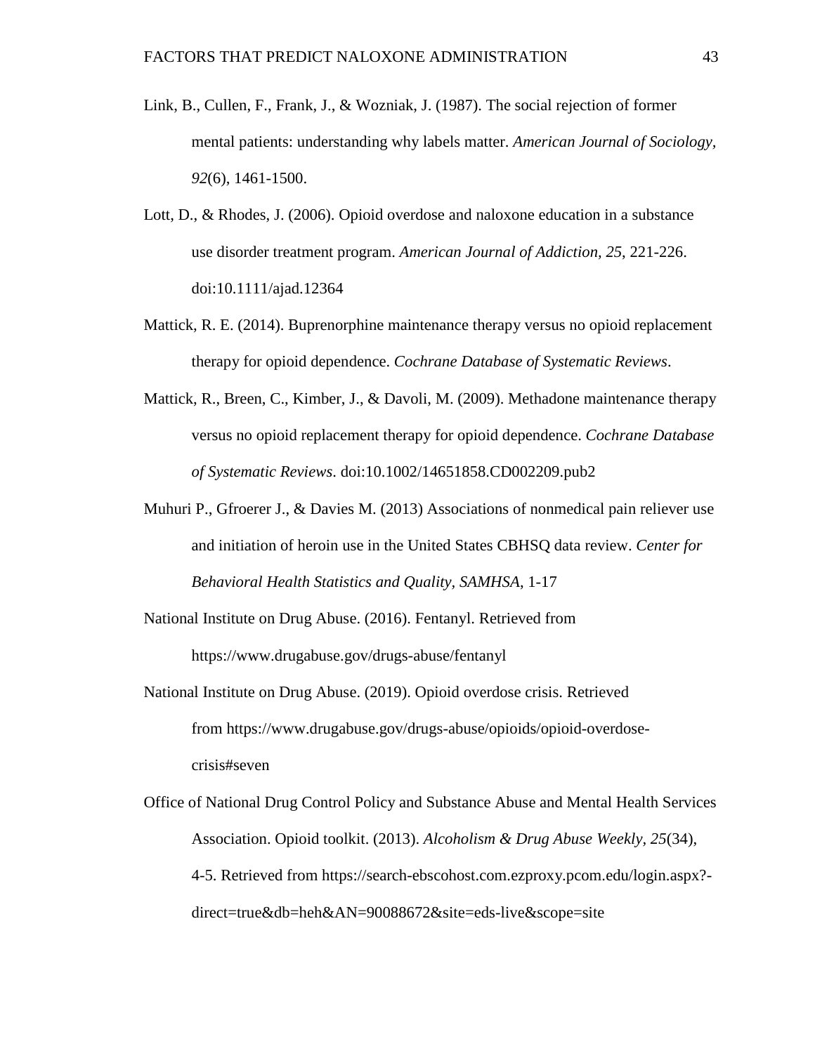Link, B., Cullen, F., Frank, J., & Wozniak, J. (1987). The social rejection of former mental patients: understanding why labels matter. *American Journal of Sociology, 92*(6), 1461-1500.

Lott, D., & Rhodes, J. (2006). Opioid overdose and naloxone education in a substance use disorder treatment program. *American Journal of Addiction, 25*, 221-226. doi:10.1111/ajad.12364

Mattick, R. E. (2014). Buprenorphine maintenance therapy versus no opioid replacement therapy for opioid dependence. *Cochrane Database of Systematic Reviews*.

Mattick, R., Breen, C., Kimber, J., & Davoli, M. (2009). Methadone maintenance therapy versus no opioid replacement therapy for opioid dependence. *Cochrane Database of Systematic Reviews*. doi:10.1002/14651858.CD002209.pub2

Muhuri P., Gfroerer J., & Davies M. (2013) Associations of nonmedical pain reliever use and initiation of heroin use in the United States CBHSQ data review. *Center for Behavioral Health Statistics and Quality, SAMHSA*, 1-17

National Institute on Drug Abuse. (2016). Fentanyl. Retrieved from https://www.drugabuse.gov/drugs-abuse/fentanyl

National Institute on Drug Abuse. (2019). Opioid overdose crisis. Retrieved from https://www.drugabuse.gov/drugs-abuse/opioids/opioid-overdose-crisis#seven

Office of National Drug Control Policy and Substance Abuse and Mental Health Services Association. Opioid toolkit. (2013). *Alcoholism & Drug Abuse Weekly, 25*(34), 4-5. Retrieved from https://search-ebscohost.com.ezproxy.pcom.edu/login.aspx?-direct=true&db=heh&AN=90088672&site=eds-live&scope=site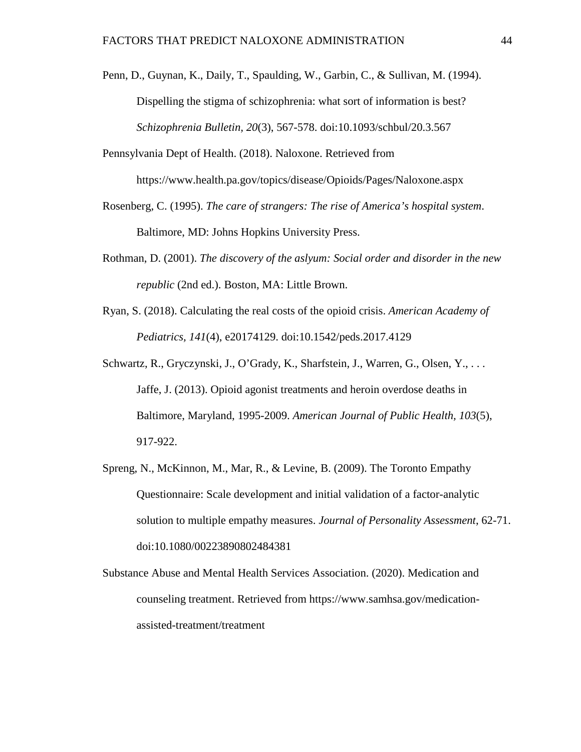Penn, D., Guynan, K., Daily, T., Spaulding, W., Garbin, C., & Sullivan, M. (1994). Dispelling the stigma of schizophrenia: what sort of information is best? *Schizophrenia Bulletin, 20*(3), 567-578. doi:10.1093/schbul/20.3.567

Pennsylvania Dept of Health. (2018). Naloxone. Retrieved from https://www.health.pa.gov/topics/disease/Opioids/Pages/Naloxone.aspx

Rosenberg, C. (1995). *The care of strangers: The rise of America's hospital system*. Baltimore, MD: Johns Hopkins University Press.

Rothman, D. (2001). *The discovery of the aslyum: Social order and disorder in the new republic* (2nd ed.). Boston, MA: Little Brown.

Ryan, S. (2018). Calculating the real costs of the opioid crisis. *American Academy of Pediatrics, 141*(4), e20174129. doi:10.1542/peds.2017.4129

Schwartz, R., Gryczynski, J., O'Grady, K., Sharfstein, J., Warren, G., Olsen, Y., . . . Jaffe, J. (2013). Opioid agonist treatments and heroin overdose deaths in Baltimore, Maryland, 1995-2009. *American Journal of Public Health, 103*(5), 917-922.

Spreng, N., McKinnon, M., Mar, R., & Levine, B. (2009). The Toronto Empathy Questionnaire: Scale development and initial validation of a factor-analytic solution to multiple empathy measures. *Journal of Personality Assessment*, 62-71. doi:10.1080/00223890802484381

Substance Abuse and Mental Health Services Association. (2020). Medication and counseling treatment. Retrieved from https://www.samhsa.gov/medication-assisted-treatment/treatment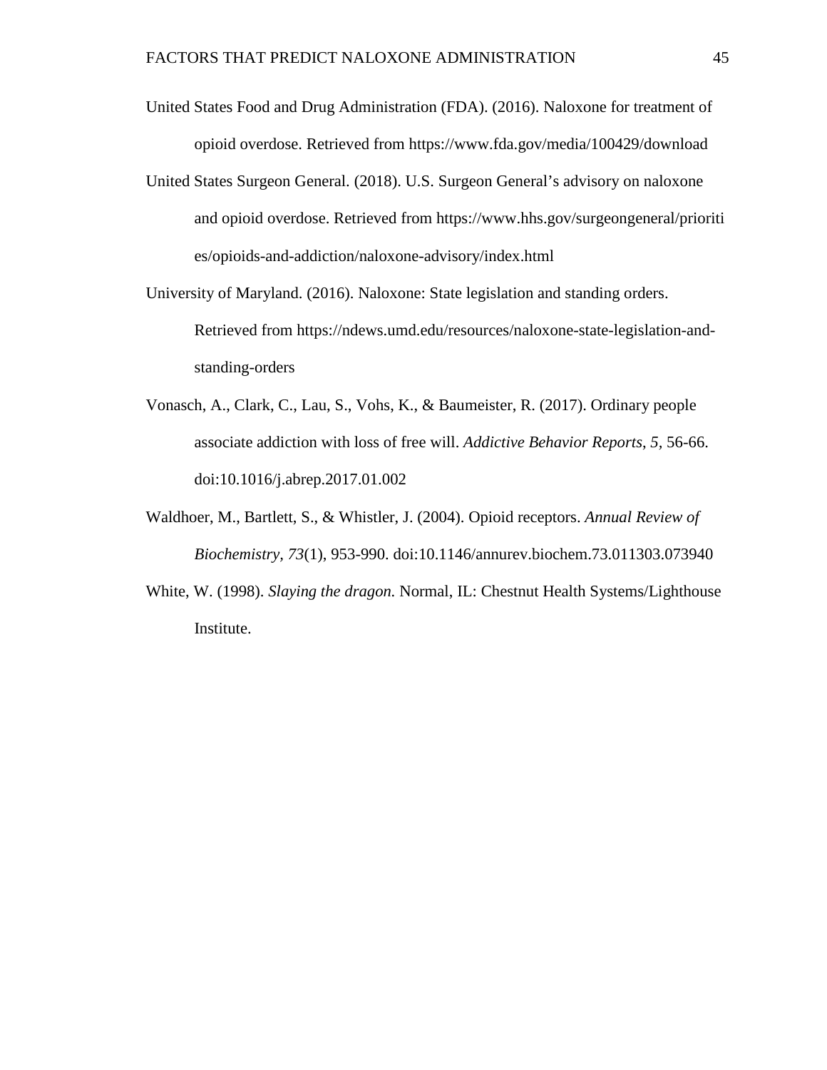United States Food and Drug Administration (FDA). (2016). Naloxone for treatment of opioid overdose. Retrieved from https://www.fda.gov/media/100429/download

United States Surgeon General. (2018). U.S. Surgeon General's advisory on naloxone and opioid overdose. Retrieved from https://www.hhs.gov/surgeongeneral/priorities/opioids-and-addiction/naloxone-advisory/index.html

University of Maryland. (2016). Naloxone: State legislation and standing orders. Retrieved from https://ndews.umd.edu/resources/naloxone-state-legislation-and-standing-orders

Vonasch, A., Clark, C., Lau, S., Vohs, K., & Baumeister, R. (2017). Ordinary people associate addiction with loss of free will. *Addictive Behavior Reports*, *5*, 56-66. doi:10.1016/j.abrep.2017.01.002

Waldhoer, M., Bartlett, S., & Whistler, J. (2004). Opioid receptors. *Annual Review of Biochemistry, 73*(1), 953-990. doi:10.1146/annurev.biochem.73.011303.073940

White, W. (1998). *Slaying the dragon.* Normal, IL: Chestnut Health Systems/Lighthouse Institute.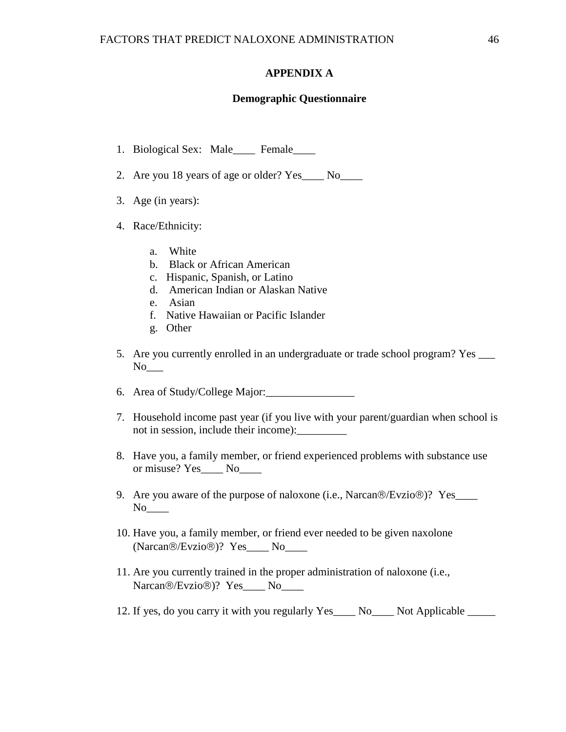## APPENDIX A

### Demographic Questionnaire

1. Biological Sex: Male____ Female____
2. Are you 18 years of age or older? Yes____ No____
3. Age (in years):
4. Race/Ethnicity:
    a. White
    b. Black or African American
    c. Hispanic, Spanish, or Latino
    d. American Indian or Alaskan Native
    e. Asian
    f. Native Hawaiian or Pacific Islander
    g. Other
5. Are you currently enrolled in an undergraduate or trade school program? Yes ___ No___
6. Area of Study/College Major:________________
7. Household income past year (if you live with your parent/guardian when school is not in session, include their income):_________
8. Have you, a family member, or friend experienced problems with substance use or misuse? Yes____ No____
9. Are you aware of the purpose of naloxone (i.e., Narcan®/Evzio®)? Yes____ No____
10. Have you, a family member, or friend ever needed to be given naxolone (Narcan®/Evzio®)? Yes____ No____
11. Are you currently trained in the proper administration of naloxone (i.e., Narcan®/Evzio®)? Yes____ No____
12. If yes, do you carry it with you regularly Yes____ No____ Not Applicable _____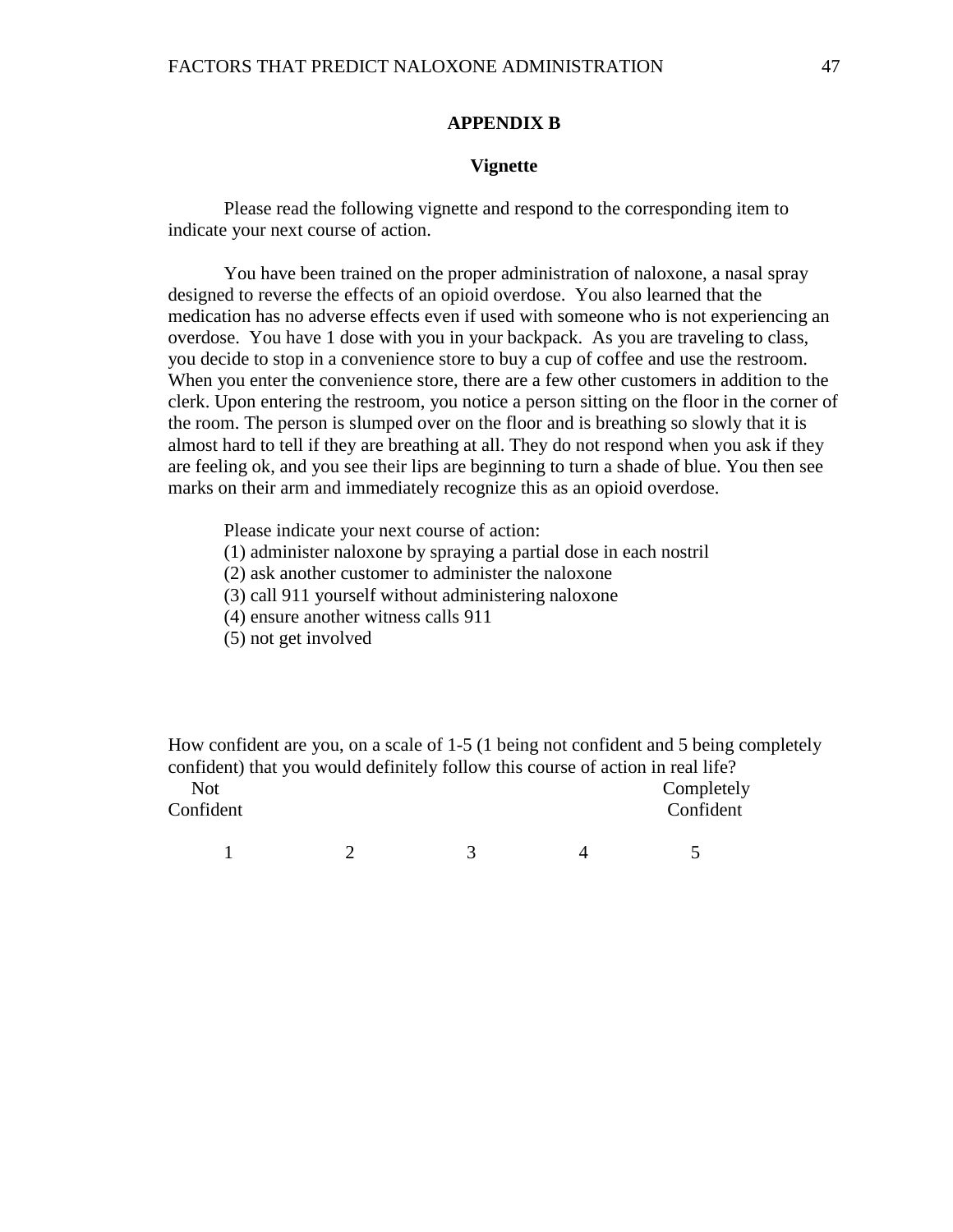## APPENDIX B

### Vignette

Please read the following vignette and respond to the corresponding item to indicate your next course of action.

You have been trained on the proper administration of naloxone, a nasal spray designed to reverse the effects of an opioid overdose. You also learned that the medication has no adverse effects even if used with someone who is not experiencing an overdose. You have 1 dose with you in your backpack. As you are traveling to class, you decide to stop in a convenience store to buy a cup of coffee and use the restroom. When you enter the convenience store, there are a few other customers in addition to the clerk. Upon entering the restroom, you notice a person sitting on the floor in the corner of the room. The person is slumped over on the floor and is breathing so slowly that it is almost hard to tell if they are breathing at all. They do not respond when you ask if they are feeling ok, and you see their lips are beginning to turn a shade of blue. You then see marks on their arm and immediately recognize this as an opioid overdose.

Please indicate your next course of action:

(1) administer naloxone by spraying a partial dose in each nostril
(2) ask another customer to administer the naloxone
(3) call 911 yourself without administering naloxone
(4) ensure another witness calls 911
(5) not get involved

How confident are you, on a scale of 1-5 (1 being not confident and 5 being completely confident) that you would definitely follow this course of action in real life?

| Not Confident | | | | Completely Confident |
|---|---|---|---|---|
| 1 | 2 | 3 | 4 | 5 |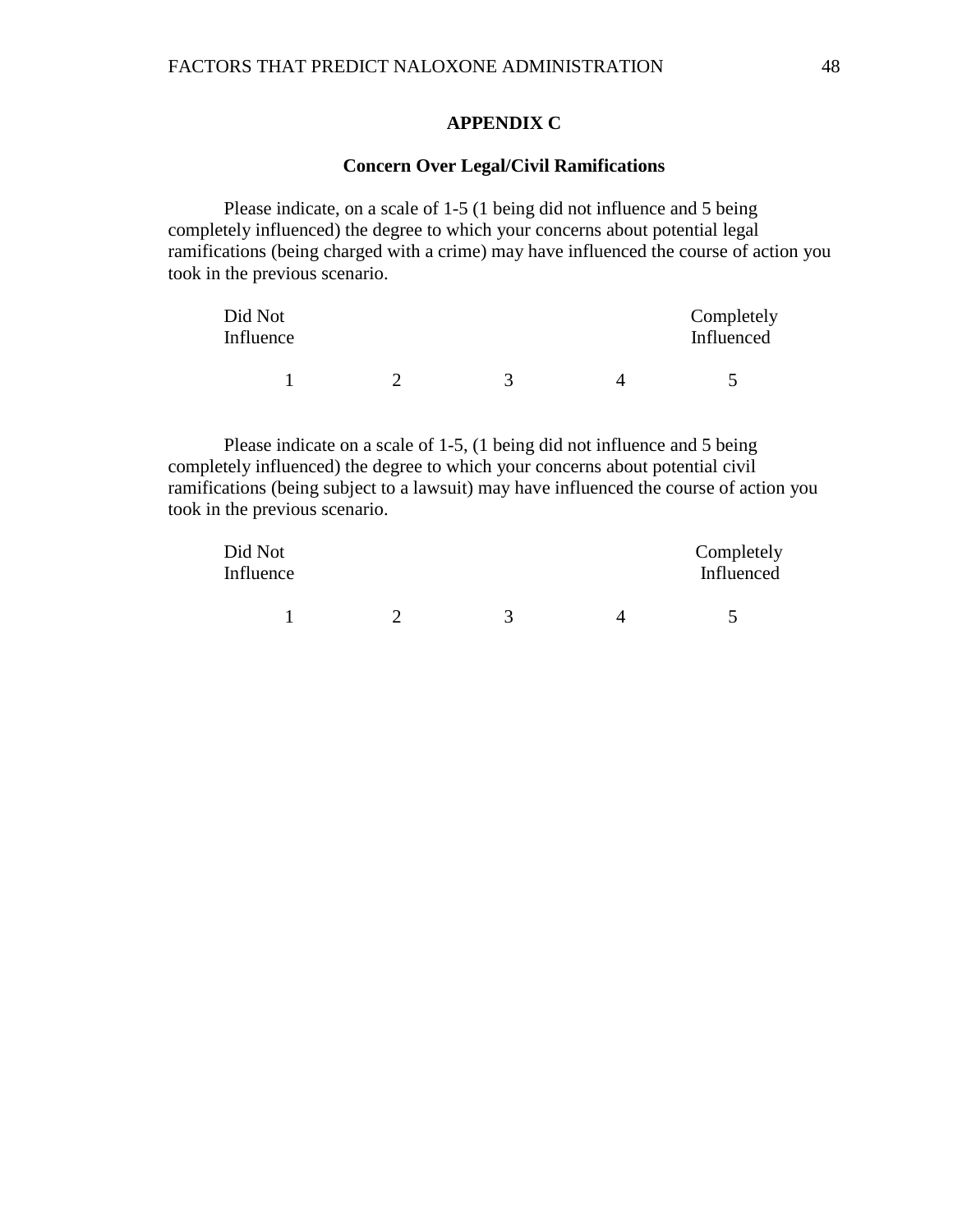## APPENDIX C

### Concern Over Legal/Civil Ramifications

Please indicate, on a scale of 1-5 (1 being did not influence and 5 being completely influenced) the degree to which your concerns about potential legal ramifications (being charged with a crime) may have influenced the course of action you took in the previous scenario.

| Did Not Influence | | | | Completely Influenced |
|---|---|---|---|---|
| 1 | 2 | 3 | 4 | 5 |

Please indicate on a scale of 1-5, (1 being did not influence and 5 being completely influenced) the degree to which your concerns about potential civil ramifications (being subject to a lawsuit) may have influenced the course of action you took in the previous scenario.

| Did Not Influence | | | | Completely Influenced |
|---|---|---|---|---|
| 1 | 2 | 3 | 4 | 5 |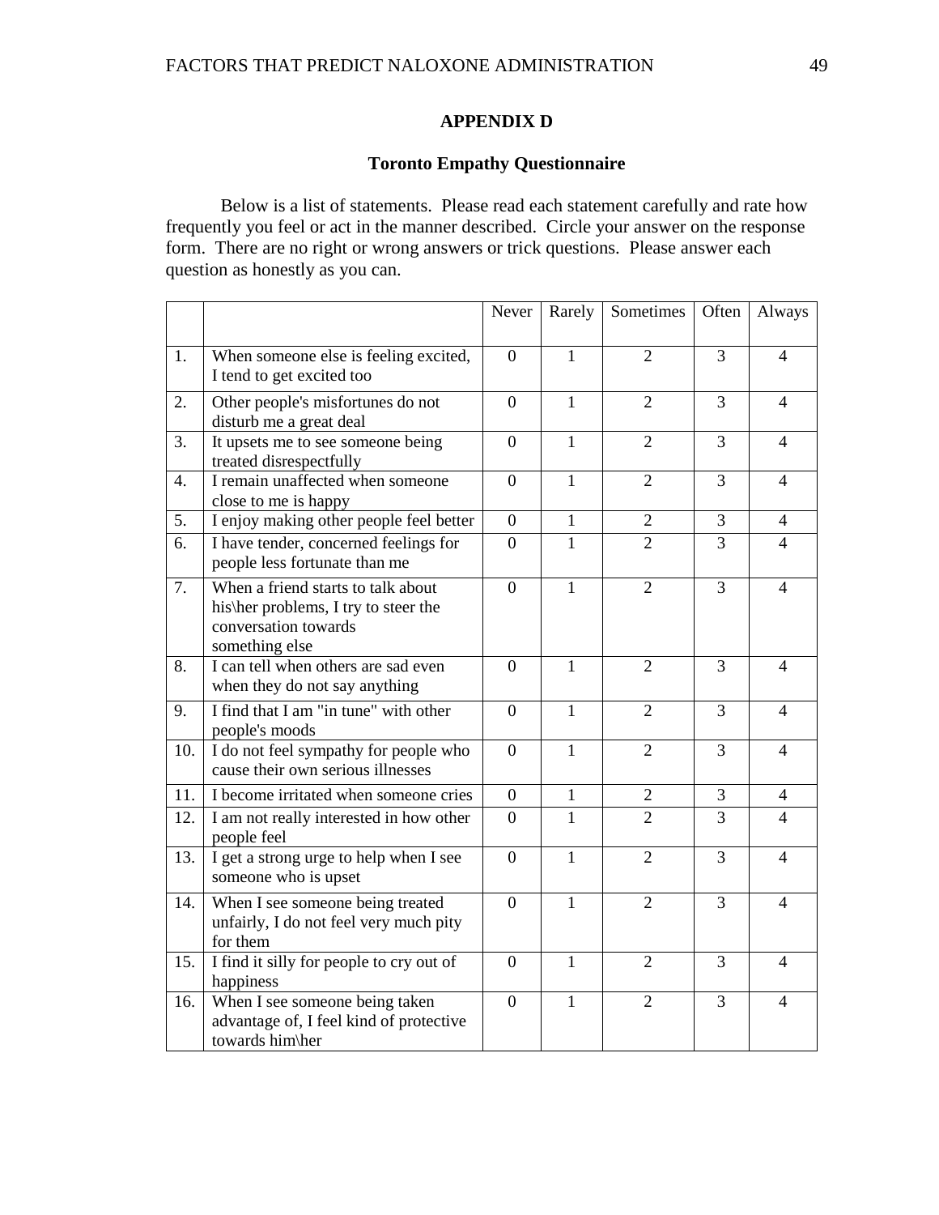## APPENDIX D

### Toronto Empathy Questionnaire

Below is a list of statements. Please read each statement carefully and rate how frequently you feel or act in the manner described. Circle your answer on the response form. There are no right or wrong answers or trick questions. Please answer each question as honestly as you can.

| | | Never | Rarely | Sometimes | Often | Always |
|---|---|---|---|---|---|---|
| 1. | When someone else is feeling excited, I tend to get excited too | 0 | 1 | 2 | 3 | 4 |
| 2. | Other people's misfortunes do not disturb me a great deal | 0 | 1 | 2 | 3 | 4 |
| 3. | It upsets me to see someone being treated disrespectfully | 0 | 1 | 2 | 3 | 4 |
| 4. | I remain unaffected when someone close to me is happy | 0 | 1 | 2 | 3 | 4 |
| 5. | I enjoy making other people feel better | 0 | 1 | 2 | 3 | 4 |
| 6. | I have tender, concerned feelings for people less fortunate than me | 0 | 1 | 2 | 3 | 4 |
| 7. | When a friend starts to talk about his\her problems, I try to steer the conversation towards something else | 0 | 1 | 2 | 3 | 4 |
| 8. | I can tell when others are sad even when they do not say anything | 0 | 1 | 2 | 3 | 4 |
| 9. | I find that I am "in tune" with other people's moods | 0 | 1 | 2 | 3 | 4 |
| 10. | I do not feel sympathy for people who cause their own serious illnesses | 0 | 1 | 2 | 3 | 4 |
| 11. | I become irritated when someone cries | 0 | 1 | 2 | 3 | 4 |
| 12. | I am not really interested in how other people feel | 0 | 1 | 2 | 3 | 4 |
| 13. | I get a strong urge to help when I see someone who is upset | 0 | 1 | 2 | 3 | 4 |
| 14. | When I see someone being treated unfairly, I do not feel very much pity for them | 0 | 1 | 2 | 3 | 4 |
| 15. | I find it silly for people to cry out of happiness | 0 | 1 | 2 | 3 | 4 |
| 16. | When I see someone being taken advantage of, I feel kind of protective towards him\her | 0 | 1 | 2 | 3 | 4 |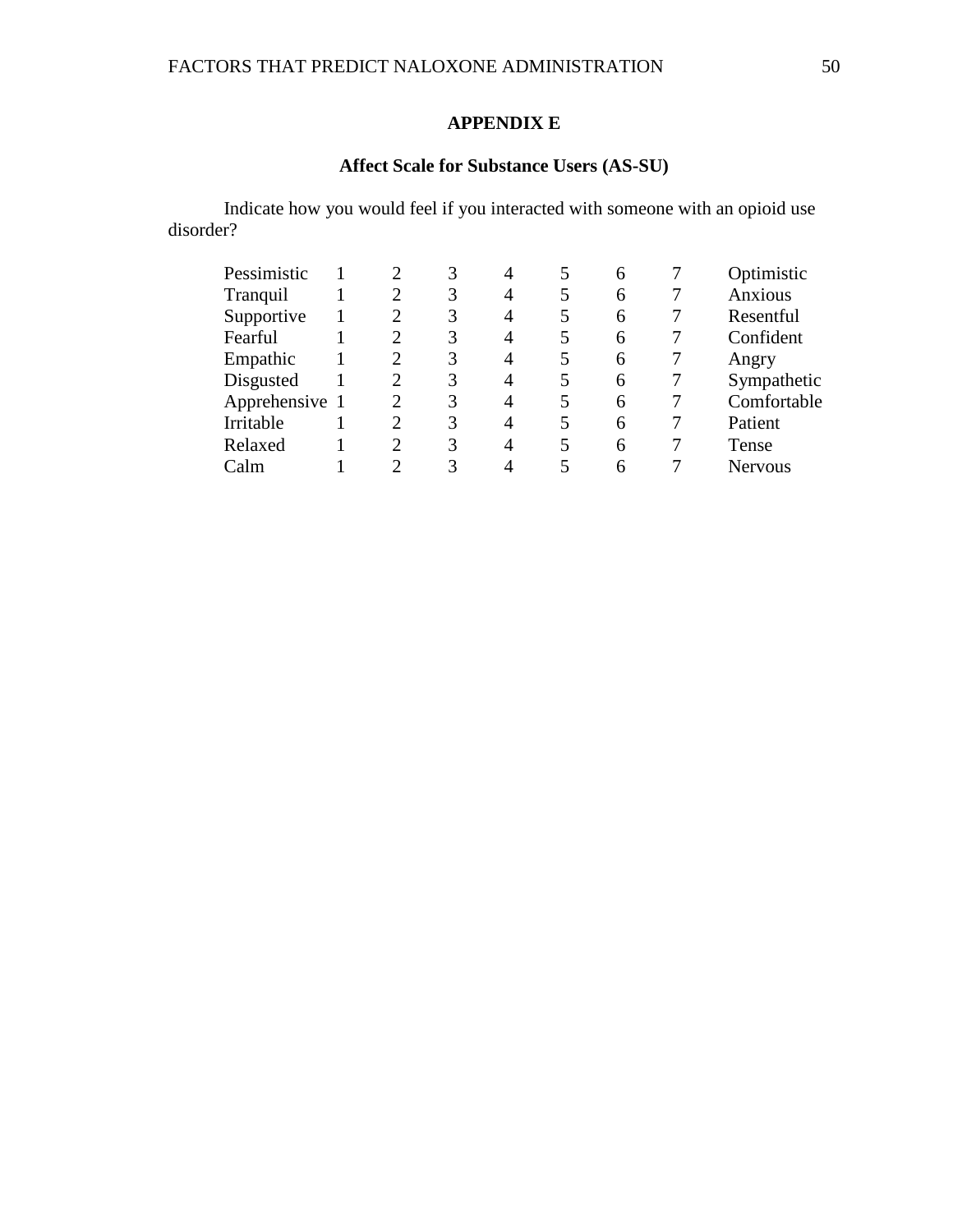## APPENDIX E

### Affect Scale for Substance Users (AS-SU)

Indicate how you would feel if you interacted with someone with an opioid use disorder?

| | | | | | | | | |
|---|---|---|---|---|---|---|---|---|
| Pessimistic | 1 | 2 | 3 | 4 | 5 | 6 | 7 | Optimistic |
| Tranquil | 1 | 2 | 3 | 4 | 5 | 6 | 7 | Anxious |
| Supportive | 1 | 2 | 3 | 4 | 5 | 6 | 7 | Resentful |
| Fearful | 1 | 2 | 3 | 4 | 5 | 6 | 7 | Confident |
| Empathic | 1 | 2 | 3 | 4 | 5 | 6 | 7 | Angry |
| Disgusted | 1 | 2 | 3 | 4 | 5 | 6 | 7 | Sympathetic |
| Apprehensive | 1 | 2 | 3 | 4 | 5 | 6 | 7 | Comfortable |
| Irritable | 1 | 2 | 3 | 4 | 5 | 6 | 7 | Patient |
| Relaxed | 1 | 2 | 3 | 4 | 5 | 6 | 7 | Tense |
| Calm | 1 | 2 | 3 | 4 | 5 | 6 | 7 | Nervous |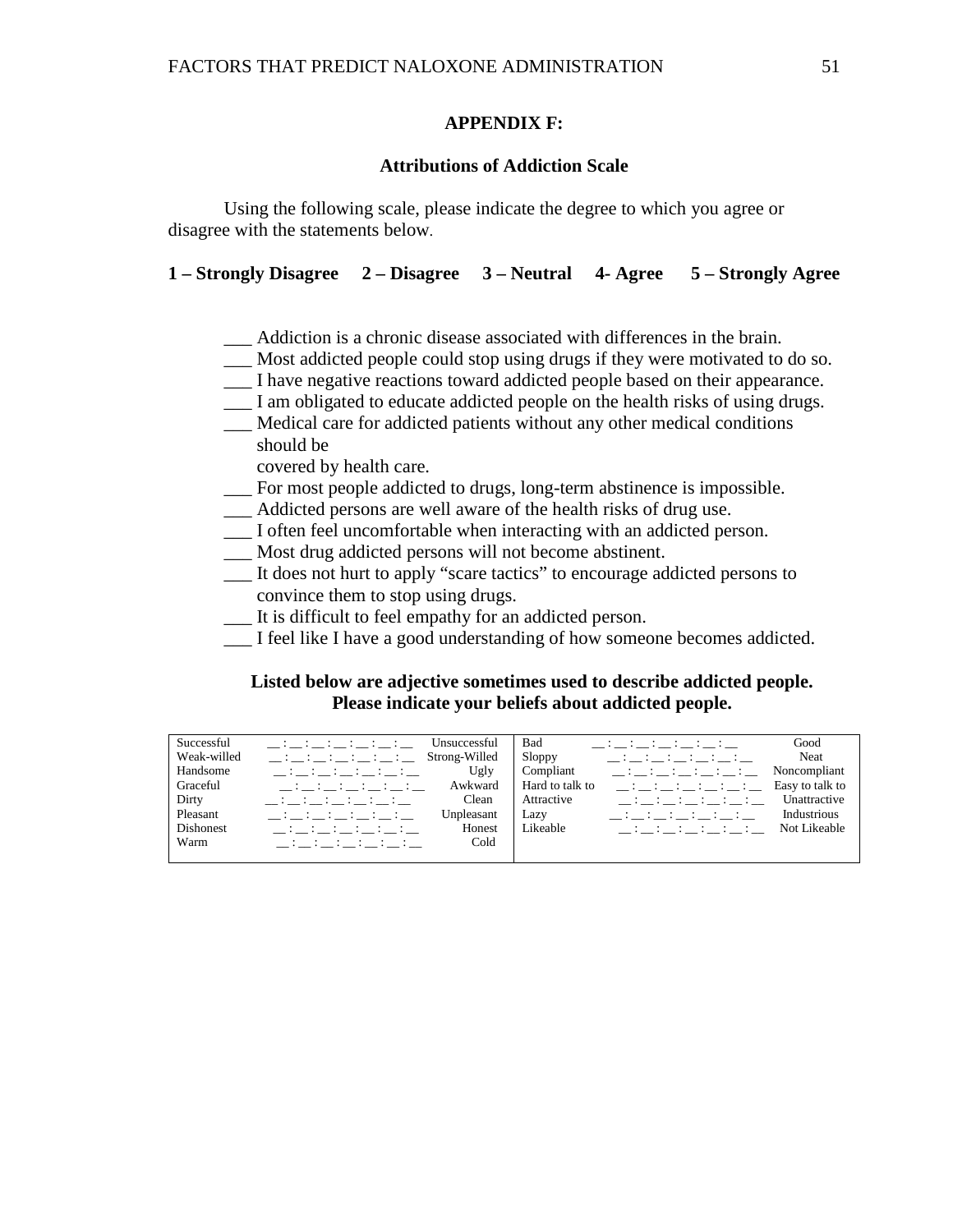## APPENDIX F:

### Attributions of Addiction Scale

Using the following scale, please indicate the degree to which you agree or disagree with the statements below.

**1 – Strongly Disagree 2 – Disagree 3 – Neutral 4- Agree 5 – Strongly Agree**

- ___ Addiction is a chronic disease associated with differences in the brain.
- ___ Most addicted people could stop using drugs if they were motivated to do so.
- ___ I have negative reactions toward addicted people based on their appearance.
- ___ I am obligated to educate addicted people on the health risks of using drugs.
- ___ Medical care for addicted patients without any other medical conditions should be covered by health care.
- ___ For most people addicted to drugs, long-term abstinence is impossible.
- ___ Addicted persons are well aware of the health risks of drug use.
- ___ I often feel uncomfortable when interacting with an addicted person.
- ___ Most drug addicted persons will not become abstinent.
- ___ It does not hurt to apply "scare tactics" to encourage addicted persons to convince them to stop using drugs.
- ___ It is difficult to feel empathy for an addicted person.
- ___ I feel like I have a good understanding of how someone becomes addicted.

**Listed below are adjective sometimes used to describe addicted people. Please indicate your beliefs about addicted people.**

| | | | | | |
|---|---|---|---|---|---|
| Successful | __ : __ : __ : __ : __ : __ : __ | Unsuccessful | Bad | __ : __ : __ : __ : __ : __ : __ | Good |
| Weak-willed | __ : __ : __ : __ : __ : __ : __ | Strong-Willed | Sloppy | __ : __ : __ : __ : __ : __ : __ | Neat |
| Handsome | __ : __ : __ : __ : __ : __ : __ | Ugly | Compliant | __ : __ : __ : __ : __ : __ : __ | Noncompliant |
| Graceful | __ : __ : __ : __ : __ : __ : __ | Awkward | Hard to talk to | __ : __ : __ : __ : __ : __ : __ | Easy to talk to |
| Dirty | __ : __ : __ : __ : __ : __ : __ | Clean | Attractive | __ : __ : __ : __ : __ : __ : __ | Unattractive |
| Pleasant | __ : __ : __ : __ : __ : __ : __ | Unpleasant | Lazy | __ : __ : __ : __ : __ : __ : __ | Industrious |
| Dishonest | __ : __ : __ : __ : __ : __ : __ | Honest | Likeable | __ : __ : __ : __ : __ : __ : __ | Not Likeable |
| Warm | __ : __ : __ : __ : __ : __ : __ | Cold | | | |